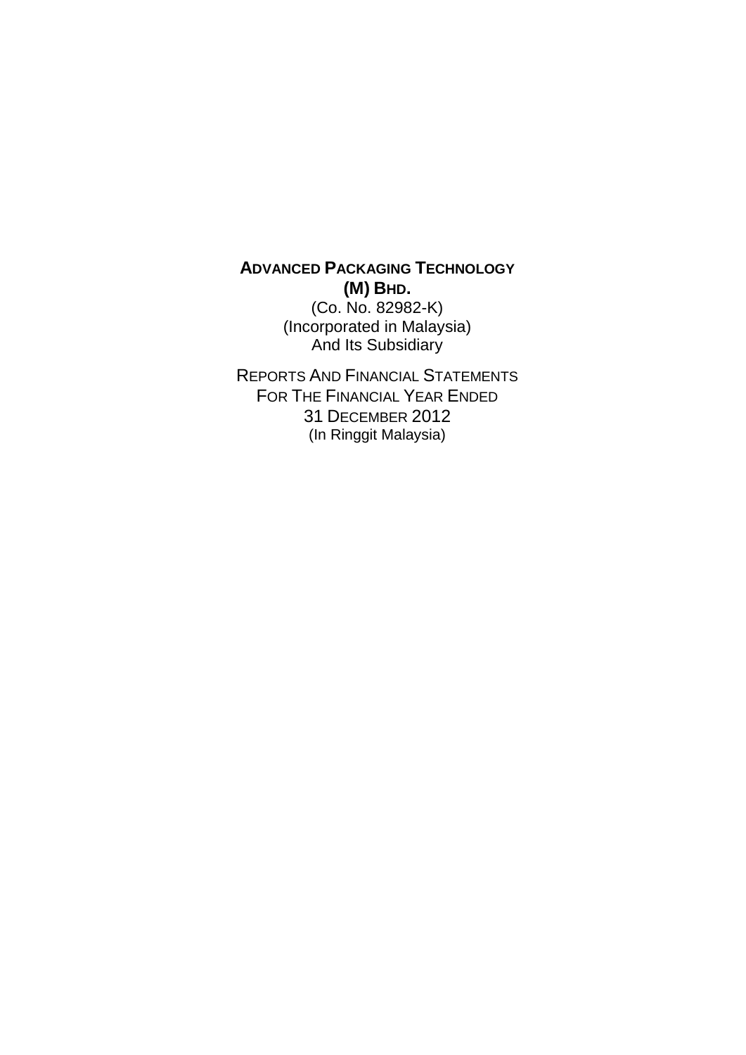# ADVANCED PACKAGING TECHNOLOGY (M) BHD.

(Co. No. 82982-K)
(Incorporated in Malaysia)
And Its Subsidiary

REPORTS AND FINANCIAL STATEMENTS
FOR THE FINANCIAL YEAR ENDED
31 DECEMBER 2012
(In Ringgit Malaysia)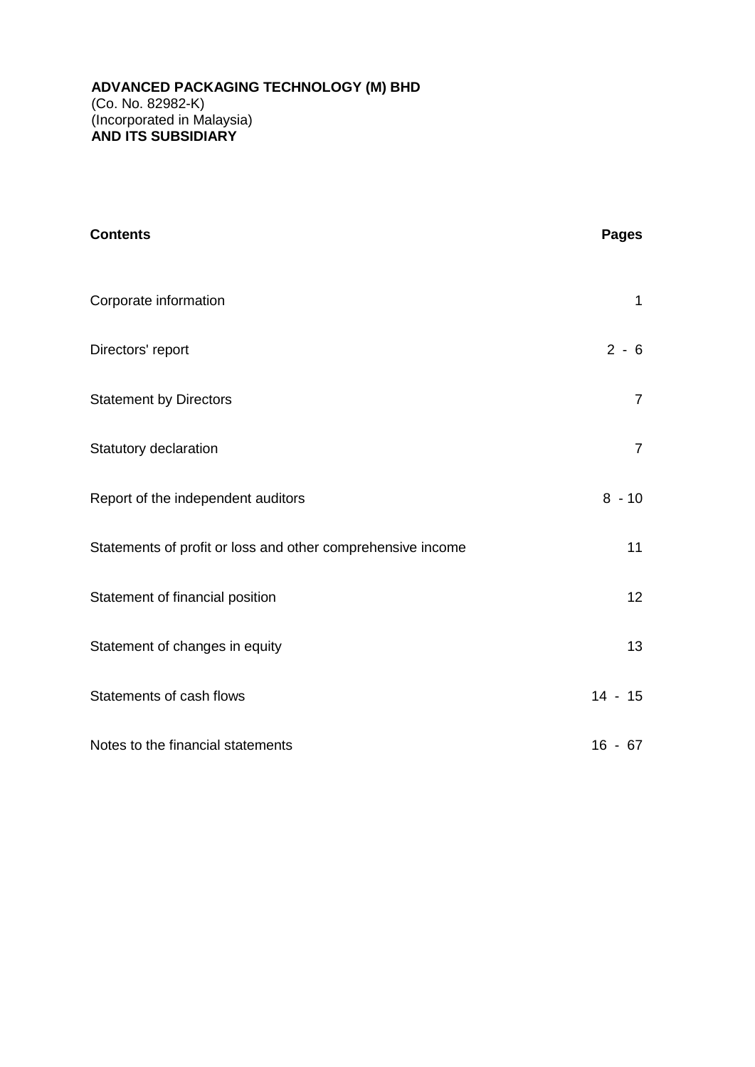**ADVANCED PACKAGING TECHNOLOGY (M) BHD**
(Co. No. 82982-K)
(Incorporated in Malaysia)
**AND ITS SUBSIDIARY**

| **Contents** | **Pages** |
| --- | --- |
| Corporate information | 1 |
| Directors' report | 2 - 6 |
| Statement by Directors | 7 |
| Statutory declaration | 7 |
| Report of the independent auditors | 8 - 10 |
| Statements of profit or loss and other comprehensive income | 11 |
| Statement of financial position | 12 |
| Statement of changes in equity | 13 |
| Statements of cash flows | 14 - 15 |
| Notes to the financial statements | 16 - 67 |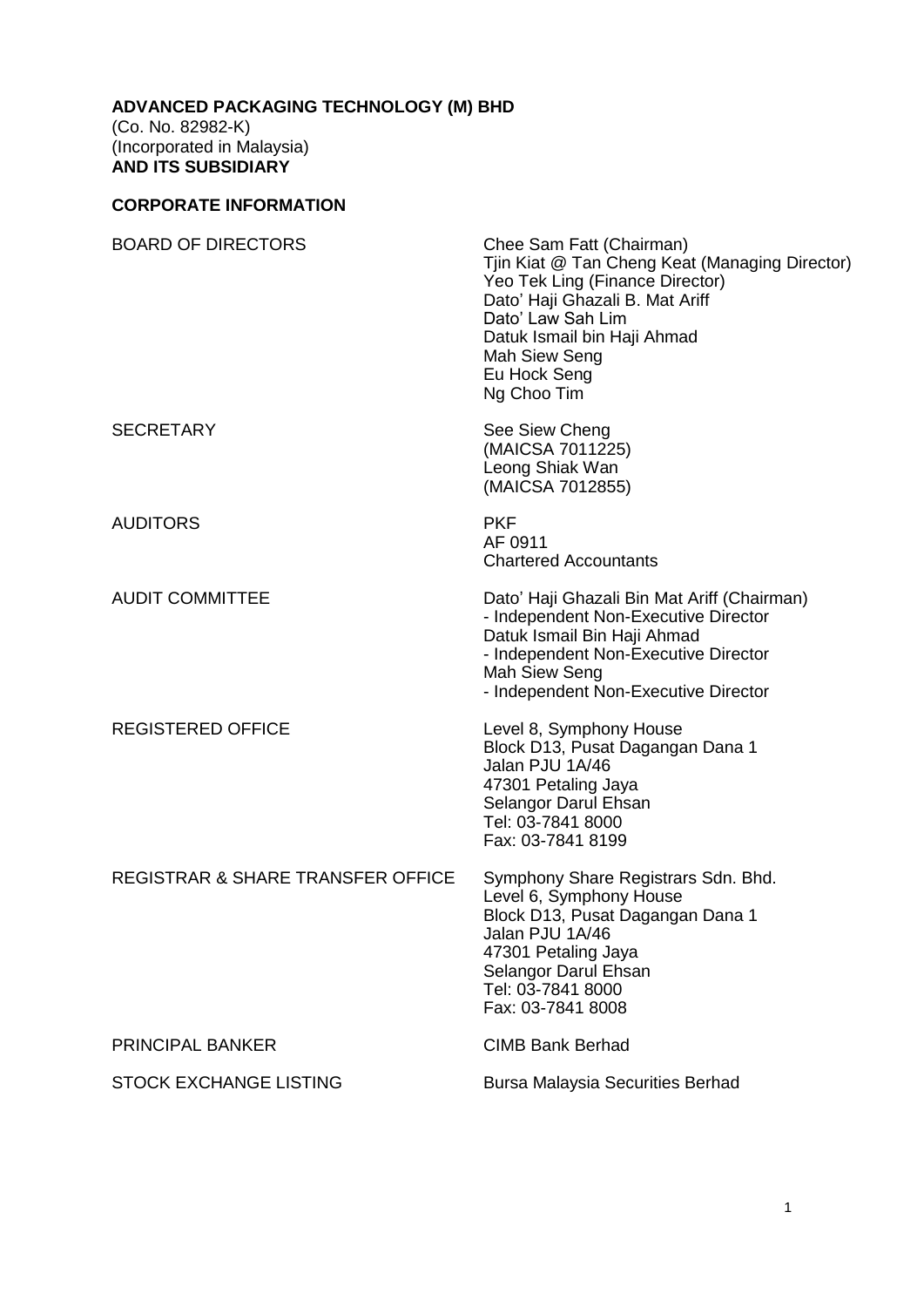**ADVANCED PACKAGING TECHNOLOGY (M) BHD**
(Co. No. 82982-K)
(Incorporated in Malaysia)
**AND ITS SUBSIDIARY**

## CORPORATE INFORMATION

| | |
|---|---|
| BOARD OF DIRECTORS | Chee Sam Fatt (Chairman)<br>Tjin Kiat @ Tan Cheng Keat (Managing Director)<br>Yeo Tek Ling (Finance Director)<br>Dato' Haji Ghazali B. Mat Ariff<br>Dato' Law Sah Lim<br>Datuk Ismail bin Haji Ahmad<br>Mah Siew Seng<br>Eu Hock Seng<br>Ng Choo Tim |
| SECRETARY | See Siew Cheng<br>(MAICSA 7011225)<br>Leong Shiak Wan<br>(MAICSA 7012855) |
| AUDITORS | PKF<br>AF 0911<br>Chartered Accountants |
| AUDIT COMMITTEE | Dato' Haji Ghazali Bin Mat Ariff (Chairman)<br>- Independent Non-Executive Director<br>Datuk Ismail Bin Haji Ahmad<br>- Independent Non-Executive Director<br>Mah Siew Seng<br>- Independent Non-Executive Director |
| REGISTERED OFFICE | Level 8, Symphony House<br>Block D13, Pusat Dagangan Dana 1<br>Jalan PJU 1A/46<br>47301 Petaling Jaya<br>Selangor Darul Ehsan<br>Tel: 03-7841 8000<br>Fax: 03-7841 8199 |
| REGISTRAR & SHARE TRANSFER OFFICE | Symphony Share Registrars Sdn. Bhd.<br>Level 6, Symphony House<br>Block D13, Pusat Dagangan Dana 1<br>Jalan PJU 1A/46<br>47301 Petaling Jaya<br>Selangor Darul Ehsan<br>Tel: 03-7841 8000<br>Fax: 03-7841 8008 |
| PRINCIPAL BANKER | CIMB Bank Berhad |
| STOCK EXCHANGE LISTING | Bursa Malaysia Securities Berhad |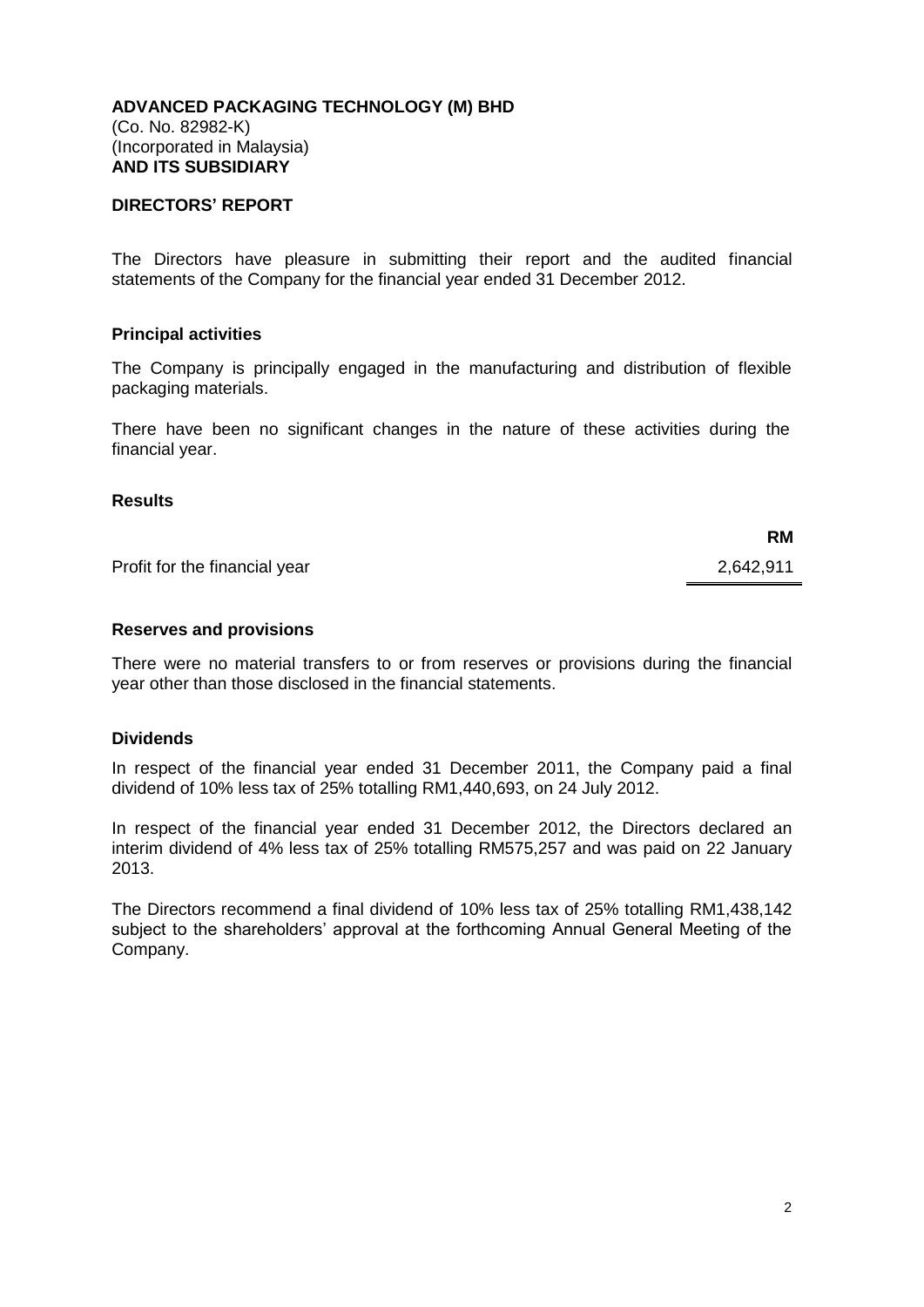**ADVANCED PACKAGING TECHNOLOGY (M) BHD**
(Co. No. 82982-K)
(Incorporated in Malaysia)
**AND ITS SUBSIDIARY**

## DIRECTORS' REPORT

The Directors have pleasure in submitting their report and the audited financial statements of the Company for the financial year ended 31 December 2012.

### Principal activities

The Company is principally engaged in the manufacturing and distribution of flexible packaging materials.

There have been no significant changes in the nature of these activities during the financial year.

### Results

| | RM |
|---|---|
| Profit for the financial year | 2,642,911 |

### Reserves and provisions

There were no material transfers to or from reserves or provisions during the financial year other than those disclosed in the financial statements.

### Dividends

In respect of the financial year ended 31 December 2011, the Company paid a final dividend of 10% less tax of 25% totalling RM1,440,693, on 24 July 2012.

In respect of the financial year ended 31 December 2012, the Directors declared an interim dividend of 4% less tax of 25% totalling RM575,257 and was paid on 22 January 2013.

The Directors recommend a final dividend of 10% less tax of 25% totalling RM1,438,142 subject to the shareholders' approval at the forthcoming Annual General Meeting of the Company.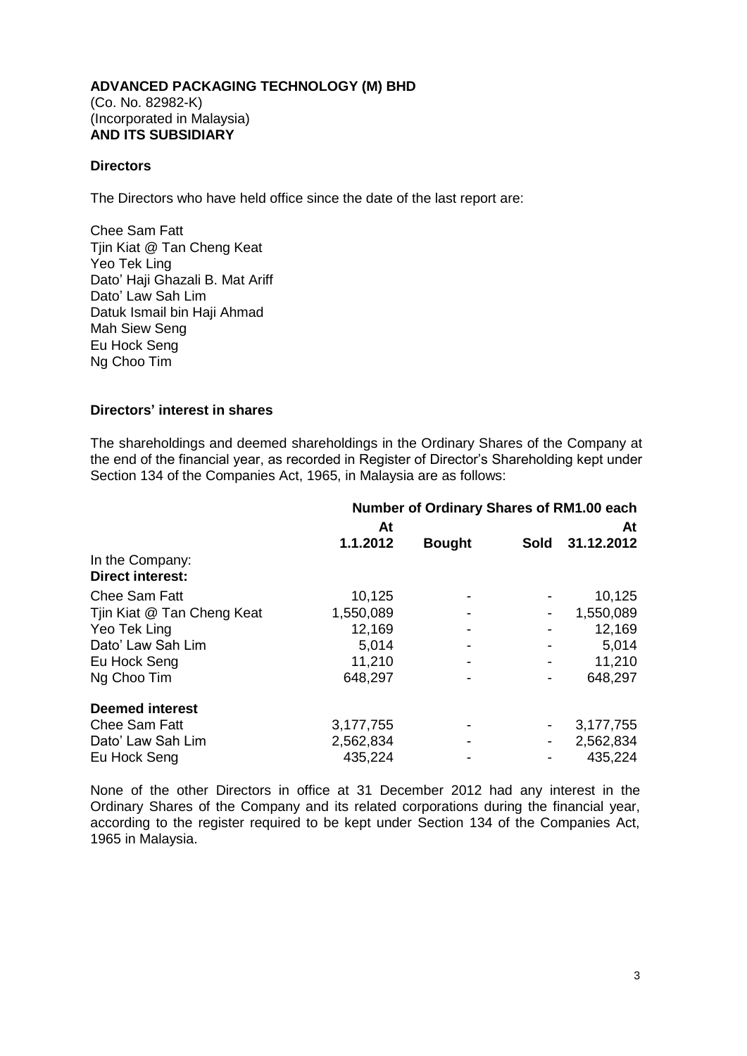**ADVANCED PACKAGING TECHNOLOGY (M) BHD**
(Co. No. 82982-K)
(Incorporated in Malaysia)
**AND ITS SUBSIDIARY**

## Directors

The Directors who have held office since the date of the last report are:

Chee Sam Fatt
Tjin Kiat @ Tan Cheng Keat
Yeo Tek Ling
Dato' Haji Ghazali B. Mat Ariff
Dato' Law Sah Lim
Datuk Ismail bin Haji Ahmad
Mah Siew Seng
Eu Hock Seng
Ng Choo Tim

## Directors' interest in shares

The shareholdings and deemed shareholdings in the Ordinary Shares of the Company at the end of the financial year, as recorded in Register of Director's Shareholding kept under Section 134 of the Companies Act, 1965, in Malaysia are as follows:

| | **Number of Ordinary Shares of RM1.00 each** | | | |
|---|---|---|---|---|
| | **At 1.1.2012** | **Bought** | **Sold** | **At 31.12.2012** |
| In the Company: | | | | |
| **Direct interest:** | | | | |
| Chee Sam Fatt | 10,125 | - | - | 10,125 |
| Tjin Kiat @ Tan Cheng Keat | 1,550,089 | - | - | 1,550,089 |
| Yeo Tek Ling | 12,169 | - | - | 12,169 |
| Dato' Law Sah Lim | 5,014 | - | - | 5,014 |
| Eu Hock Seng | 11,210 | - | - | 11,210 |
| Ng Choo Tim | 648,297 | - | - | 648,297 |
| **Deemed interest** | | | | |
| Chee Sam Fatt | 3,177,755 | - | - | 3,177,755 |
| Dato' Law Sah Lim | 2,562,834 | - | - | 2,562,834 |
| Eu Hock Seng | 435,224 | - | - | 435,224 |

None of the other Directors in office at 31 December 2012 had any interest in the Ordinary Shares of the Company and its related corporations during the financial year, according to the register required to be kept under Section 134 of the Companies Act, 1965 in Malaysia.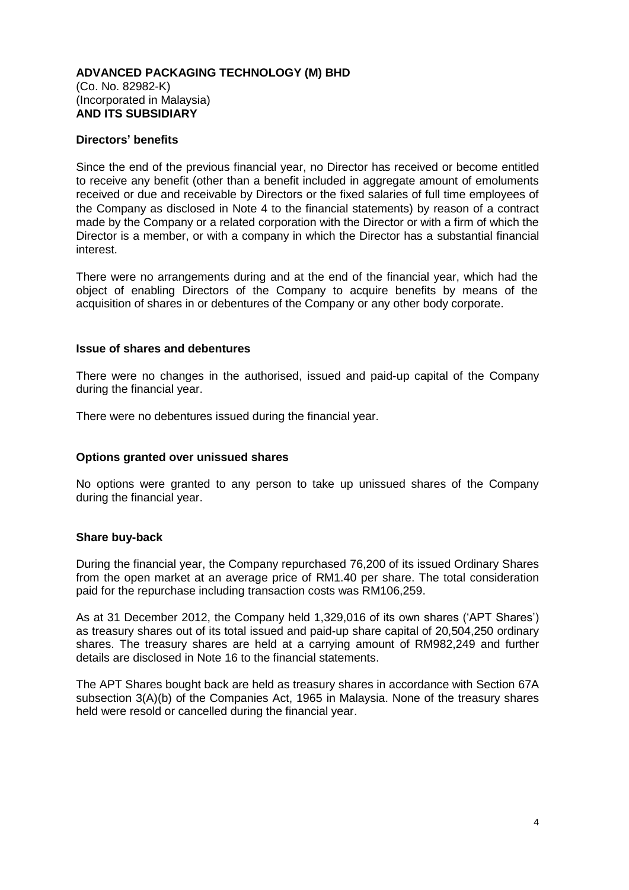**ADVANCED PACKAGING TECHNOLOGY (M) BHD**
(Co. No. 82982-K)
(Incorporated in Malaysia)
**AND ITS SUBSIDIARY**

**Directors' benefits**

Since the end of the previous financial year, no Director has received or become entitled to receive any benefit (other than a benefit included in aggregate amount of emoluments received or due and receivable by Directors or the fixed salaries of full time employees of the Company as disclosed in Note 4 to the financial statements) by reason of a contract made by the Company or a related corporation with the Director or with a firm of which the Director is a member, or with a company in which the Director has a substantial financial interest.

There were no arrangements during and at the end of the financial year, which had the object of enabling Directors of the Company to acquire benefits by means of the acquisition of shares in or debentures of the Company or any other body corporate.

**Issue of shares and debentures**

There were no changes in the authorised, issued and paid-up capital of the Company during the financial year.

There were no debentures issued during the financial year.

**Options granted over unissued shares**

No options were granted to any person to take up unissued shares of the Company during the financial year.

**Share buy-back**

During the financial year, the Company repurchased 76,200 of its issued Ordinary Shares from the open market at an average price of RM1.40 per share. The total consideration paid for the repurchase including transaction costs was RM106,259.

As at 31 December 2012, the Company held 1,329,016 of its own shares ('APT Shares') as treasury shares out of its total issued and paid-up share capital of 20,504,250 ordinary shares. The treasury shares are held at a carrying amount of RM982,249 and further details are disclosed in Note 16 to the financial statements.

The APT Shares bought back are held as treasury shares in accordance with Section 67A subsection 3(A)(b) of the Companies Act, 1965 in Malaysia. None of the treasury shares held were resold or cancelled during the financial year.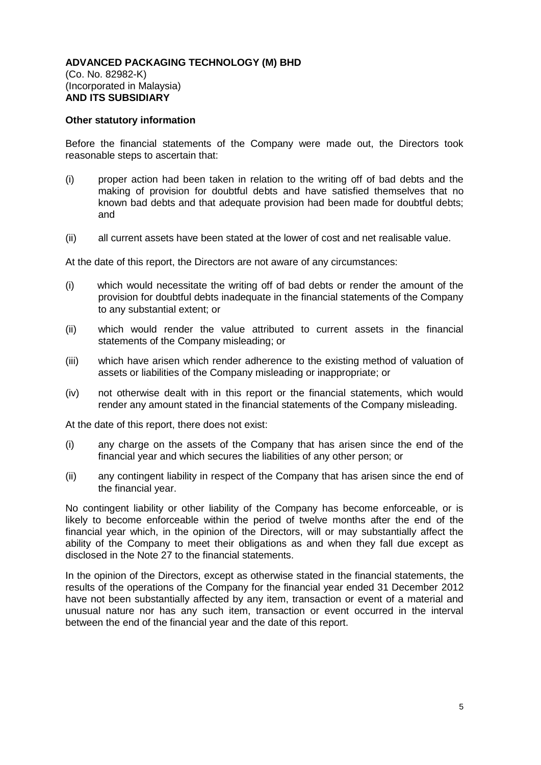**ADVANCED PACKAGING TECHNOLOGY (M) BHD**
(Co. No. 82982-K)
(Incorporated in Malaysia)
**AND ITS SUBSIDIARY**

**Other statutory information**

Before the financial statements of the Company were made out, the Directors took reasonable steps to ascertain that:

(i) proper action had been taken in relation to the writing off of bad debts and the making of provision for doubtful debts and have satisfied themselves that no known bad debts and that adequate provision had been made for doubtful debts; and

(ii) all current assets have been stated at the lower of cost and net realisable value.

At the date of this report, the Directors are not aware of any circumstances:

(i) which would necessitate the writing off of bad debts or render the amount of the provision for doubtful debts inadequate in the financial statements of the Company to any substantial extent; or

(ii) which would render the value attributed to current assets in the financial statements of the Company misleading; or

(iii) which have arisen which render adherence to the existing method of valuation of assets or liabilities of the Company misleading or inappropriate; or

(iv) not otherwise dealt with in this report or the financial statements, which would render any amount stated in the financial statements of the Company misleading.

At the date of this report, there does not exist:

(i) any charge on the assets of the Company that has arisen since the end of the financial year and which secures the liabilities of any other person; or

(ii) any contingent liability in respect of the Company that has arisen since the end of the financial year.

No contingent liability or other liability of the Company has become enforceable, or is likely to become enforceable within the period of twelve months after the end of the financial year which, in the opinion of the Directors, will or may substantially affect the ability of the Company to meet their obligations as and when they fall due except as disclosed in the Note 27 to the financial statements.

In the opinion of the Directors, except as otherwise stated in the financial statements, the results of the operations of the Company for the financial year ended 31 December 2012 have not been substantially affected by any item, transaction or event of a material and unusual nature nor has any such item, transaction or event occurred in the interval between the end of the financial year and the date of this report.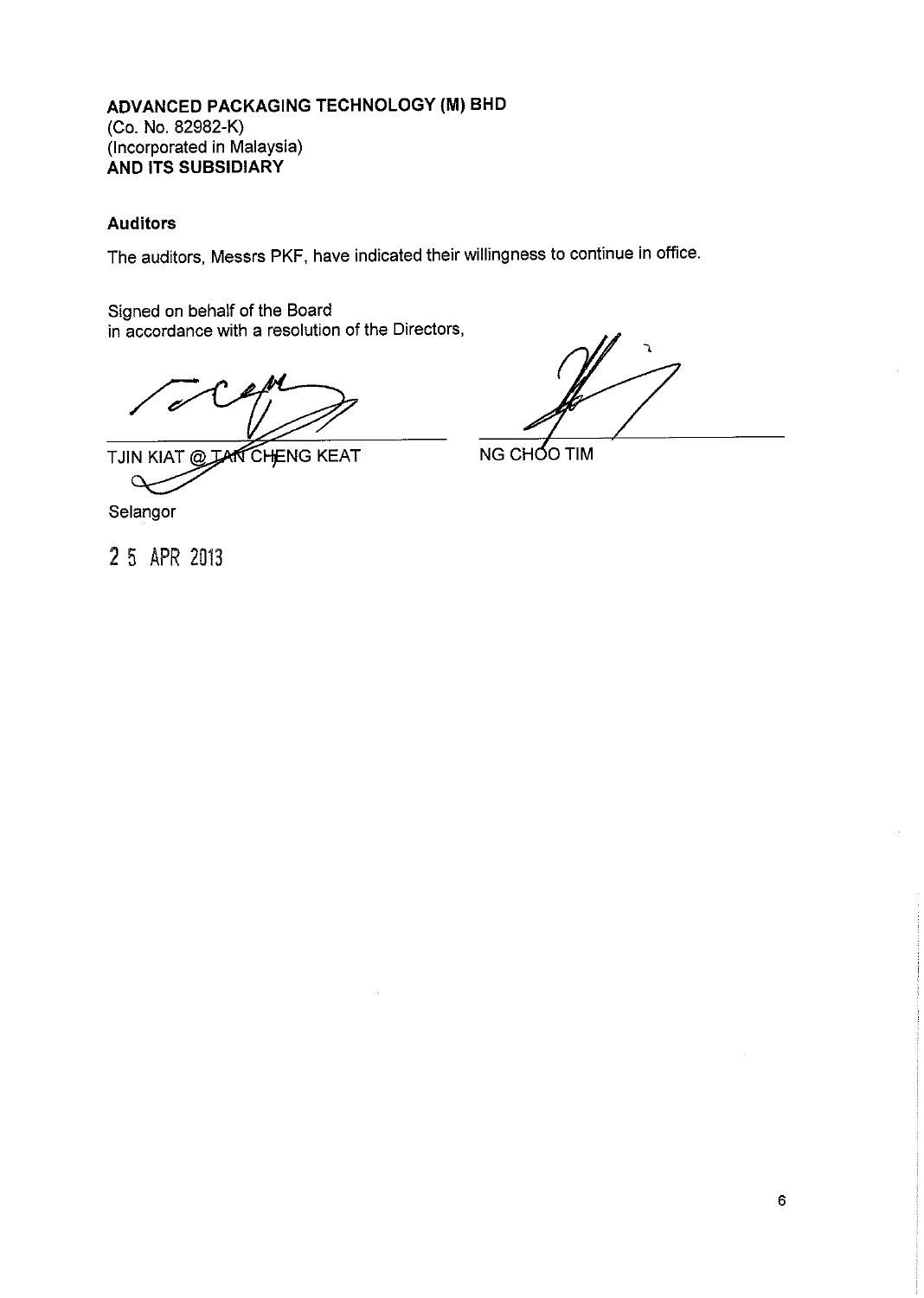**ADVANCED PACKAGING TECHNOLOGY (M) BHD**
(Co. No. 82982-K)
(Incorporated in Malaysia)
**AND ITS SUBSIDIARY**

### Auditors

The auditors, Messrs PKF, have indicated their willingness to continue in office.

Signed on behalf of the Board
in accordance with a resolution of the Directors,

TJIN KIAT @ TAN CHENG KEAT

NG CHOO TIM

Selangor

25 APR 2013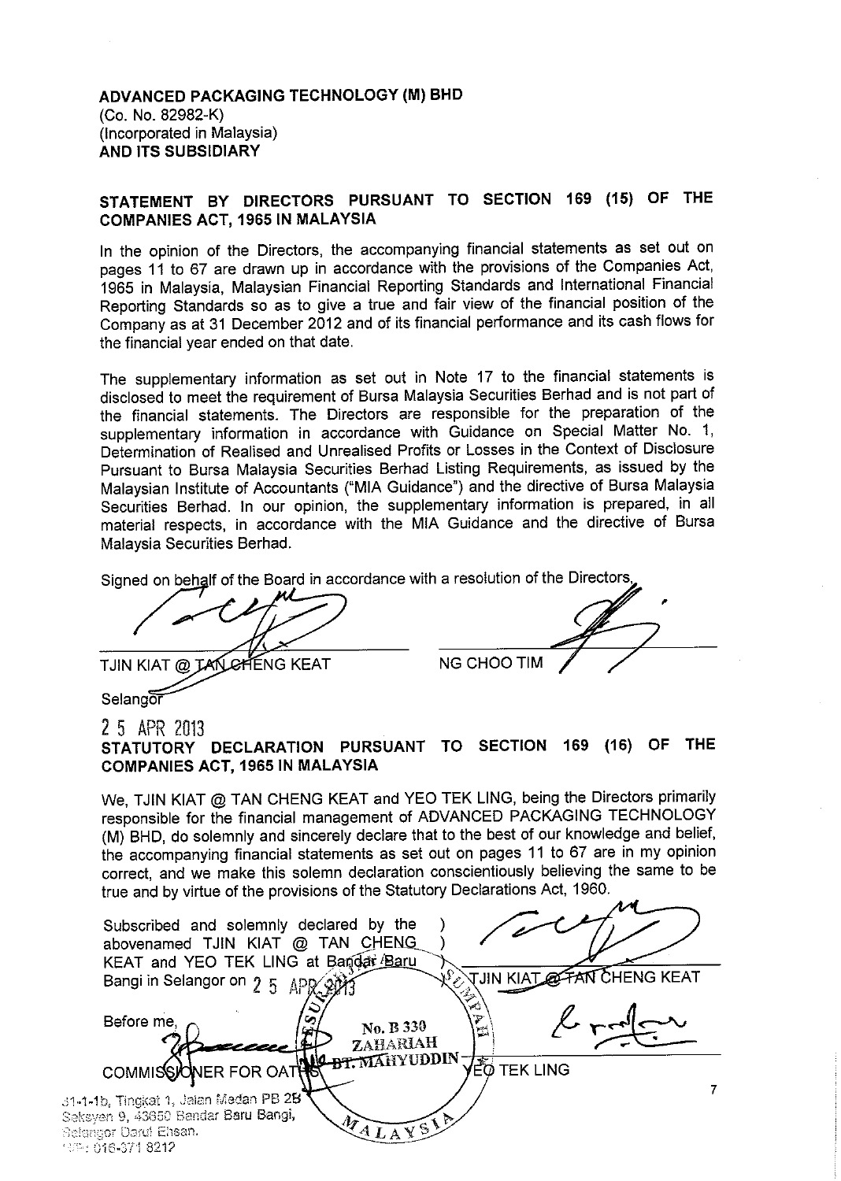**ADVANCED PACKAGING TECHNOLOGY (M) BHD**
(Co. No. 82982-K)
(Incorporated in Malaysia)
**AND ITS SUBSIDIARY**

## STATEMENT BY DIRECTORS PURSUANT TO SECTION 169 (15) OF THE COMPANIES ACT, 1965 IN MALAYSIA

In the opinion of the Directors, the accompanying financial statements as set out on pages 11 to 67 are drawn up in accordance with the provisions of the Companies Act, 1965 in Malaysia, Malaysian Financial Reporting Standards and International Financial Reporting Standards so as to give a true and fair view of the financial position of the Company as at 31 December 2012 and of its financial performance and its cash flows for the financial year ended on that date.

The supplementary information as set out in Note 17 to the financial statements is disclosed to meet the requirement of Bursa Malaysia Securities Berhad and is not part of the financial statements. The Directors are responsible for the preparation of the supplementary information in accordance with Guidance on Special Matter No. 1, Determination of Realised and Unrealised Profits or Losses in the Context of Disclosure Pursuant to Bursa Malaysia Securities Berhad Listing Requirements, as issued by the Malaysian Institute of Accountants ("MIA Guidance") and the directive of Bursa Malaysia Securities Berhad. In our opinion, the supplementary information is prepared, in all material respects, in accordance with the MIA Guidance and the directive of Bursa Malaysia Securities Berhad.

Signed on behalf of the Board in accordance with a resolution of the Directors,

TJIN KIAT @ TAN CHENG KEAT

NG CHOO TIM

Selangor

25 APR 2013

## STATUTORY DECLARATION PURSUANT TO SECTION 169 (16) OF THE COMPANIES ACT, 1965 IN MALAYSIA

We, TJIN KIAT @ TAN CHENG KEAT and YEO TEK LING, being the Directors primarily responsible for the financial management of ADVANCED PACKAGING TECHNOLOGY (M) BHD, do solemnly and sincerely declare that to the best of our knowledge and belief, the accompanying financial statements as set out on pages 11 to 67 are in my opinion correct, and we make this solemn declaration conscientiously believing the same to be true and by virtue of the provisions of the Statutory Declarations Act, 1960.

Subscribed and solemnly declared by the abovenamed TJIN KIAT @ TAN CHENG KEAT and YEO TEK LING at Bandar Baru Bangi in Selangor on 25 APR 2013

TJIN KIAT @ TAN CHENG KEAT

YEO TEK LING

Before me,

COMMISSIONER FOR OATHS

No. B 330
ZAHARIAH BT. MAHYUDDIN
MALAYSIA

31-1-1b, Tingkat 1, Jalan Medan PB 2B
Seksyen 9, 43650 Bandar Baru Bangi,
Selangor Darul Ehsan.
H/P: 016-371 8212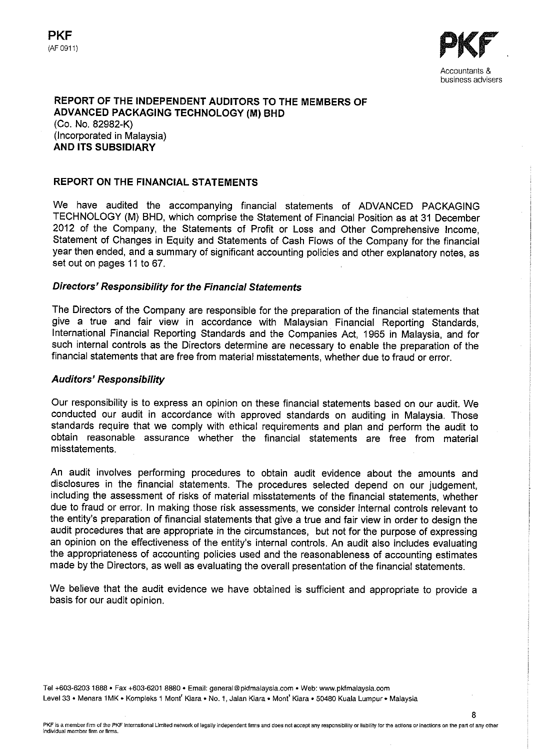PKF
(AF 0911)

PKF
Accountants & business advisers

**REPORT OF THE INDEPENDENT AUDITORS TO THE MEMBERS OF ADVANCED PACKAGING TECHNOLOGY (M) BHD**
(Co. No. 82982-K)
(Incorporated in Malaysia)
**AND ITS SUBSIDIARY**

## REPORT ON THE FINANCIAL STATEMENTS

We have audited the accompanying financial statements of ADVANCED PACKAGING TECHNOLOGY (M) BHD, which comprise the Statement of Financial Position as at 31 December 2012 of the Company, the Statements of Profit or Loss and Other Comprehensive Income, Statement of Changes in Equity and Statements of Cash Flows of the Company for the financial year then ended, and a summary of significant accounting policies and other explanatory notes, as set out on pages 11 to 67.

### *Directors' Responsibility for the Financial Statements*

The Directors of the Company are responsible for the preparation of the financial statements that give a true and fair view in accordance with Malaysian Financial Reporting Standards, International Financial Reporting Standards and the Companies Act, 1965 in Malaysia, and for such internal controls as the Directors determine are necessary to enable the preparation of the financial statements that are free from material misstatements, whether due to fraud or error.

### *Auditors' Responsibility*

Our responsibility is to express an opinion on these financial statements based on our audit. We conducted our audit in accordance with approved standards on auditing in Malaysia. Those standards require that we comply with ethical requirements and plan and perform the audit to obtain reasonable assurance whether the financial statements are free from material misstatements.

An audit involves performing procedures to obtain audit evidence about the amounts and disclosures in the financial statements. The procedures selected depend on our judgement, including the assessment of risks of material misstatements of the financial statements, whether due to fraud or error. In making those risk assessments, we consider internal controls relevant to the entity's preparation of financial statements that give a true and fair view in order to design the audit procedures that are appropriate in the circumstances, but not for the purpose of expressing an opinion on the effectiveness of the entity's internal controls. An audit also includes evaluating the appropriateness of accounting policies used and the reasonableness of accounting estimates made by the Directors, as well as evaluating the overall presentation of the financial statements.

We believe that the audit evidence we have obtained is sufficient and appropriate to provide a basis for our audit opinion.

Tel +603-6203 1888 • Fax +603-6201 8880 • Email: general@pkfmalaysia.com • Web: www.pkfmalaysia.com
Level 33 • Menara 1MK • Kompleks 1 Mont' Kiara • No. 1, Jalan Kiara • Mont' Kiara • 50480 Kuala Lumpur • Malaysia

PKF is a member firm of the PKF International Limited network of legally independent firms and does not accept any responsibility or liability for the actions or inactions on the part of any other individual member firm or firms.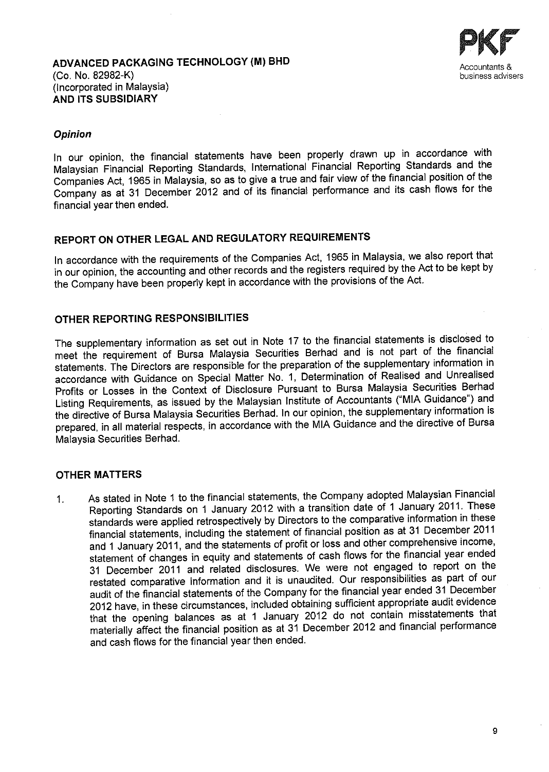**ADVANCED PACKAGING TECHNOLOGY (M) BHD**
(Co. No. 82982-K)
(Incorporated in Malaysia)
**AND ITS SUBSIDIARY**

### *Opinion*

In our opinion, the financial statements have been properly drawn up in accordance with Malaysian Financial Reporting Standards, International Financial Reporting Standards and the Companies Act, 1965 in Malaysia, so as to give a true and fair view of the financial position of the Company as at 31 December 2012 and of its financial performance and its cash flows for the financial year then ended.

## REPORT ON OTHER LEGAL AND REGULATORY REQUIREMENTS

In accordance with the requirements of the Companies Act, 1965 in Malaysia, we also report that in our opinion, the accounting and other records and the registers required by the Act to be kept by the Company have been properly kept in accordance with the provisions of the Act.

## OTHER REPORTING RESPONSIBILITIES

The supplementary information as set out in Note 17 to the financial statements is disclosed to meet the requirement of Bursa Malaysia Securities Berhad and is not part of the financial statements. The Directors are responsible for the preparation of the supplementary information in accordance with Guidance on Special Matter No. 1, Determination of Realised and Unrealised Profits or Losses in the Context of Disclosure Pursuant to Bursa Malaysia Securities Berhad Listing Requirements, as issued by the Malaysian Institute of Accountants ("MIA Guidance") and the directive of Bursa Malaysia Securities Berhad. In our opinion, the supplementary information is prepared, in all material respects, in accordance with the MIA Guidance and the directive of Bursa Malaysia Securities Berhad.

## OTHER MATTERS

1. As stated in Note 1 to the financial statements, the Company adopted Malaysian Financial Reporting Standards on 1 January 2012 with a transition date of 1 January 2011. These standards were applied retrospectively by Directors to the comparative information in these financial statements, including the statement of financial position as at 31 December 2011 and 1 January 2011, and the statements of profit or loss and other comprehensive income, statement of changes in equity and statements of cash flows for the financial year ended 31 December 2011 and related disclosures. We were not engaged to report on the restated comparative information and it is unaudited. Our responsibilities as part of our audit of the financial statements of the Company for the financial year ended 31 December 2012 have, in these circumstances, included obtaining sufficient appropriate audit evidence that the opening balances as at 1 January 2012 do not contain misstatements that materially affect the financial position as at 31 December 2012 and financial performance and cash flows for the financial year then ended.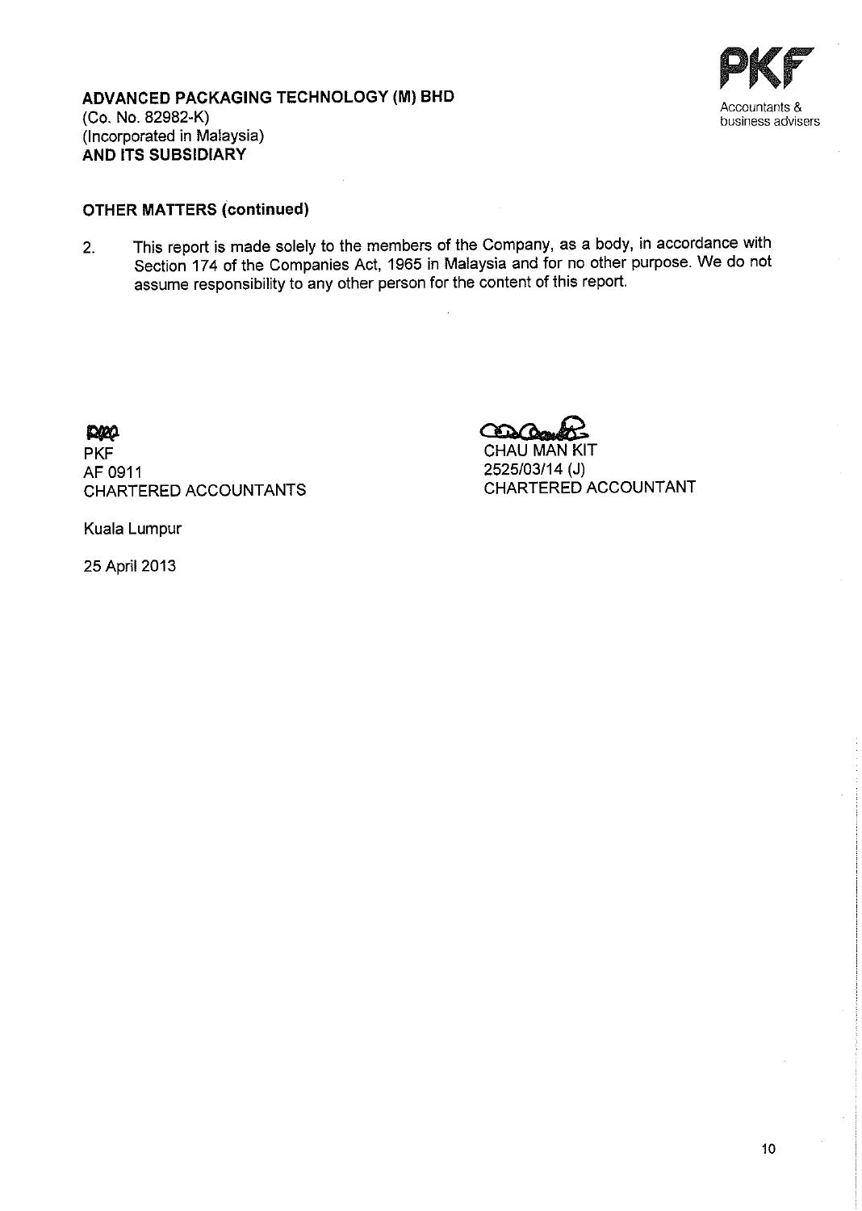**ADVANCED PACKAGING TECHNOLOGY (M) BHD**
(Co. No. 82982-K)
(Incorporated in Malaysia)
**AND ITS SUBSIDIARY**

**OTHER MATTERS (continued)**

2. This report is made solely to the members of the Company, as a body, in accordance with Section 174 of the Companies Act, 1965 in Malaysia and for no other purpose. We do not assume responsibility to any other person for the content of this report.

PKF
AF 0911
CHARTERED ACCOUNTANTS

CHAU MAN KIT
2525/03/14 (J)
CHARTERED ACCOUNTANT

Kuala Lumpur

25 April 2013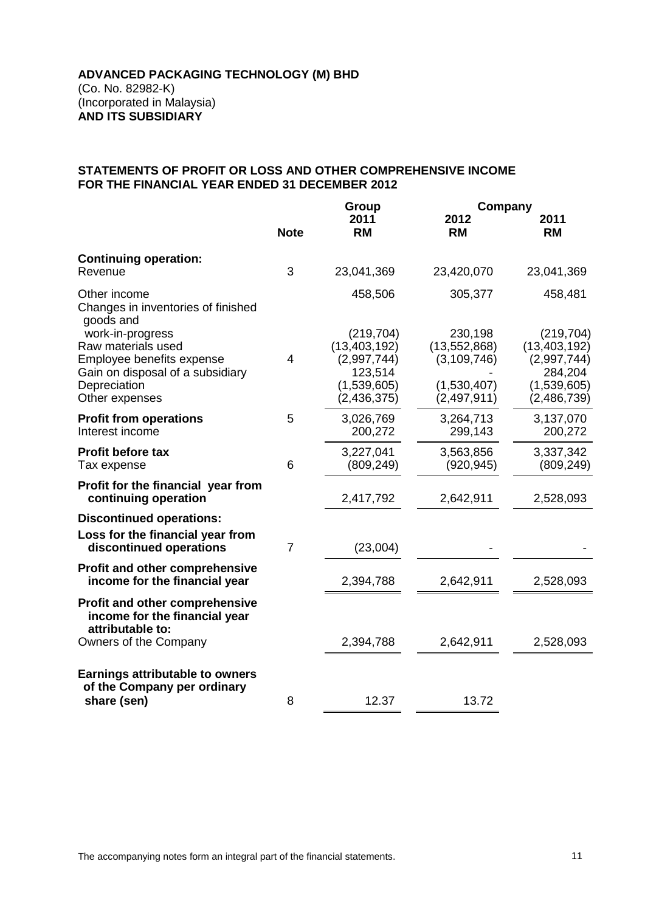**ADVANCED PACKAGING TECHNOLOGY (M) BHD**
(Co. No. 82982-K)
(Incorporated in Malaysia)
**AND ITS SUBSIDIARY**

**STATEMENTS OF PROFIT OR LOSS AND OTHER COMPREHENSIVE INCOME FOR THE FINANCIAL YEAR ENDED 31 DECEMBER 2012**

| | Note | Group 2011 RM | Company 2012 RM | Company 2011 RM |
|---|---|---|---|---|
| **Continuing operation:** | | | | |
| Revenue | 3 | 23,041,369 | 23,420,070 | 23,041,369 |
| Other income | | 458,506 | 305,377 | 458,481 |
| Changes in inventories of finished goods and work-in-progress | | (219,704) | 230,198 | (219,704) |
| Raw materials used | | (13,403,192) | (13,552,868) | (13,403,192) |
| Employee benefits expense | 4 | (2,997,744) | (3,109,746) | (2,997,744) |
| Gain on disposal of a subsidiary | | 123,514 | - | 284,204 |
| Depreciation | | (1,539,605) | (1,530,407) | (1,539,605) |
| Other expenses | | (2,436,375) | (2,497,911) | (2,486,739) |
| **Profit from operations** | 5 | 3,026,769 | 3,264,713 | 3,137,070 |
| Interest income | | 200,272 | 299,143 | 200,272 |
| **Profit before tax** | | 3,227,041 | 3,563,856 | 3,337,342 |
| Tax expense | 6 | (809,249) | (920,945) | (809,249) |
| **Profit for the financial year from continuing operation** | | 2,417,792 | 2,642,911 | 2,528,093 |
| **Discontinued operations:** | | | | |
| **Loss for the financial year from discontinued operations** | 7 | (23,004) | - | - |
| **Profit and other comprehensive income for the financial year** | | 2,394,788 | 2,642,911 | 2,528,093 |
| **Profit and other comprehensive income for the financial year attributable to:** | | | | |
| Owners of the Company | | 2,394,788 | 2,642,911 | 2,528,093 |
| **Earnings attributable to owners of the Company per ordinary share (sen)** | 8 | 12.37 | 13.72 | |

The accompanying notes form an integral part of the financial statements.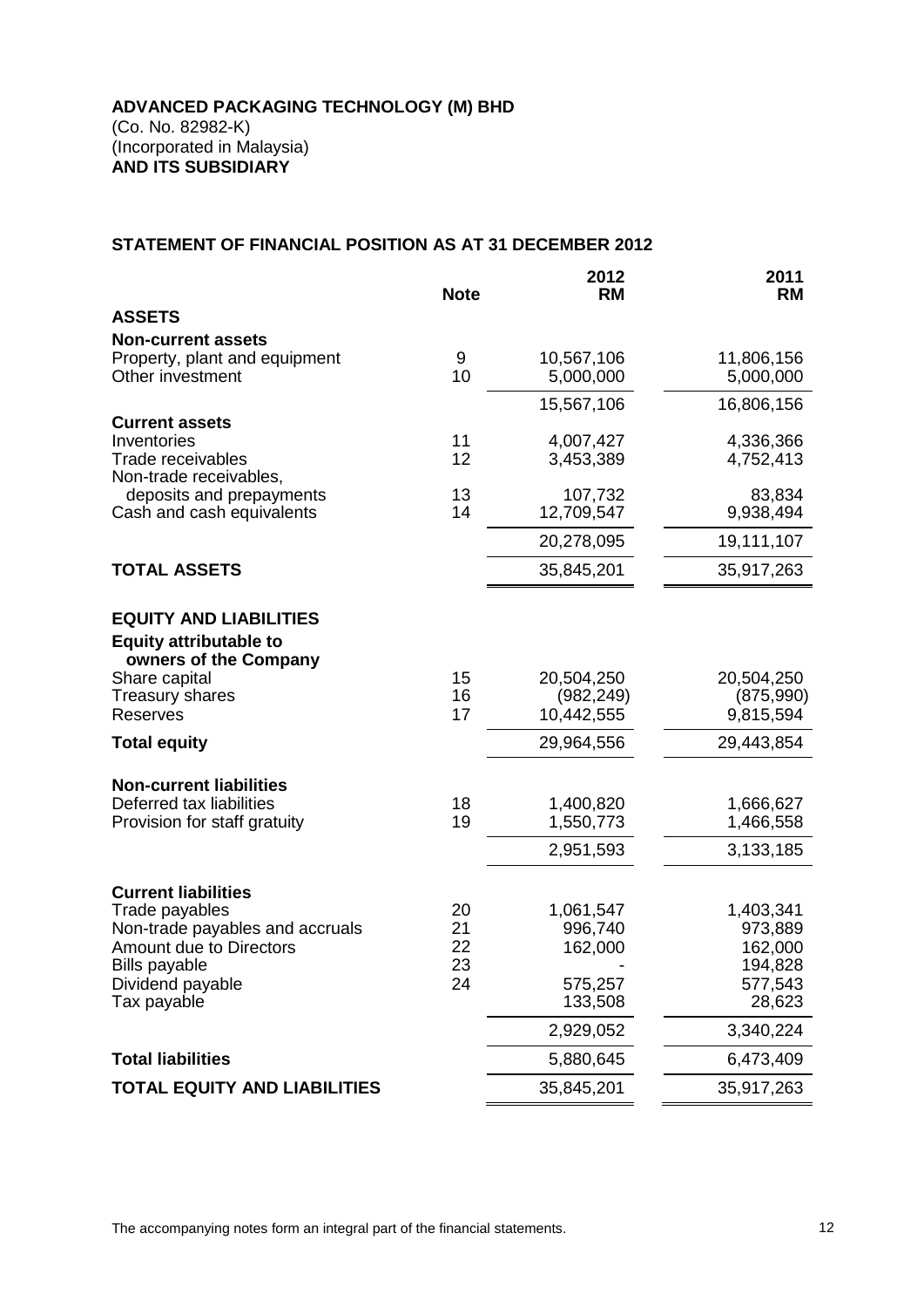**ADVANCED PACKAGING TECHNOLOGY (M) BHD**
(Co. No. 82982-K)
(Incorporated in Malaysia)
**AND ITS SUBSIDIARY**

## STATEMENT OF FINANCIAL POSITION AS AT 31 DECEMBER 2012

| | Note | 2012 RM | 2011 RM |
|---|---|---|---|
| **ASSETS** | | | |
| **Non-current assets** | | | |
| Property, plant and equipment | 9 | 10,567,106 | 11,806,156 |
| Other investment | 10 | 5,000,000 | 5,000,000 |
| | | 15,567,106 | 16,806,156 |
| **Current assets** | | | |
| Inventories | 11 | 4,007,427 | 4,336,366 |
| Trade receivables | 12 | 3,453,389 | 4,752,413 |
| Non-trade receivables, deposits and prepayments | 13 | 107,732 | 83,834 |
| Cash and cash equivalents | 14 | 12,709,547 | 9,938,494 |
| | | 20,278,095 | 19,111,107 |
| **TOTAL ASSETS** | | 35,845,201 | 35,917,263 |
| **EQUITY AND LIABILITIES** | | | |
| **Equity attributable to owners of the Company** | | | |
| Share capital | 15 | 20,504,250 | 20,504,250 |
| Treasury shares | 16 | (982,249) | (875,990) |
| Reserves | 17 | 10,442,555 | 9,815,594 |
| **Total equity** | | 29,964,556 | 29,443,854 |
| **Non-current liabilities** | | | |
| Deferred tax liabilities | 18 | 1,400,820 | 1,666,627 |
| Provision for staff gratuity | 19 | 1,550,773 | 1,466,558 |
| | | 2,951,593 | 3,133,185 |
| **Current liabilities** | | | |
| Trade payables | 20 | 1,061,547 | 1,403,341 |
| Non-trade payables and accruals | 21 | 996,740 | 973,889 |
| Amount due to Directors | 22 | 162,000 | 162,000 |
| Bills payable | 23 | - | 194,828 |
| Dividend payable | 24 | 575,257 | 577,543 |
| Tax payable | | 133,508 | 28,623 |
| | | 2,929,052 | 3,340,224 |
| **Total liabilities** | | 5,880,645 | 6,473,409 |
| **TOTAL EQUITY AND LIABILITIES** | | 35,845,201 | 35,917,263 |

The accompanying notes form an integral part of the financial statements.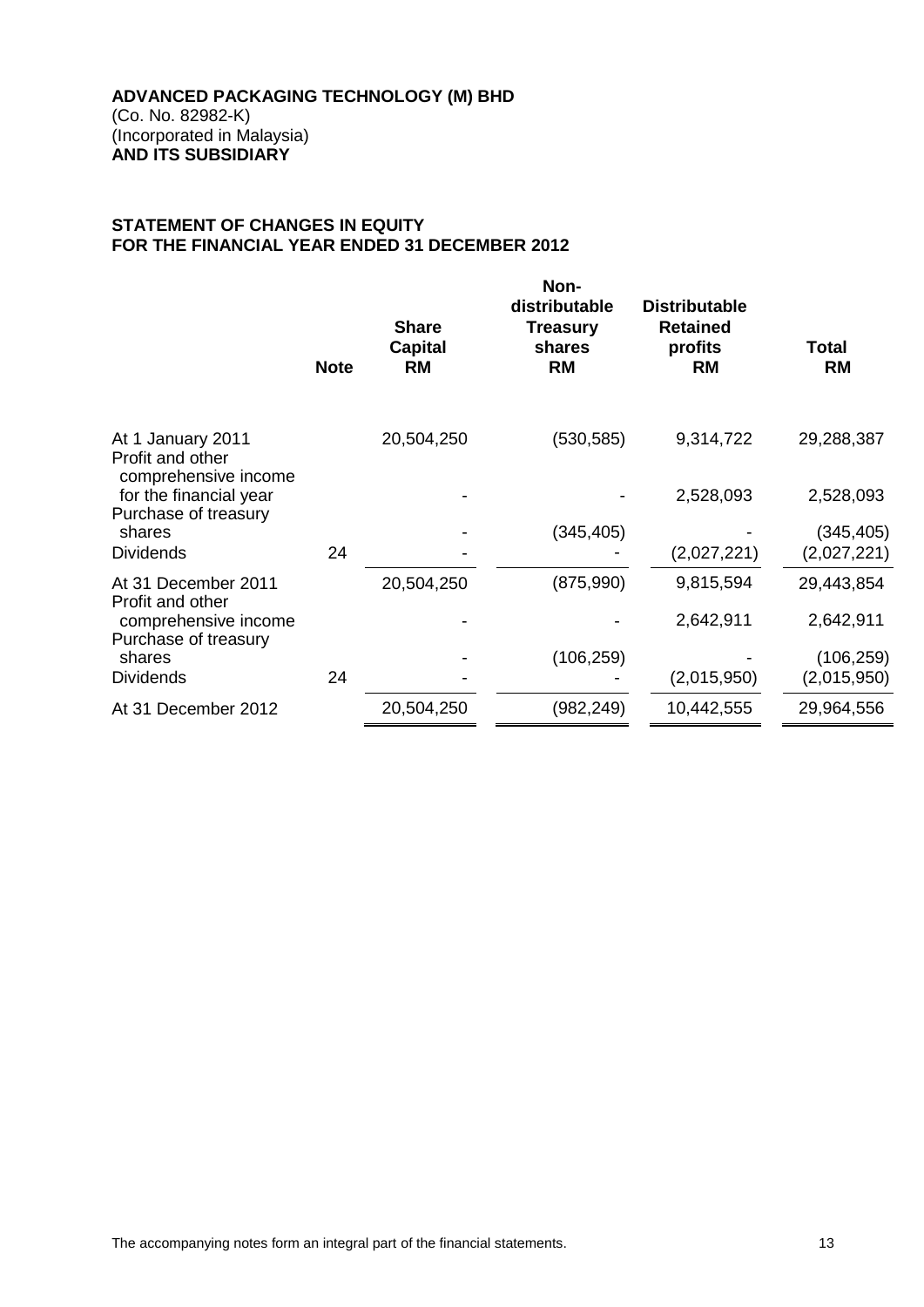**ADVANCED PACKAGING TECHNOLOGY (M) BHD**
(Co. No. 82982-K)
(Incorporated in Malaysia)
**AND ITS SUBSIDIARY**

## STATEMENT OF CHANGES IN EQUITY
## FOR THE FINANCIAL YEAR ENDED 31 DECEMBER 2012

| | Note | Share Capital RM | Non-distributable Treasury shares RM | Distributable Retained profits RM | Total RM |
|---|---|---|---|---|---|
| At 1 January 2011 | | 20,504,250 | (530,585) | 9,314,722 | 29,288,387 |
| Profit and other comprehensive income for the financial year | | - | - | 2,528,093 | 2,528,093 |
| Purchase of treasury shares | | - | (345,405) | - | (345,405) |
| Dividends | 24 | - | - | (2,027,221) | (2,027,221) |
| At 31 December 2011 | | 20,504,250 | (875,990) | 9,815,594 | 29,443,854 |
| Profit and other comprehensive income | | - | - | 2,642,911 | 2,642,911 |
| Purchase of treasury shares | | - | (106,259) | - | (106,259) |
| Dividends | 24 | - | - | (2,015,950) | (2,015,950) |
| At 31 December 2012 | | 20,504,250 | (982,249) | 10,442,555 | 29,964,556 |

The accompanying notes form an integral part of the financial statements.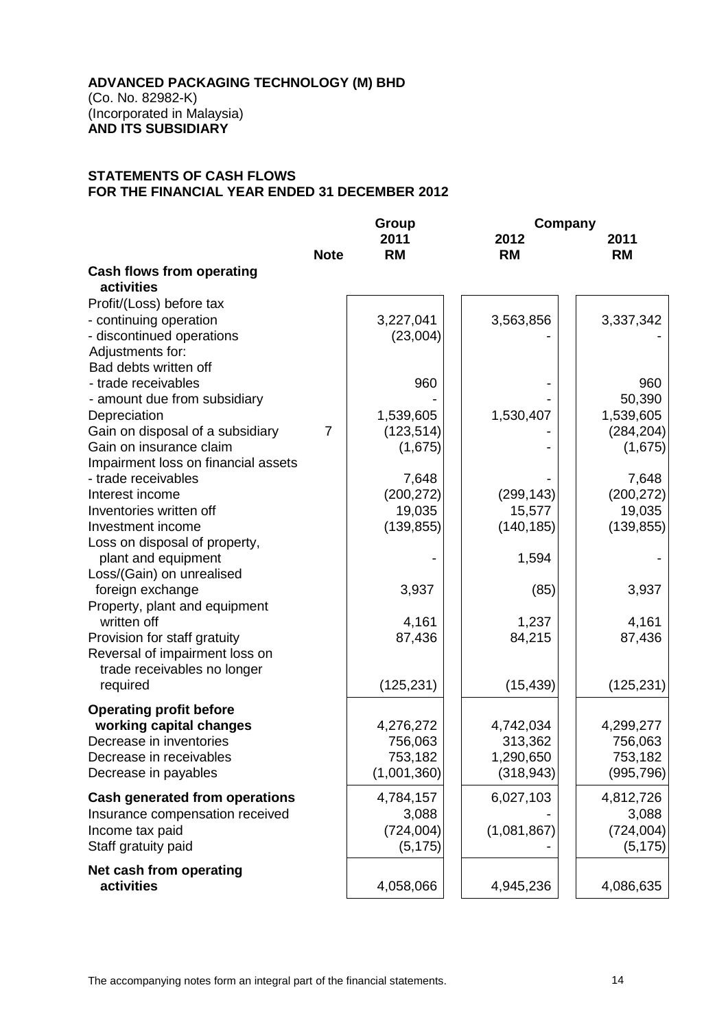**ADVANCED PACKAGING TECHNOLOGY (M) BHD**
(Co. No. 82982-K)
(Incorporated in Malaysia)
**AND ITS SUBSIDIARY**

**STATEMENTS OF CASH FLOWS**
**FOR THE FINANCIAL YEAR ENDED 31 DECEMBER 2012**

| | Note | Group 2011 RM | Company 2012 RM | Company 2011 RM |
|---|---|---|---|---|
| **Cash flows from operating activities** | | | | |
| Profit/(Loss) before tax | | | | |
| - continuing operation | | 3,227,041 | 3,563,856 | 3,337,342 |
| - discontinued operations | | (23,004) | - | - |
| Adjustments for: | | | | |
| Bad debts written off | | | | |
| - trade receivables | | 960 | - | 960 |
| - amount due from subsidiary | | - | - | 50,390 |
| Depreciation | | 1,539,605 | 1,530,407 | 1,539,605 |
| Gain on disposal of a subsidiary | 7 | (123,514) | - | (284,204) |
| Gain on insurance claim | | (1,675) | - | (1,675) |
| Impairment loss on financial assets | | | | |
| - trade receivables | | 7,648 | - | 7,648 |
| Interest income | | (200,272) | (299,143) | (200,272) |
| Inventories written off | | 19,035 | 15,577 | 19,035 |
| Investment income | | (139,855) | (140,185) | (139,855) |
| Loss on disposal of property, plant and equipment | | - | 1,594 | - |
| Loss/(Gain) on unrealised foreign exchange | | 3,937 | (85) | 3,937 |
| Property, plant and equipment written off | | 4,161 | 1,237 | 4,161 |
| Provision for staff gratuity | | 87,436 | 84,215 | 87,436 |
| Reversal of impairment loss on trade receivables no longer required | | (125,231) | (15,439) | (125,231) |
| **Operating profit before working capital changes** | | 4,276,272 | 4,742,034 | 4,299,277 |
| Decrease in inventories | | 756,063 | 313,362 | 756,063 |
| Decrease in receivables | | 753,182 | 1,290,650 | 753,182 |
| Decrease in payables | | (1,001,360) | (318,943) | (995,796) |
| **Cash generated from operations** | | 4,784,157 | 6,027,103 | 4,812,726 |
| Insurance compensation received | | 3,088 | - | 3,088 |
| Income tax paid | | (724,004) | (1,081,867) | (724,004) |
| Staff gratuity paid | | (5,175) | - | (5,175) |
| **Net cash from operating activities** | | 4,058,066 | 4,945,236 | 4,086,635 |

The accompanying notes form an integral part of the financial statements.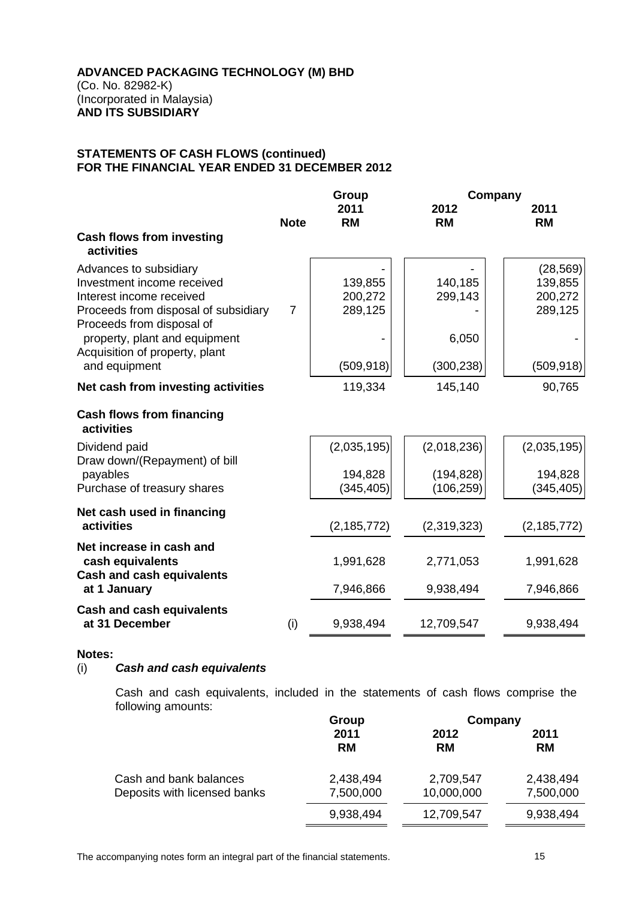**ADVANCED PACKAGING TECHNOLOGY (M) BHD**
(Co. No. 82982-K)
(Incorporated in Malaysia)
**AND ITS SUBSIDIARY**

**STATEMENTS OF CASH FLOWS (continued)**
**FOR THE FINANCIAL YEAR ENDED 31 DECEMBER 2012**

| | Note | Group 2011 RM | Company 2012 RM | Company 2011 RM |
|---|---|---|---|---|
| **Cash flows from investing activities** | | | | |
| Advances to subsidiary | | - | - | (28,569) |
| Investment income received | | 139,855 | 140,185 | 139,855 |
| Interest income received | | 200,272 | 299,143 | 200,272 |
| Proceeds from disposal of subsidiary | 7 | 289,125 | - | 289,125 |
| Proceeds from disposal of property, plant and equipment | | - | 6,050 | - |
| Acquisition of property, plant and equipment | | (509,918) | (300,238) | (509,918) |
| **Net cash from investing activities** | | 119,334 | 145,140 | 90,765 |
| **Cash flows from financing activities** | | | | |
| Dividend paid | | (2,035,195) | (2,018,236) | (2,035,195) |
| Draw down/(Repayment) of bill payables | | 194,828 | (194,828) | 194,828 |
| Purchase of treasury shares | | (345,405) | (106,259) | (345,405) |
| **Net cash used in financing activities** | | (2,185,772) | (2,319,323) | (2,185,772) |
| **Net increase in cash and cash equivalents** | | 1,991,628 | 2,771,053 | 1,991,628 |
| **Cash and cash equivalents at 1 January** | | 7,946,866 | 9,938,494 | 7,946,866 |
| **Cash and cash equivalents at 31 December** | (i) | 9,938,494 | 12,709,547 | 9,938,494 |

**Notes:**

(i) ***Cash and cash equivalents***

Cash and cash equivalents, included in the statements of cash flows comprise the following amounts:

| | Group 2011 RM | Company 2012 RM | Company 2011 RM |
|---|---|---|---|
| Cash and bank balances | 2,438,494 | 2,709,547 | 2,438,494 |
| Deposits with licensed banks | 7,500,000 | 10,000,000 | 7,500,000 |
| | 9,938,494 | 12,709,547 | 9,938,494 |

The accompanying notes form an integral part of the financial statements.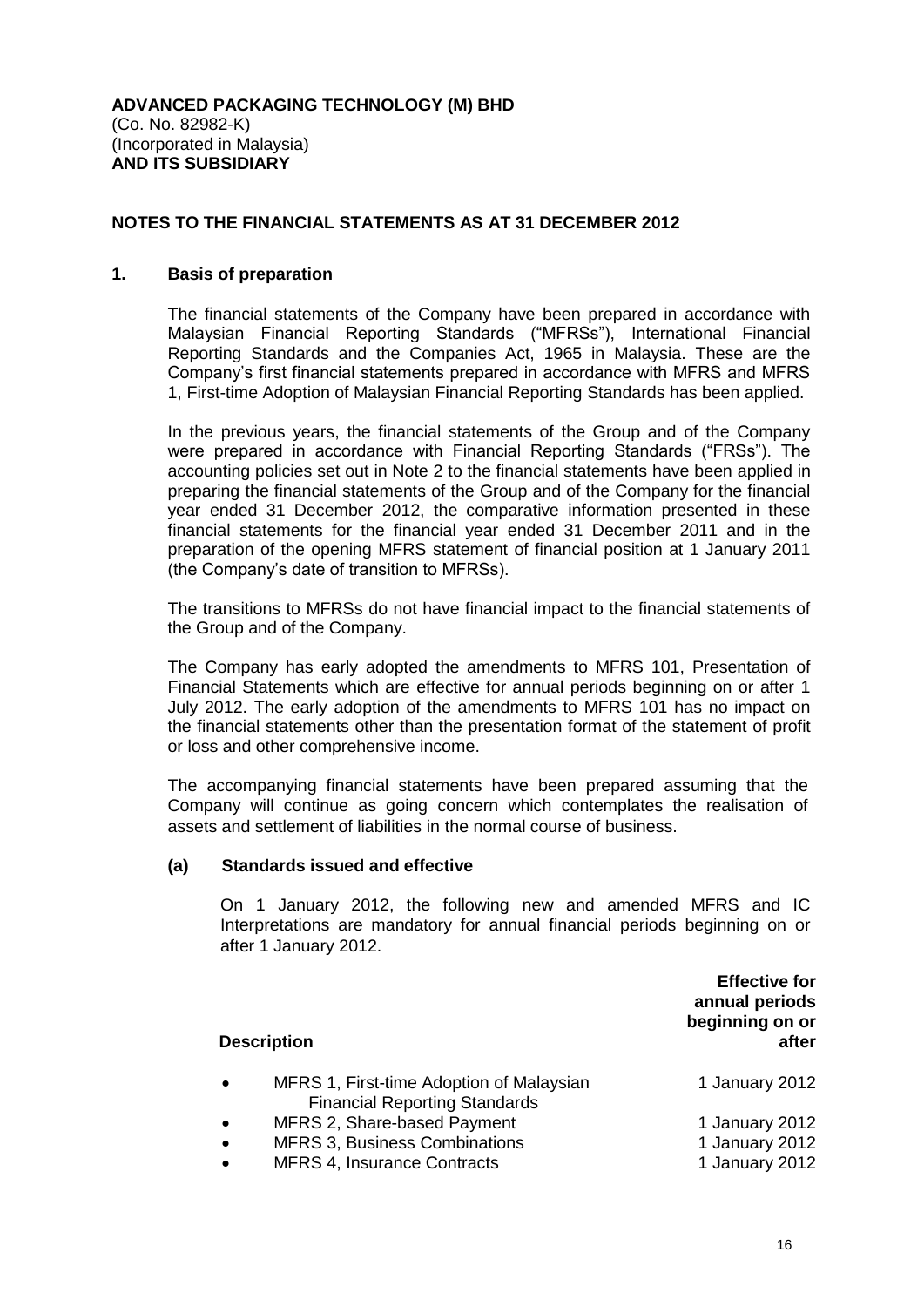**ADVANCED PACKAGING TECHNOLOGY (M) BHD**
(Co. No. 82982-K)
(Incorporated in Malaysia)
**AND ITS SUBSIDIARY**

## NOTES TO THE FINANCIAL STATEMENTS AS AT 31 DECEMBER 2012

### 1. Basis of preparation

The financial statements of the Company have been prepared in accordance with Malaysian Financial Reporting Standards ("MFRSs"), International Financial Reporting Standards and the Companies Act, 1965 in Malaysia. These are the Company's first financial statements prepared in accordance with MFRS and MFRS 1, First-time Adoption of Malaysian Financial Reporting Standards has been applied.

In the previous years, the financial statements of the Group and of the Company were prepared in accordance with Financial Reporting Standards ("FRSs"). The accounting policies set out in Note 2 to the financial statements have been applied in preparing the financial statements of the Group and of the Company for the financial year ended 31 December 2012, the comparative information presented in these financial statements for the financial year ended 31 December 2011 and in the preparation of the opening MFRS statement of financial position at 1 January 2011 (the Company's date of transition to MFRSs).

The transitions to MFRSs do not have financial impact to the financial statements of the Group and of the Company.

The Company has early adopted the amendments to MFRS 101, Presentation of Financial Statements which are effective for annual periods beginning on or after 1 July 2012. The early adoption of the amendments to MFRS 101 has no impact on the financial statements other than the presentation format of the statement of profit or loss and other comprehensive income.

The accompanying financial statements have been prepared assuming that the Company will continue as going concern which contemplates the realisation of assets and settlement of liabilities in the normal course of business.

#### (a) Standards issued and effective

On 1 January 2012, the following new and amended MFRS and IC Interpretations are mandatory for annual financial periods beginning on or after 1 January 2012.

| Description | Effective for annual periods beginning on or after |
|---|---|
| • MFRS 1, First-time Adoption of Malaysian Financial Reporting Standards | 1 January 2012 |
| • MFRS 2, Share-based Payment | 1 January 2012 |
| • MFRS 3, Business Combinations | 1 January 2012 |
| • MFRS 4, Insurance Contracts | 1 January 2012 |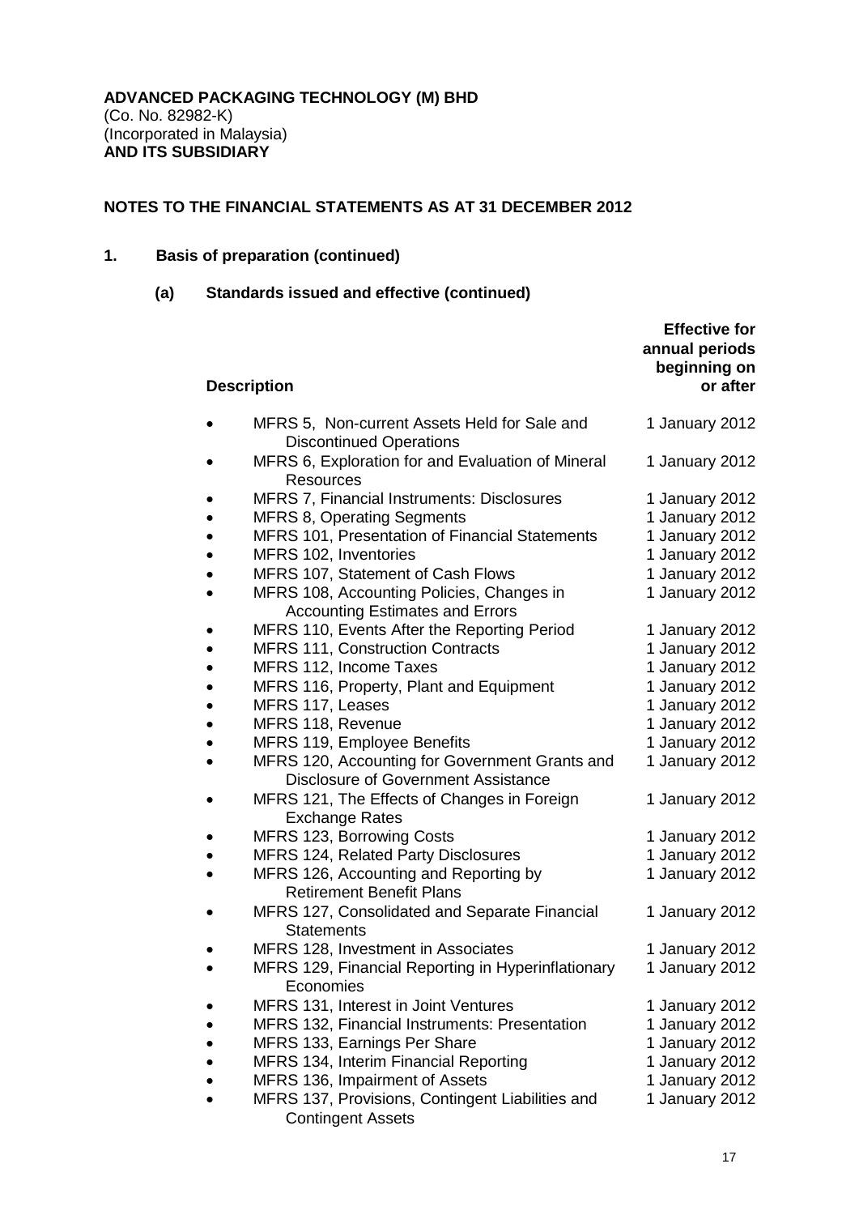**ADVANCED PACKAGING TECHNOLOGY (M) BHD**
(Co. No. 82982-K)
(Incorporated in Malaysia)
**AND ITS SUBSIDIARY**

**NOTES TO THE FINANCIAL STATEMENTS AS AT 31 DECEMBER 2012**

## 1. Basis of preparation (continued)

### (a) Standards issued and effective (continued)

| Description | Effective for annual periods beginning on or after |
|---|---|
| • MFRS 5, Non-current Assets Held for Sale and Discontinued Operations | 1 January 2012 |
| • MFRS 6, Exploration for and Evaluation of Mineral Resources | 1 January 2012 |
| • MFRS 7, Financial Instruments: Disclosures | 1 January 2012 |
| • MFRS 8, Operating Segments | 1 January 2012 |
| • MFRS 101, Presentation of Financial Statements | 1 January 2012 |
| • MFRS 102, Inventories | 1 January 2012 |
| • MFRS 107, Statement of Cash Flows | 1 January 2012 |
| • MFRS 108, Accounting Policies, Changes in Accounting Estimates and Errors | 1 January 2012 |
| • MFRS 110, Events After the Reporting Period | 1 January 2012 |
| • MFRS 111, Construction Contracts | 1 January 2012 |
| • MFRS 112, Income Taxes | 1 January 2012 |
| • MFRS 116, Property, Plant and Equipment | 1 January 2012 |
| • MFRS 117, Leases | 1 January 2012 |
| • MFRS 118, Revenue | 1 January 2012 |
| • MFRS 119, Employee Benefits | 1 January 2012 |
| • MFRS 120, Accounting for Government Grants and Disclosure of Government Assistance | 1 January 2012 |
| • MFRS 121, The Effects of Changes in Foreign Exchange Rates | 1 January 2012 |
| • MFRS 123, Borrowing Costs | 1 January 2012 |
| • MFRS 124, Related Party Disclosures | 1 January 2012 |
| • MFRS 126, Accounting and Reporting by Retirement Benefit Plans | 1 January 2012 |
| • MFRS 127, Consolidated and Separate Financial Statements | 1 January 2012 |
| • MFRS 128, Investment in Associates | 1 January 2012 |
| • MFRS 129, Financial Reporting in Hyperinflationary Economies | 1 January 2012 |
| • MFRS 131, Interest in Joint Ventures | 1 January 2012 |
| • MFRS 132, Financial Instruments: Presentation | 1 January 2012 |
| • MFRS 133, Earnings Per Share | 1 January 2012 |
| • MFRS 134, Interim Financial Reporting | 1 January 2012 |
| • MFRS 136, Impairment of Assets | 1 January 2012 |
| • MFRS 137, Provisions, Contingent Liabilities and Contingent Assets | 1 January 2012 |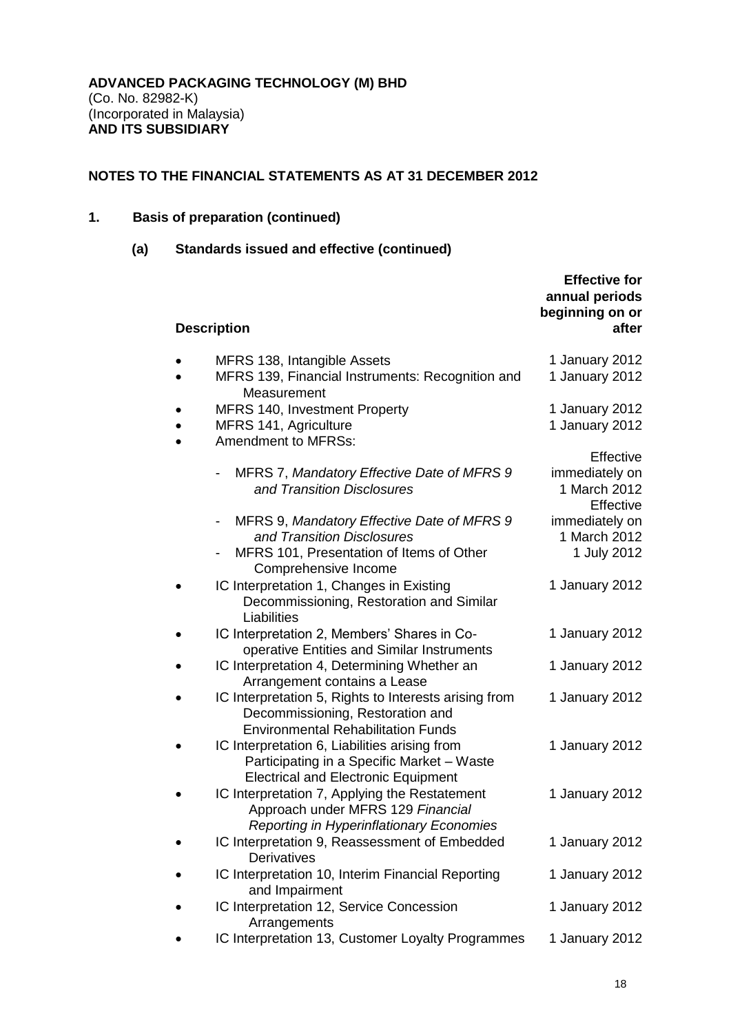**ADVANCED PACKAGING TECHNOLOGY (M) BHD**
(Co. No. 82982-K)
(Incorporated in Malaysia)
**AND ITS SUBSIDIARY**

## NOTES TO THE FINANCIAL STATEMENTS AS AT 31 DECEMBER 2012

### 1. Basis of preparation (continued)

#### (a) Standards issued and effective (continued)

| Description | Effective for annual periods beginning on or after |
|---|---|
| • MFRS 138, Intangible Assets | 1 January 2012 |
| • MFRS 139, Financial Instruments: Recognition and Measurement | 1 January 2012 |
| • MFRS 140, Investment Property | 1 January 2012 |
| • MFRS 141, Agriculture | 1 January 2012 |
| • Amendment to MFRSs: | |
| - MFRS 7, *Mandatory Effective Date of MFRS 9 and Transition Disclosures* | Effective immediately on 1 March 2012 |
| - MFRS 9, *Mandatory Effective Date of MFRS 9 and Transition Disclosures* | Effective immediately on 1 March 2012 |
| - MFRS 101, Presentation of Items of Other Comprehensive Income | 1 July 2012 |
| • IC Interpretation 1, Changes in Existing Decommissioning, Restoration and Similar Liabilities | 1 January 2012 |
| • IC Interpretation 2, Members' Shares in Co-operative Entities and Similar Instruments | 1 January 2012 |
| • IC Interpretation 4, Determining Whether an Arrangement contains a Lease | 1 January 2012 |
| • IC Interpretation 5, Rights to Interests arising from Decommissioning, Restoration and Environmental Rehabilitation Funds | 1 January 2012 |
| • IC Interpretation 6, Liabilities arising from Participating in a Specific Market – Waste Electrical and Electronic Equipment | 1 January 2012 |
| • IC Interpretation 7, Applying the Restatement Approach under MFRS 129 *Financial Reporting in Hyperinflationary Economies* | 1 January 2012 |
| • IC Interpretation 9, Reassessment of Embedded Derivatives | 1 January 2012 |
| • IC Interpretation 10, Interim Financial Reporting and Impairment | 1 January 2012 |
| • IC Interpretation 12, Service Concession Arrangements | 1 January 2012 |
| • IC Interpretation 13, Customer Loyalty Programmes | 1 January 2012 |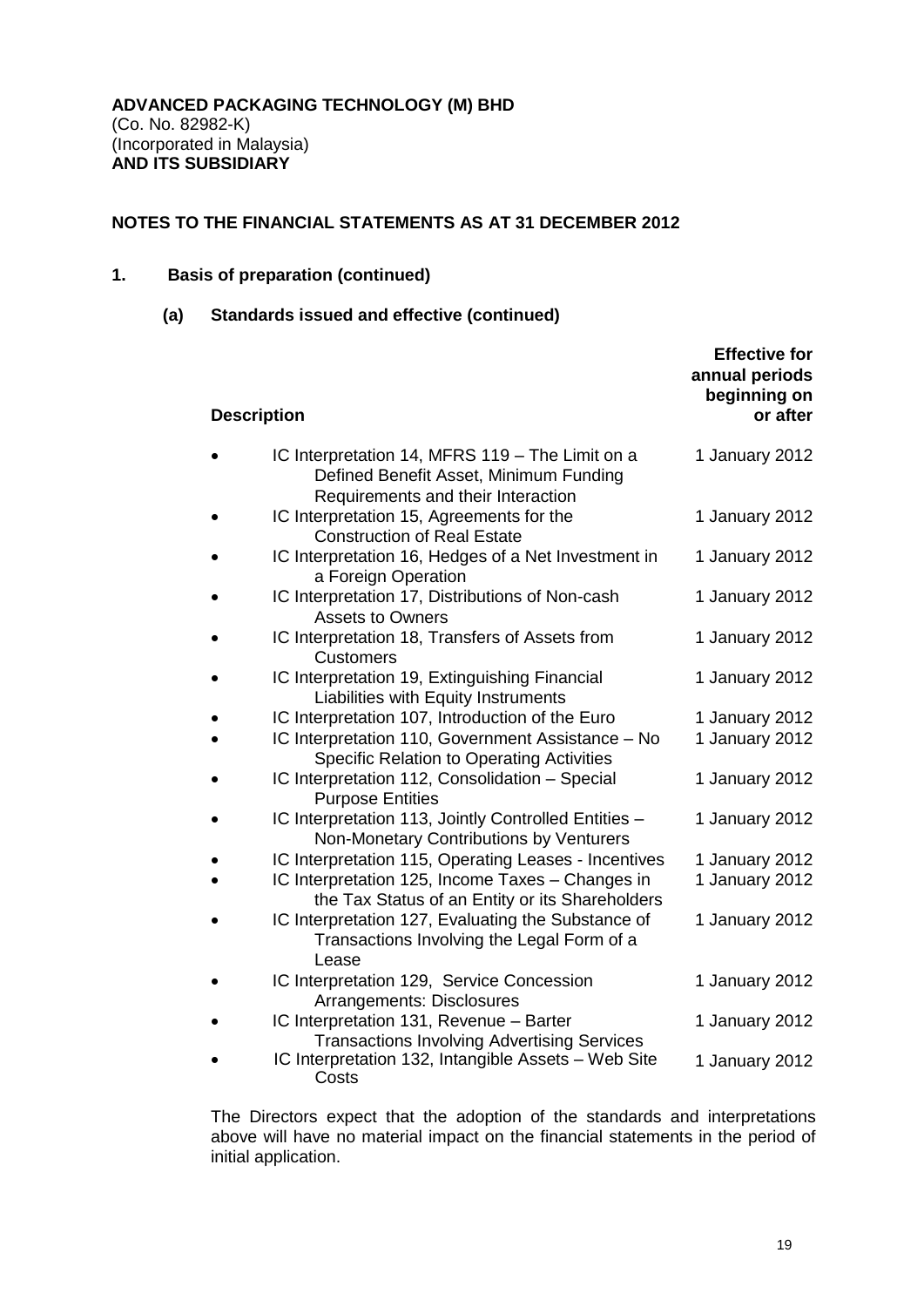**ADVANCED PACKAGING TECHNOLOGY (M) BHD**
(Co. No. 82982-K)
(Incorporated in Malaysia)
**AND ITS SUBSIDIARY**

## NOTES TO THE FINANCIAL STATEMENTS AS AT 31 DECEMBER 2012

### 1. Basis of preparation (continued)

#### (a) Standards issued and effective (continued)

| Description | Effective for annual periods beginning on or after |
|---|---|
| • IC Interpretation 14, MFRS 119 – The Limit on a Defined Benefit Asset, Minimum Funding Requirements and their Interaction | 1 January 2012 |
| • IC Interpretation 15, Agreements for the Construction of Real Estate | 1 January 2012 |
| • IC Interpretation 16, Hedges of a Net Investment in a Foreign Operation | 1 January 2012 |
| • IC Interpretation 17, Distributions of Non-cash Assets to Owners | 1 January 2012 |
| • IC Interpretation 18, Transfers of Assets from Customers | 1 January 2012 |
| • IC Interpretation 19, Extinguishing Financial Liabilities with Equity Instruments | 1 January 2012 |
| • IC Interpretation 107, Introduction of the Euro | 1 January 2012 |
| • IC Interpretation 110, Government Assistance – No Specific Relation to Operating Activities | 1 January 2012 |
| • IC Interpretation 112, Consolidation – Special Purpose Entities | 1 January 2012 |
| • IC Interpretation 113, Jointly Controlled Entities – Non-Monetary Contributions by Venturers | 1 January 2012 |
| • IC Interpretation 115, Operating Leases - Incentives | 1 January 2012 |
| • IC Interpretation 125, Income Taxes – Changes in the Tax Status of an Entity or its Shareholders | 1 January 2012 |
| • IC Interpretation 127, Evaluating the Substance of Transactions Involving the Legal Form of a Lease | 1 January 2012 |
| • IC Interpretation 129, Service Concession Arrangements: Disclosures | 1 January 2012 |
| • IC Interpretation 131, Revenue – Barter Transactions Involving Advertising Services | 1 January 2012 |
| • IC Interpretation 132, Intangible Assets – Web Site Costs | 1 January 2012 |

The Directors expect that the adoption of the standards and interpretations above will have no material impact on the financial statements in the period of initial application.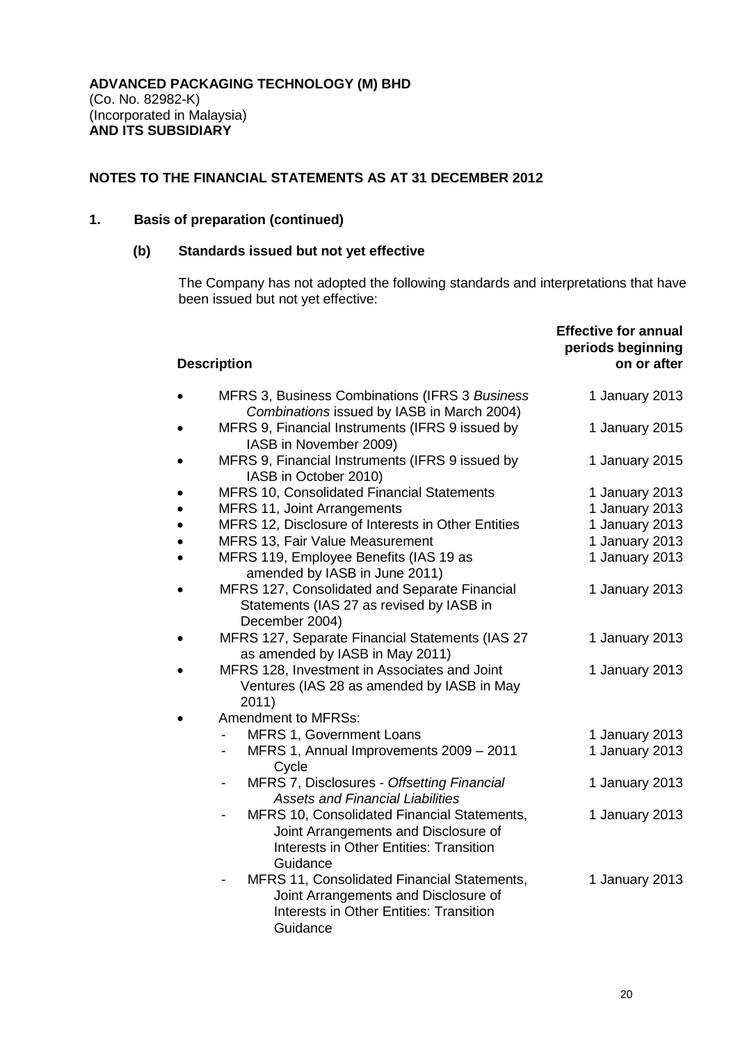**ADVANCED PACKAGING TECHNOLOGY (M) BHD**
(Co. No. 82982-K)
(Incorporated in Malaysia)
**AND ITS SUBSIDIARY**

## NOTES TO THE FINANCIAL STATEMENTS AS AT 31 DECEMBER 2012

### 1. Basis of preparation (continued)

#### (b) Standards issued but not yet effective

The Company has not adopted the following standards and interpretations that have been issued but not yet effective:

| Description | Effective for annual periods beginning on or after |
|---|---|
| • MFRS 3, Business Combinations (IFRS 3 *Business Combinations* issued by IASB in March 2004) | 1 January 2013 |
| • MFRS 9, Financial Instruments (IFRS 9 issued by IASB in November 2009) | 1 January 2015 |
| • MFRS 9, Financial Instruments (IFRS 9 issued by IASB in October 2010) | 1 January 2015 |
| • MFRS 10, Consolidated Financial Statements | 1 January 2013 |
| • MFRS 11, Joint Arrangements | 1 January 2013 |
| • MFRS 12, Disclosure of Interests in Other Entities | 1 January 2013 |
| • MFRS 13, Fair Value Measurement | 1 January 2013 |
| • MFRS 119, Employee Benefits (IAS 19 as amended by IASB in June 2011) | 1 January 2013 |
| • MFRS 127, Consolidated and Separate Financial Statements (IAS 27 as revised by IASB in December 2004) | 1 January 2013 |
| • MFRS 127, Separate Financial Statements (IAS 27 as amended by IASB in May 2011) | 1 January 2013 |
| • MFRS 128, Investment in Associates and Joint Ventures (IAS 28 as amended by IASB in May 2011) | 1 January 2013 |
| • Amendment to MFRSs: | |
| - MFRS 1, Government Loans | 1 January 2013 |
| - MFRS 1, Annual Improvements 2009 – 2011 Cycle | 1 January 2013 |
| - MFRS 7, Disclosures - *Offsetting Financial Assets and Financial Liabilities* | 1 January 2013 |
| - MFRS 10, Consolidated Financial Statements, Joint Arrangements and Disclosure of Interests in Other Entities: Transition Guidance | 1 January 2013 |
| - MFRS 11, Consolidated Financial Statements, Joint Arrangements and Disclosure of Interests in Other Entities: Transition Guidance | 1 January 2013 |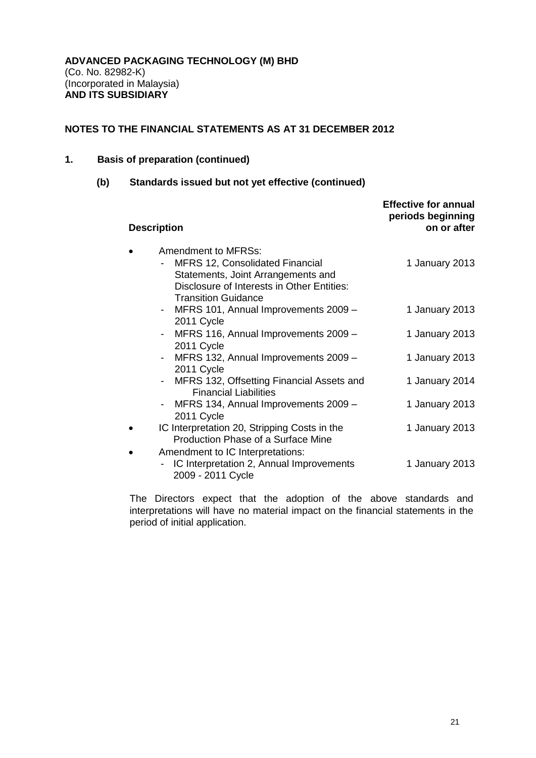**ADVANCED PACKAGING TECHNOLOGY (M) BHD**
(Co. No. 82982-K)
(Incorporated in Malaysia)
**AND ITS SUBSIDIARY**

**NOTES TO THE FINANCIAL STATEMENTS AS AT 31 DECEMBER 2012**

## 1. Basis of preparation (continued)

### (b) Standards issued but not yet effective (continued)

| Description | Effective for annual periods beginning on or after |
|---|---|
| • Amendment to MFRSs: | |
| - MFRS 12, Consolidated Financial Statements, Joint Arrangements and Disclosure of Interests in Other Entities: Transition Guidance | 1 January 2013 |
| - MFRS 101, Annual Improvements 2009 – 2011 Cycle | 1 January 2013 |
| - MFRS 116, Annual Improvements 2009 – 2011 Cycle | 1 January 2013 |
| - MFRS 132, Annual Improvements 2009 – 2011 Cycle | 1 January 2013 |
| - MFRS 132, Offsetting Financial Assets and Financial Liabilities | 1 January 2014 |
| - MFRS 134, Annual Improvements 2009 – 2011 Cycle | 1 January 2013 |
| • IC Interpretation 20, Stripping Costs in the Production Phase of a Surface Mine | 1 January 2013 |
| • Amendment to IC Interpretations: | |
| - IC Interpretation 2, Annual Improvements 2009 - 2011 Cycle | 1 January 2013 |

The Directors expect that the adoption of the above standards and interpretations will have no material impact on the financial statements in the period of initial application.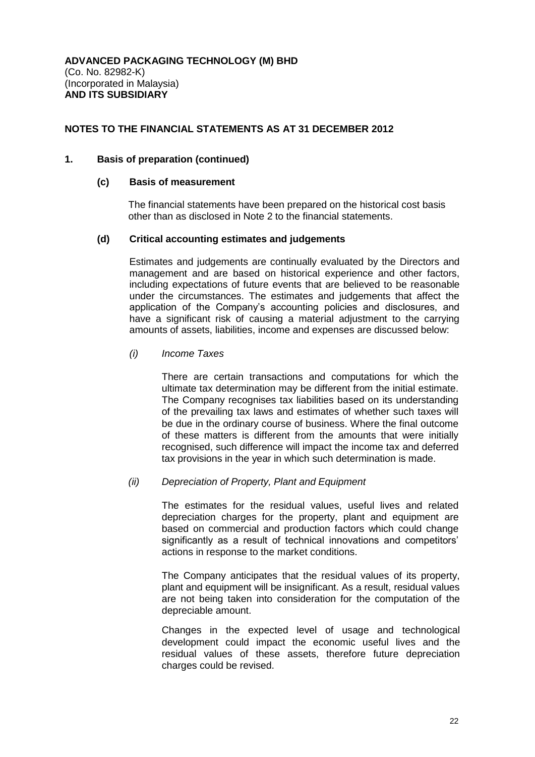**ADVANCED PACKAGING TECHNOLOGY (M) BHD**
(Co. No. 82982-K)
(Incorporated in Malaysia)
**AND ITS SUBSIDIARY**

## NOTES TO THE FINANCIAL STATEMENTS AS AT 31 DECEMBER 2012

### 1. Basis of preparation (continued)

#### (c) Basis of measurement

The financial statements have been prepared on the historical cost basis other than as disclosed in Note 2 to the financial statements.

#### (d) Critical accounting estimates and judgements

Estimates and judgements are continually evaluated by the Directors and management and are based on historical experience and other factors, including expectations of future events that are believed to be reasonable under the circumstances. The estimates and judgements that affect the application of the Company's accounting policies and disclosures, and have a significant risk of causing a material adjustment to the carrying amounts of assets, liabilities, income and expenses are discussed below:

*(i) Income Taxes*

There are certain transactions and computations for which the ultimate tax determination may be different from the initial estimate. The Company recognises tax liabilities based on its understanding of the prevailing tax laws and estimates of whether such taxes will be due in the ordinary course of business. Where the final outcome of these matters is different from the amounts that were initially recognised, such difference will impact the income tax and deferred tax provisions in the year in which such determination is made.

*(ii) Depreciation of Property, Plant and Equipment*

The estimates for the residual values, useful lives and related depreciation charges for the property, plant and equipment are based on commercial and production factors which could change significantly as a result of technical innovations and competitors' actions in response to the market conditions.

The Company anticipates that the residual values of its property, plant and equipment will be insignificant. As a result, residual values are not being taken into consideration for the computation of the depreciable amount.

Changes in the expected level of usage and technological development could impact the economic useful lives and the residual values of these assets, therefore future depreciation charges could be revised.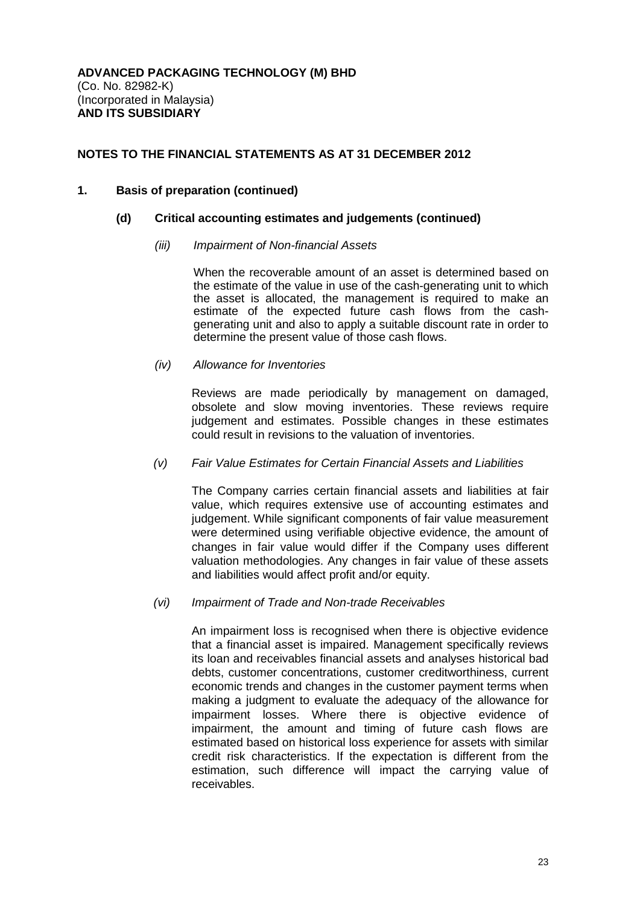**ADVANCED PACKAGING TECHNOLOGY (M) BHD**
(Co. No. 82982-K)
(Incorporated in Malaysia)
**AND ITS SUBSIDIARY**

**NOTES TO THE FINANCIAL STATEMENTS AS AT 31 DECEMBER 2012**

**1. Basis of preparation (continued)**

**(d) Critical accounting estimates and judgements (continued)**

*(iii) Impairment of Non-financial Assets*

When the recoverable amount of an asset is determined based on the estimate of the value in use of the cash-generating unit to which the asset is allocated, the management is required to make an estimate of the expected future cash flows from the cash-generating unit and also to apply a suitable discount rate in order to determine the present value of those cash flows.

*(iv) Allowance for Inventories*

Reviews are made periodically by management on damaged, obsolete and slow moving inventories. These reviews require judgement and estimates. Possible changes in these estimates could result in revisions to the valuation of inventories.

*(v) Fair Value Estimates for Certain Financial Assets and Liabilities*

The Company carries certain financial assets and liabilities at fair value, which requires extensive use of accounting estimates and judgement. While significant components of fair value measurement were determined using verifiable objective evidence, the amount of changes in fair value would differ if the Company uses different valuation methodologies. Any changes in fair value of these assets and liabilities would affect profit and/or equity.

*(vi) Impairment of Trade and Non-trade Receivables*

An impairment loss is recognised when there is objective evidence that a financial asset is impaired. Management specifically reviews its loan and receivables financial assets and analyses historical bad debts, customer concentrations, customer creditworthiness, current economic trends and changes in the customer payment terms when making a judgment to evaluate the adequacy of the allowance for impairment losses. Where there is objective evidence of impairment, the amount and timing of future cash flows are estimated based on historical loss experience for assets with similar credit risk characteristics. If the expectation is different from the estimation, such difference will impact the carrying value of receivables.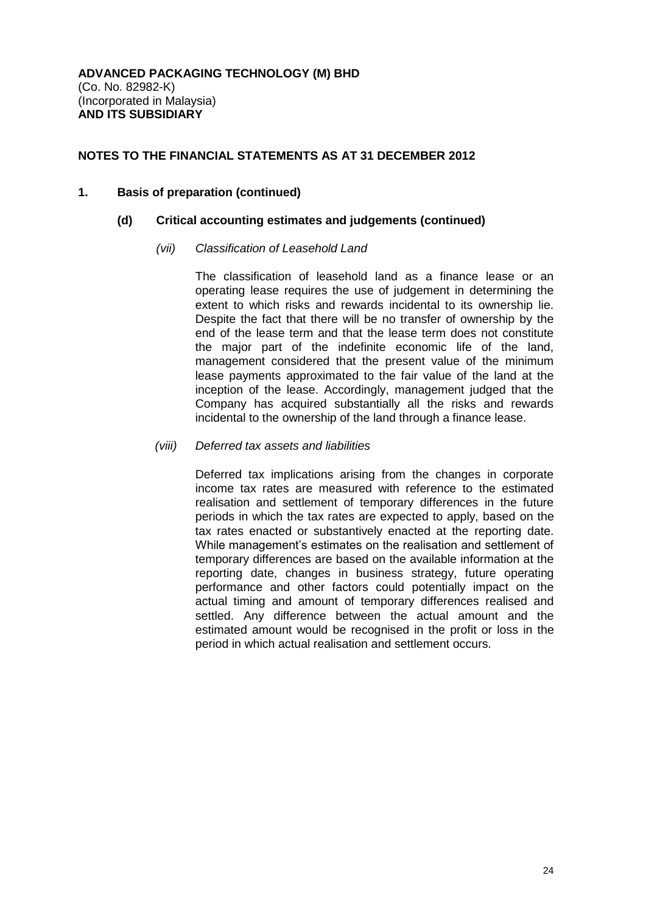**ADVANCED PACKAGING TECHNOLOGY (M) BHD**
(Co. No. 82982-K)
(Incorporated in Malaysia)
**AND ITS SUBSIDIARY**

## NOTES TO THE FINANCIAL STATEMENTS AS AT 31 DECEMBER 2012

### 1. Basis of preparation (continued)

#### (d) Critical accounting estimates and judgements (continued)

*(vii) Classification of Leasehold Land*

The classification of leasehold land as a finance lease or an operating lease requires the use of judgement in determining the extent to which risks and rewards incidental to its ownership lie. Despite the fact that there will be no transfer of ownership by the end of the lease term and that the lease term does not constitute the major part of the indefinite economic life of the land, management considered that the present value of the minimum lease payments approximated to the fair value of the land at the inception of the lease. Accordingly, management judged that the Company has acquired substantially all the risks and rewards incidental to the ownership of the land through a finance lease.

*(viii) Deferred tax assets and liabilities*

Deferred tax implications arising from the changes in corporate income tax rates are measured with reference to the estimated realisation and settlement of temporary differences in the future periods in which the tax rates are expected to apply, based on the tax rates enacted or substantively enacted at the reporting date. While management's estimates on the realisation and settlement of temporary differences are based on the available information at the reporting date, changes in business strategy, future operating performance and other factors could potentially impact on the actual timing and amount of temporary differences realised and settled. Any difference between the actual amount and the estimated amount would be recognised in the profit or loss in the period in which actual realisation and settlement occurs.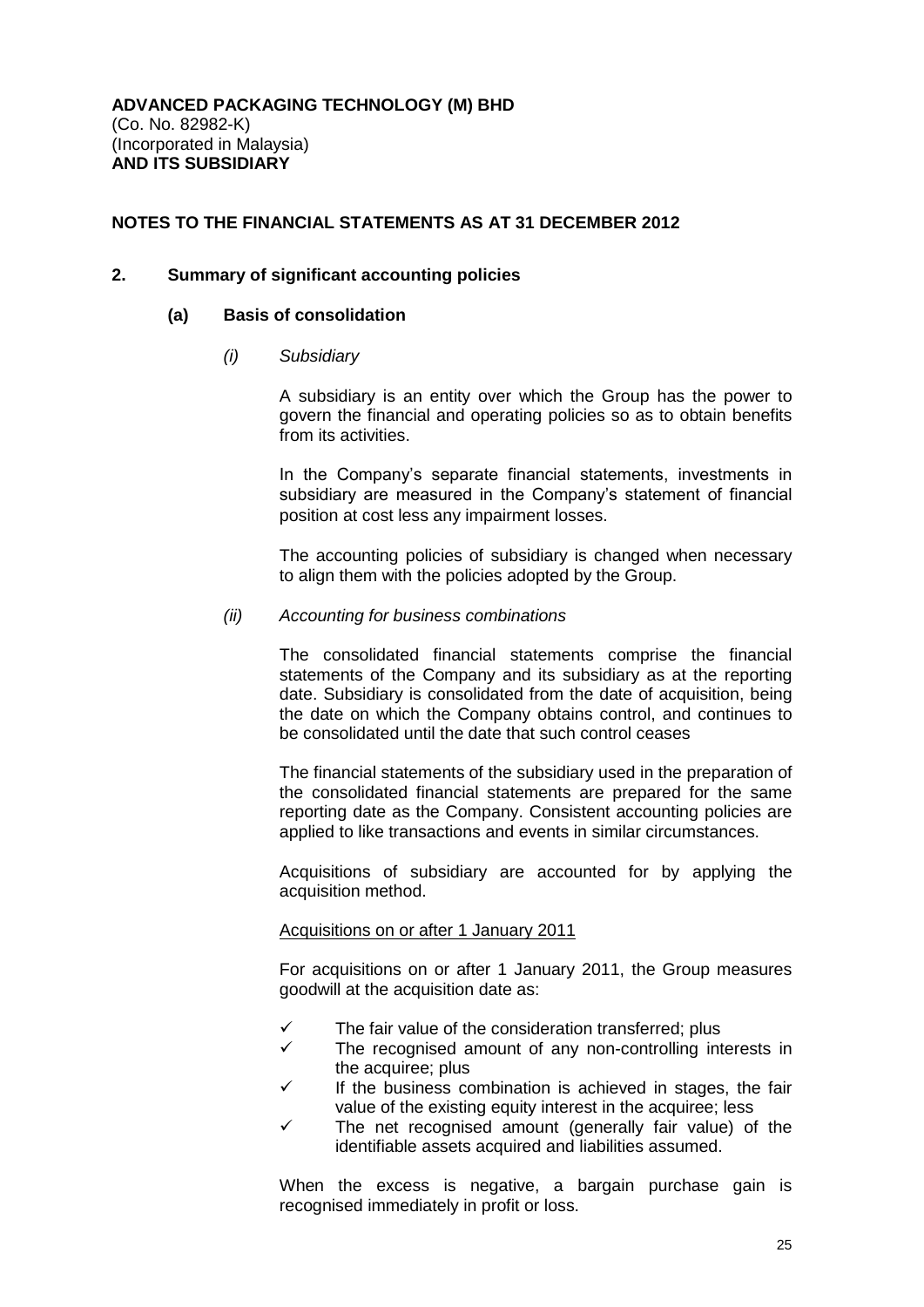**ADVANCED PACKAGING TECHNOLOGY (M) BHD**
(Co. No. 82982-K)
(Incorporated in Malaysia)
**AND ITS SUBSIDIARY**

**NOTES TO THE FINANCIAL STATEMENTS AS AT 31 DECEMBER 2012**

## 2. Summary of significant accounting policies

### (a) Basis of consolidation

*(i) Subsidiary*

A subsidiary is an entity over which the Group has the power to govern the financial and operating policies so as to obtain benefits from its activities.

In the Company's separate financial statements, investments in subsidiary are measured in the Company's statement of financial position at cost less any impairment losses.

The accounting policies of subsidiary is changed when necessary to align them with the policies adopted by the Group.

*(ii) Accounting for business combinations*

The consolidated financial statements comprise the financial statements of the Company and its subsidiary as at the reporting date. Subsidiary is consolidated from the date of acquisition, being the date on which the Company obtains control, and continues to be consolidated until the date that such control ceases

The financial statements of the subsidiary used in the preparation of the consolidated financial statements are prepared for the same reporting date as the Company. Consistent accounting policies are applied to like transactions and events in similar circumstances.

Acquisitions of subsidiary are accounted for by applying the acquisition method.

<u>Acquisitions on or after 1 January 2011</u>

For acquisitions on or after 1 January 2011, the Group measures goodwill at the acquisition date as:

- ✓ The fair value of the consideration transferred; plus
- ✓ The recognised amount of any non-controlling interests in the acquiree; plus
- ✓ If the business combination is achieved in stages, the fair value of the existing equity interest in the acquiree; less
- ✓ The net recognised amount (generally fair value) of the identifiable assets acquired and liabilities assumed.

When the excess is negative, a bargain purchase gain is recognised immediately in profit or loss.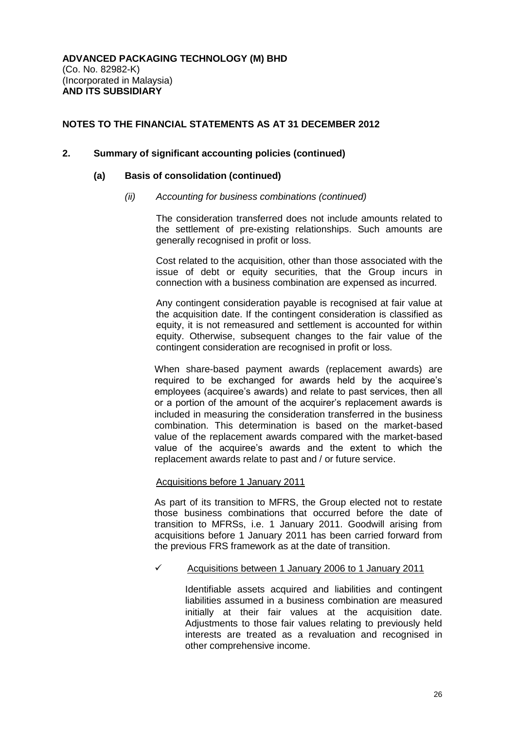**ADVANCED PACKAGING TECHNOLOGY (M) BHD**
(Co. No. 82982-K)
(Incorporated in Malaysia)
**AND ITS SUBSIDIARY**

**NOTES TO THE FINANCIAL STATEMENTS AS AT 31 DECEMBER 2012**

## 2. Summary of significant accounting policies (continued)

### (a) Basis of consolidation (continued)

#### *(ii) Accounting for business combinations (continued)*

The consideration transferred does not include amounts related to the settlement of pre-existing relationships. Such amounts are generally recognised in profit or loss.

Cost related to the acquisition, other than those associated with the issue of debt or equity securities, that the Group incurs in connection with a business combination are expensed as incurred.

Any contingent consideration payable is recognised at fair value at the acquisition date. If the contingent consideration is classified as equity, it is not remeasured and settlement is accounted for within equity. Otherwise, subsequent changes to the fair value of the contingent consideration are recognised in profit or loss.

When share-based payment awards (replacement awards) are required to be exchanged for awards held by the acquiree's employees (acquiree's awards) and relate to past services, then all or a portion of the amount of the acquirer's replacement awards is included in measuring the consideration transferred in the business combination. This determination is based on the market-based value of the replacement awards compared with the market-based value of the acquiree's awards and the extent to which the replacement awards relate to past and / or future service.

<u>Acquisitions before 1 January 2011</u>

As part of its transition to MFRS, the Group elected not to restate those business combinations that occurred before the date of transition to MFRSs, i.e. 1 January 2011. Goodwill arising from acquisitions before 1 January 2011 has been carried forward from the previous FRS framework as at the date of transition.

- ✓ <u>Acquisitions between 1 January 2006 to 1 January 2011</u>

  Identifiable assets acquired and liabilities and contingent liabilities assumed in a business combination are measured initially at their fair values at the acquisition date. Adjustments to those fair values relating to previously held interests are treated as a revaluation and recognised in other comprehensive income.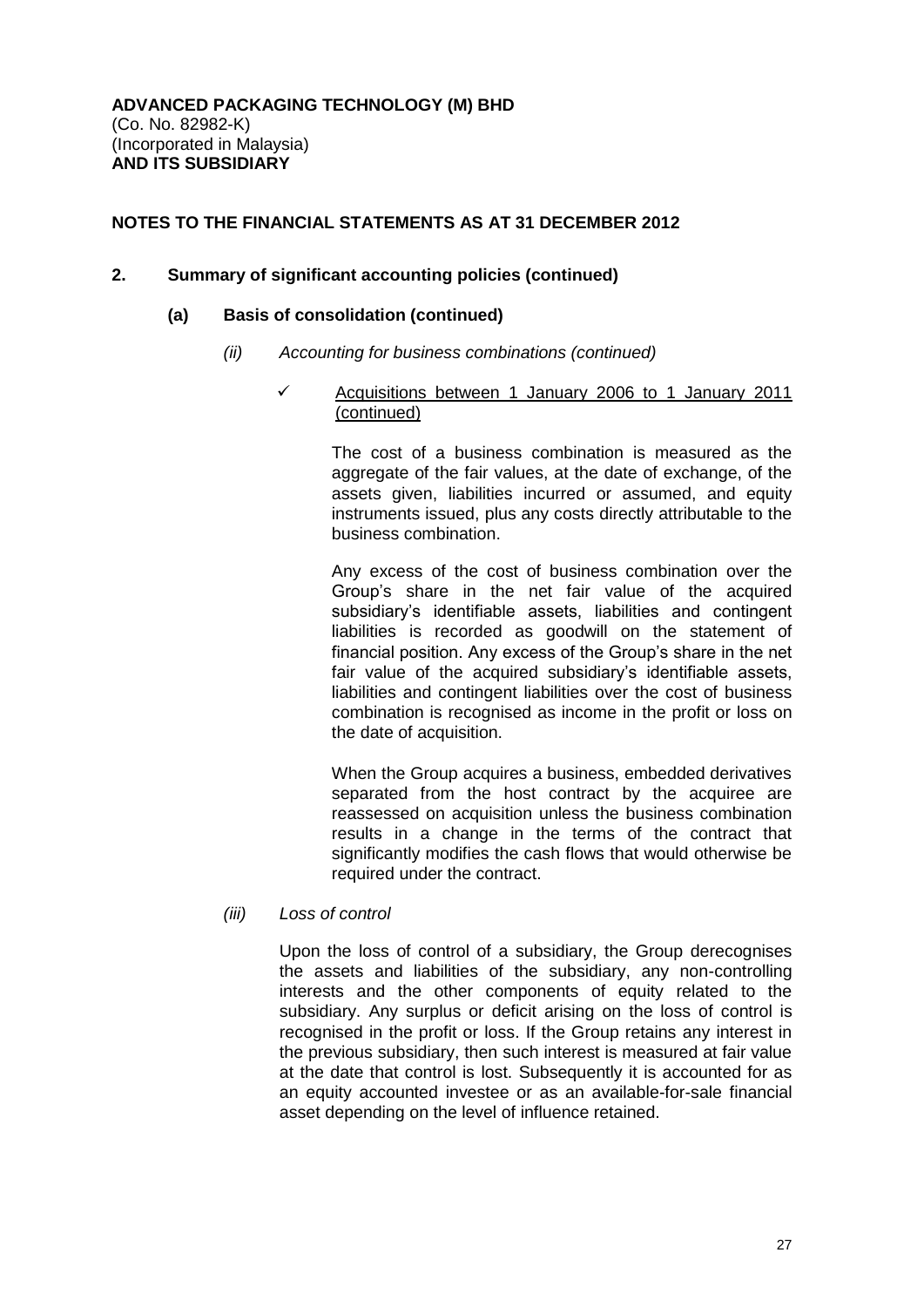**ADVANCED PACKAGING TECHNOLOGY (M) BHD**
(Co. No. 82982-K)
(Incorporated in Malaysia)
**AND ITS SUBSIDIARY**

**NOTES TO THE FINANCIAL STATEMENTS AS AT 31 DECEMBER 2012**

## 2. Summary of significant accounting policies (continued)

### (a) Basis of consolidation (continued)

#### *(ii) Accounting for business combinations (continued)*

✓ Acquisitions between 1 January 2006 to 1 January 2011 (continued)

The cost of a business combination is measured as the aggregate of the fair values, at the date of exchange, of the assets given, liabilities incurred or assumed, and equity instruments issued, plus any costs directly attributable to the business combination.

Any excess of the cost of business combination over the Group's share in the net fair value of the acquired subsidiary's identifiable assets, liabilities and contingent liabilities is recorded as goodwill on the statement of financial position. Any excess of the Group's share in the net fair value of the acquired subsidiary's identifiable assets, liabilities and contingent liabilities over the cost of business combination is recognised as income in the profit or loss on the date of acquisition.

When the Group acquires a business, embedded derivatives separated from the host contract by the acquiree are reassessed on acquisition unless the business combination results in a change in the terms of the contract that significantly modifies the cash flows that would otherwise be required under the contract.

#### *(iii) Loss of control*

Upon the loss of control of a subsidiary, the Group derecognises the assets and liabilities of the subsidiary, any non-controlling interests and the other components of equity related to the subsidiary. Any surplus or deficit arising on the loss of control is recognised in the profit or loss. If the Group retains any interest in the previous subsidiary, then such interest is measured at fair value at the date that control is lost. Subsequently it is accounted for as an equity accounted investee or as an available-for-sale financial asset depending on the level of influence retained.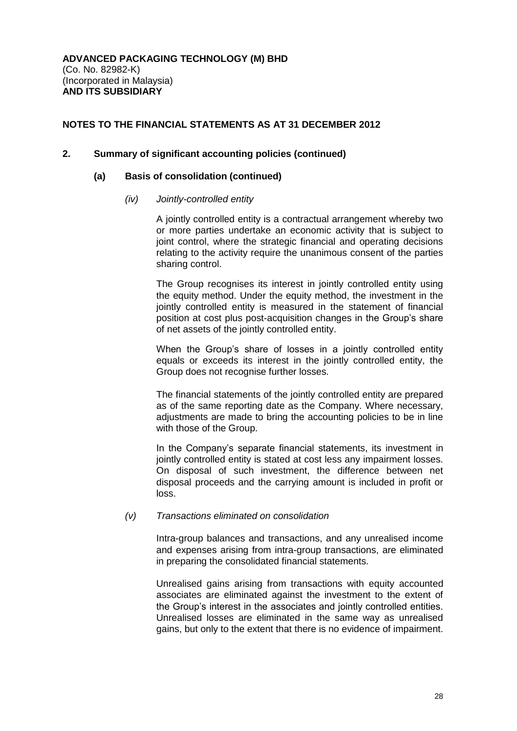**ADVANCED PACKAGING TECHNOLOGY (M) BHD**
(Co. No. 82982-K)
(Incorporated in Malaysia)
**AND ITS SUBSIDIARY**

## NOTES TO THE FINANCIAL STATEMENTS AS AT 31 DECEMBER 2012

### 2. Summary of significant accounting policies (continued)

#### (a) Basis of consolidation (continued)

*(iv) Jointly-controlled entity*

A jointly controlled entity is a contractual arrangement whereby two or more parties undertake an economic activity that is subject to joint control, where the strategic financial and operating decisions relating to the activity require the unanimous consent of the parties sharing control.

The Group recognises its interest in jointly controlled entity using the equity method. Under the equity method, the investment in the jointly controlled entity is measured in the statement of financial position at cost plus post-acquisition changes in the Group's share of net assets of the jointly controlled entity.

When the Group's share of losses in a jointly controlled entity equals or exceeds its interest in the jointly controlled entity, the Group does not recognise further losses.

The financial statements of the jointly controlled entity are prepared as of the same reporting date as the Company. Where necessary, adjustments are made to bring the accounting policies to be in line with those of the Group.

In the Company's separate financial statements, its investment in jointly controlled entity is stated at cost less any impairment losses. On disposal of such investment, the difference between net disposal proceeds and the carrying amount is included in profit or loss.

*(v) Transactions eliminated on consolidation*

Intra-group balances and transactions, and any unrealised income and expenses arising from intra-group transactions, are eliminated in preparing the consolidated financial statements.

Unrealised gains arising from transactions with equity accounted associates are eliminated against the investment to the extent of the Group's interest in the associates and jointly controlled entities. Unrealised losses are eliminated in the same way as unrealised gains, but only to the extent that there is no evidence of impairment.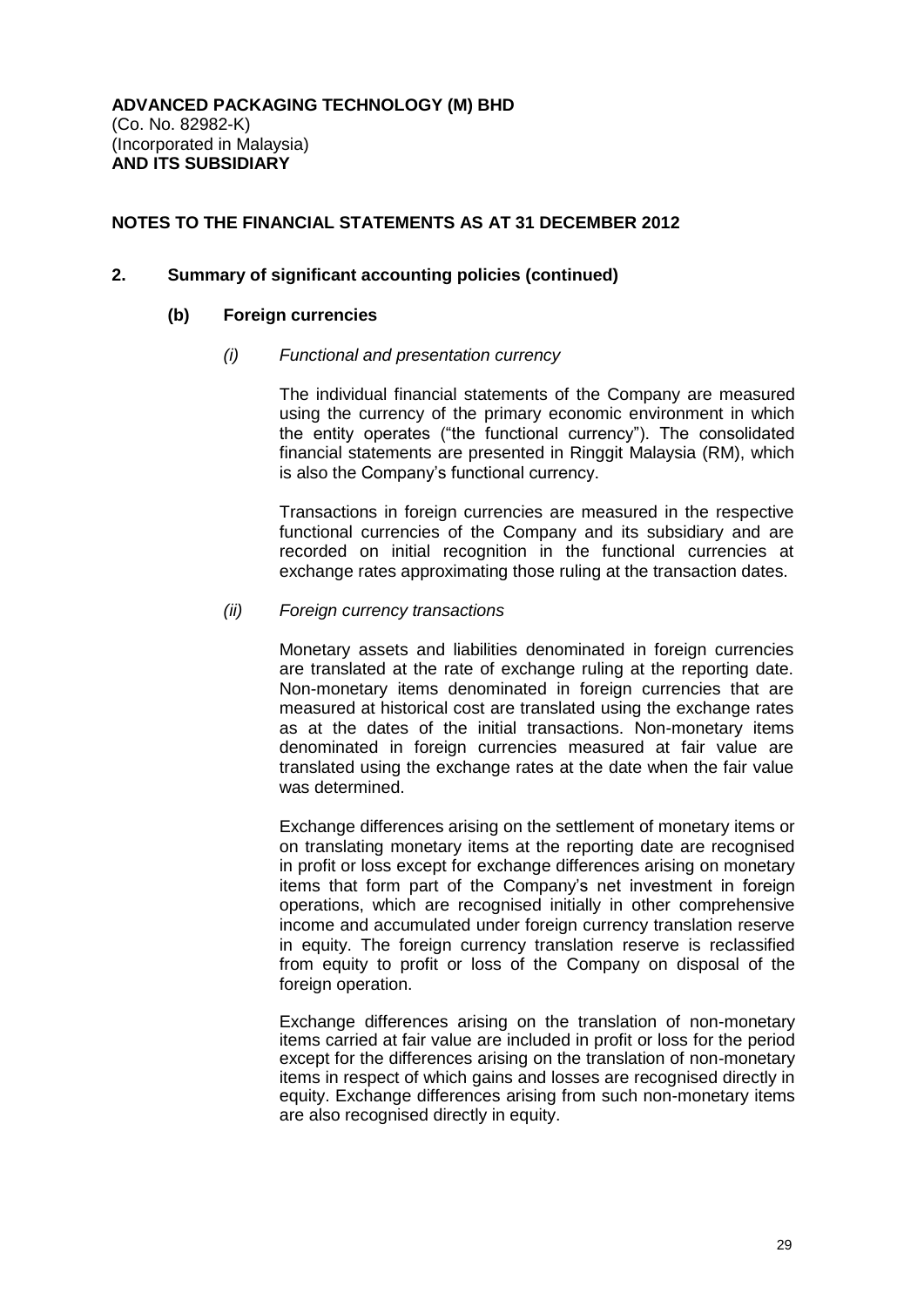**ADVANCED PACKAGING TECHNOLOGY (M) BHD**
(Co. No. 82982-K)
(Incorporated in Malaysia)
**AND ITS SUBSIDIARY**

**NOTES TO THE FINANCIAL STATEMENTS AS AT 31 DECEMBER 2012**

## 2. Summary of significant accounting policies (continued)

### (b) Foreign currencies

*(i) Functional and presentation currency*

The individual financial statements of the Company are measured using the currency of the primary economic environment in which the entity operates ("the functional currency"). The consolidated financial statements are presented in Ringgit Malaysia (RM), which is also the Company's functional currency.

Transactions in foreign currencies are measured in the respective functional currencies of the Company and its subsidiary and are recorded on initial recognition in the functional currencies at exchange rates approximating those ruling at the transaction dates.

*(ii) Foreign currency transactions*

Monetary assets and liabilities denominated in foreign currencies are translated at the rate of exchange ruling at the reporting date. Non-monetary items denominated in foreign currencies that are measured at historical cost are translated using the exchange rates as at the dates of the initial transactions. Non-monetary items denominated in foreign currencies measured at fair value are translated using the exchange rates at the date when the fair value was determined.

Exchange differences arising on the settlement of monetary items or on translating monetary items at the reporting date are recognised in profit or loss except for exchange differences arising on monetary items that form part of the Company's net investment in foreign operations, which are recognised initially in other comprehensive income and accumulated under foreign currency translation reserve in equity. The foreign currency translation reserve is reclassified from equity to profit or loss of the Company on disposal of the foreign operation.

Exchange differences arising on the translation of non-monetary items carried at fair value are included in profit or loss for the period except for the differences arising on the translation of non-monetary items in respect of which gains and losses are recognised directly in equity. Exchange differences arising from such non-monetary items are also recognised directly in equity.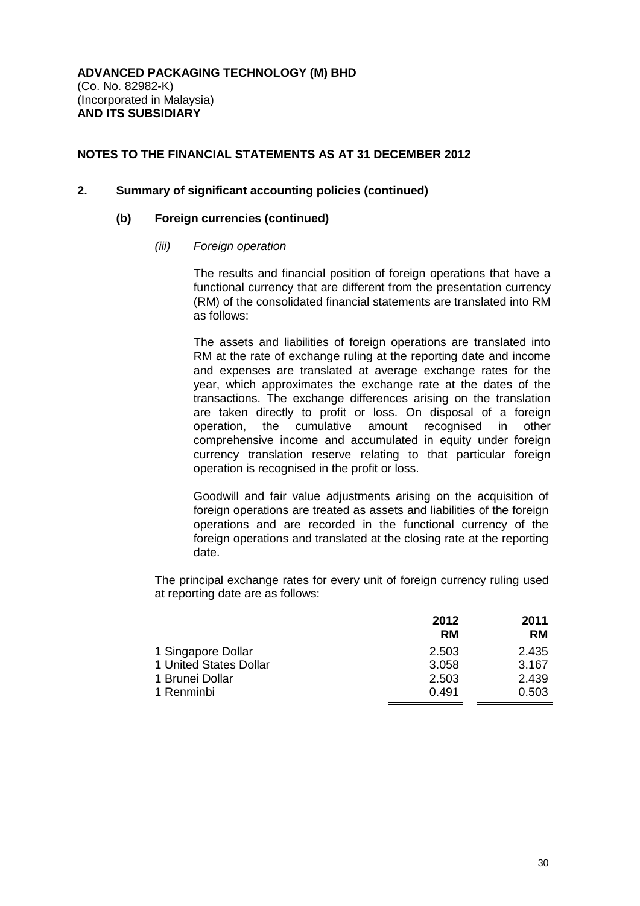**ADVANCED PACKAGING TECHNOLOGY (M) BHD**
(Co. No. 82982-K)
(Incorporated in Malaysia)
**AND ITS SUBSIDIARY**

**NOTES TO THE FINANCIAL STATEMENTS AS AT 31 DECEMBER 2012**

## 2. Summary of significant accounting policies (continued)

### (b) Foreign currencies (continued)

*(iii) Foreign operation*

The results and financial position of foreign operations that have a functional currency that are different from the presentation currency (RM) of the consolidated financial statements are translated into RM as follows:

The assets and liabilities of foreign operations are translated into RM at the rate of exchange ruling at the reporting date and income and expenses are translated at average exchange rates for the year, which approximates the exchange rate at the dates of the transactions. The exchange differences arising on the translation are taken directly to profit or loss. On disposal of a foreign operation, the cumulative amount recognised in other comprehensive income and accumulated in equity under foreign currency translation reserve relating to that particular foreign operation is recognised in the profit or loss.

Goodwill and fair value adjustments arising on the acquisition of foreign operations are treated as assets and liabilities of the foreign operations and are recorded in the functional currency of the foreign operations and translated at the closing rate at the reporting date.

The principal exchange rates for every unit of foreign currency ruling used at reporting date are as follows:

| | 2012<br>RM | 2011<br>RM |
|---|---|---|
| 1 Singapore Dollar | 2.503 | 2.435 |
| 1 United States Dollar | 3.058 | 3.167 |
| 1 Brunei Dollar | 2.503 | 2.439 |
| 1 Renminbi | 0.491 | 0.503 |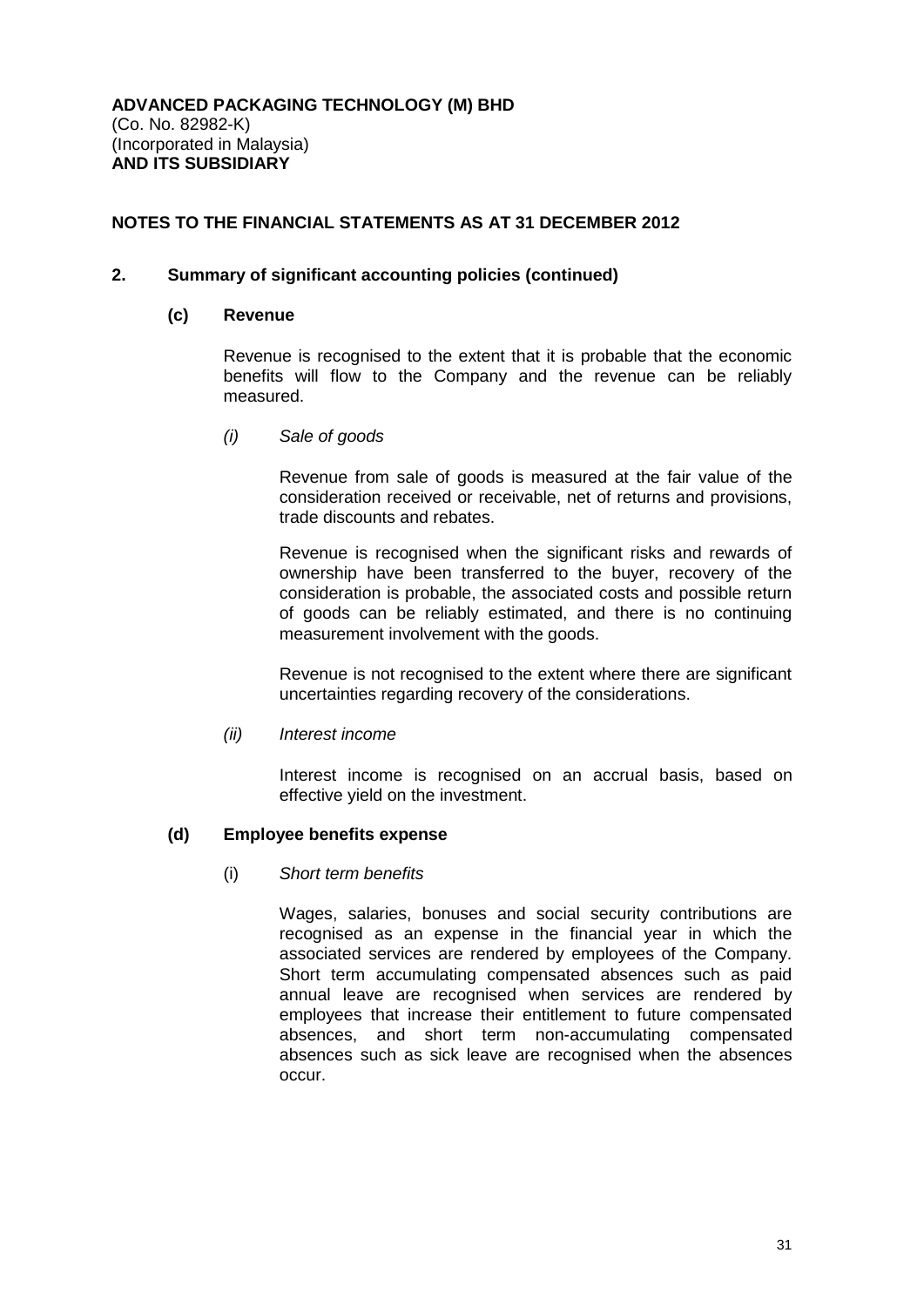**ADVANCED PACKAGING TECHNOLOGY (M) BHD**
(Co. No. 82982-K)
(Incorporated in Malaysia)
**AND ITS SUBSIDIARY**

**NOTES TO THE FINANCIAL STATEMENTS AS AT 31 DECEMBER 2012**

## 2. Summary of significant accounting policies (continued)

### (c) Revenue

Revenue is recognised to the extent that it is probable that the economic benefits will flow to the Company and the revenue can be reliably measured.

*(i) Sale of goods*

Revenue from sale of goods is measured at the fair value of the consideration received or receivable, net of returns and provisions, trade discounts and rebates.

Revenue is recognised when the significant risks and rewards of ownership have been transferred to the buyer, recovery of the consideration is probable, the associated costs and possible return of goods can be reliably estimated, and there is no continuing measurement involvement with the goods.

Revenue is not recognised to the extent where there are significant uncertainties regarding recovery of the considerations.

*(ii) Interest income*

Interest income is recognised on an accrual basis, based on effective yield on the investment.

### (d) Employee benefits expense

(i) *Short term benefits*

Wages, salaries, bonuses and social security contributions are recognised as an expense in the financial year in which the associated services are rendered by employees of the Company. Short term accumulating compensated absences such as paid annual leave are recognised when services are rendered by employees that increase their entitlement to future compensated absences, and short term non-accumulating compensated absences such as sick leave are recognised when the absences occur.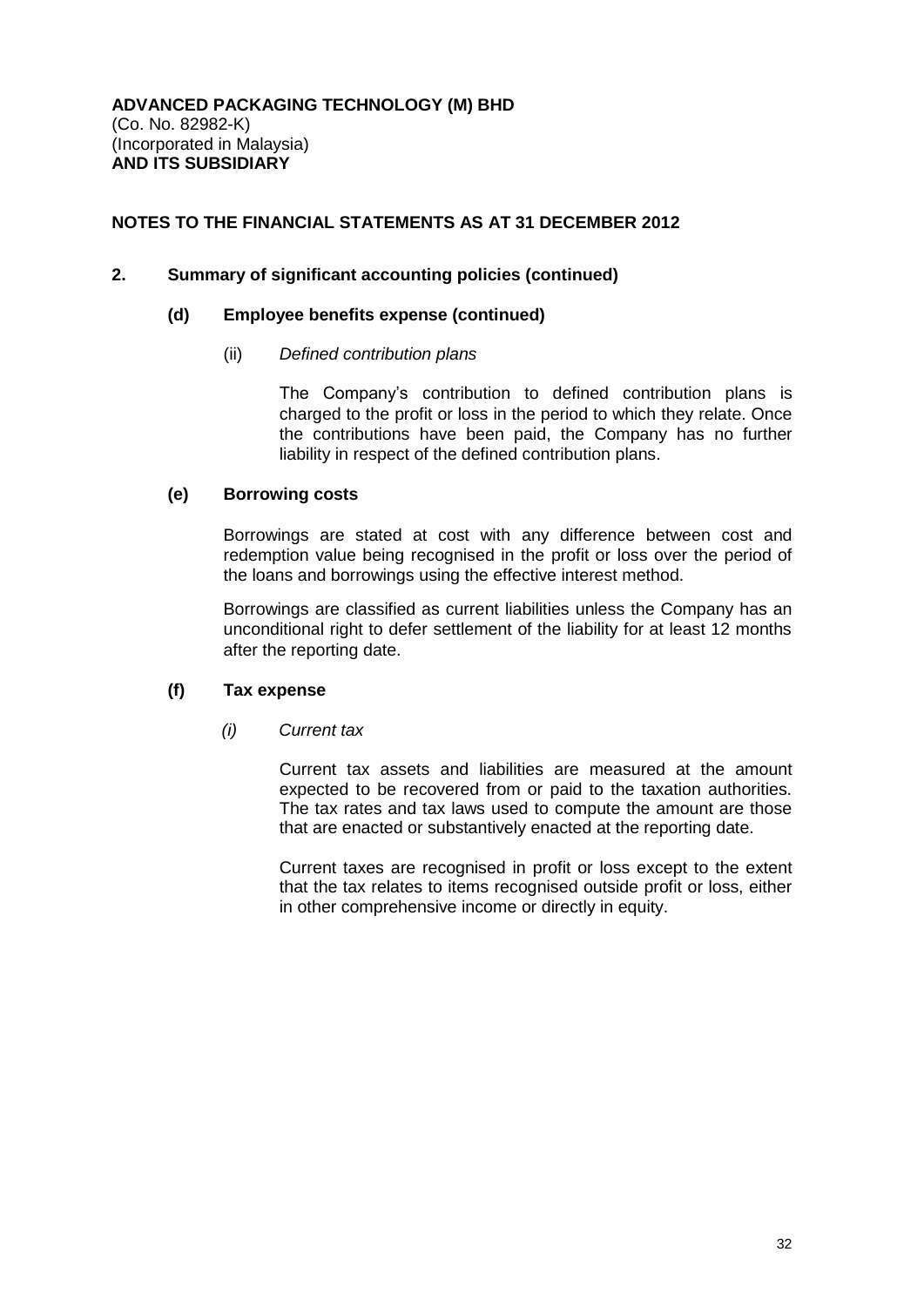**ADVANCED PACKAGING TECHNOLOGY (M) BHD**
(Co. No. 82982-K)
(Incorporated in Malaysia)
**AND ITS SUBSIDIARY**

**NOTES TO THE FINANCIAL STATEMENTS AS AT 31 DECEMBER 2012**

## 2. Summary of significant accounting policies (continued)

### (d) Employee benefits expense (continued)

(ii) *Defined contribution plans*

The Company's contribution to defined contribution plans is charged to the profit or loss in the period to which they relate. Once the contributions have been paid, the Company has no further liability in respect of the defined contribution plans.

### (e) Borrowing costs

Borrowings are stated at cost with any difference between cost and redemption value being recognised in the profit or loss over the period of the loans and borrowings using the effective interest method.

Borrowings are classified as current liabilities unless the Company has an unconditional right to defer settlement of the liability for at least 12 months after the reporting date.

### (f) Tax expense

*(i) Current tax*

Current tax assets and liabilities are measured at the amount expected to be recovered from or paid to the taxation authorities. The tax rates and tax laws used to compute the amount are those that are enacted or substantively enacted at the reporting date.

Current taxes are recognised in profit or loss except to the extent that the tax relates to items recognised outside profit or loss, either in other comprehensive income or directly in equity.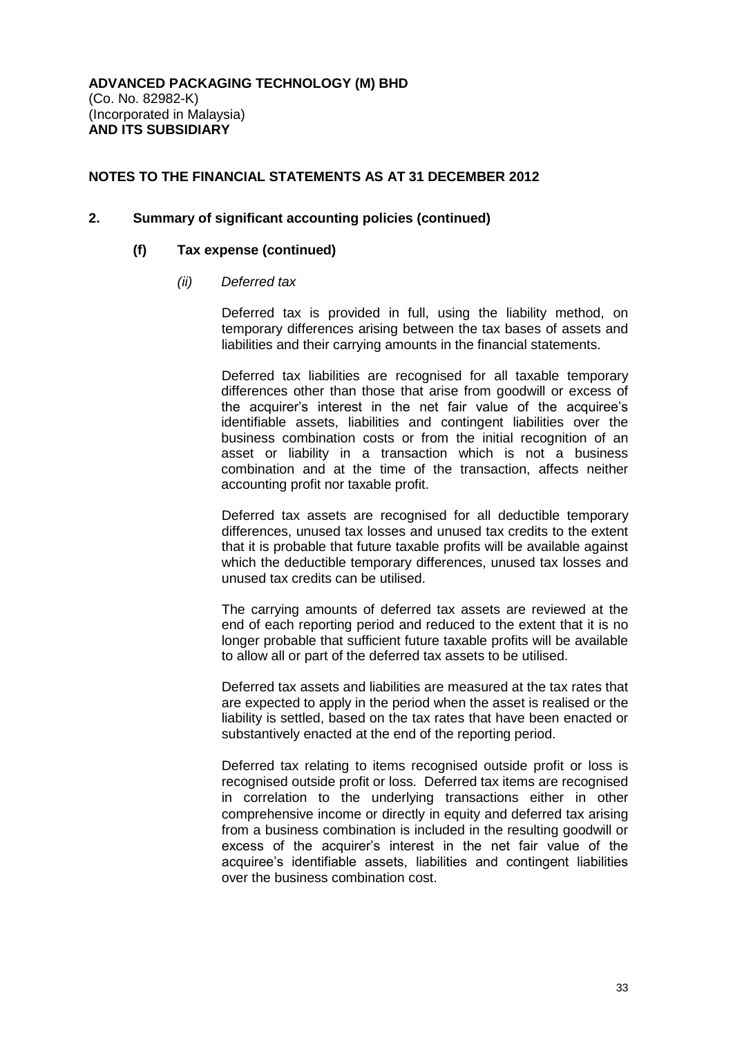**ADVANCED PACKAGING TECHNOLOGY (M) BHD**
(Co. No. 82982-K)
(Incorporated in Malaysia)
**AND ITS SUBSIDIARY**

**NOTES TO THE FINANCIAL STATEMENTS AS AT 31 DECEMBER 2012**

## 2. Summary of significant accounting policies (continued)

### (f) Tax expense (continued)

*(ii) Deferred tax*

Deferred tax is provided in full, using the liability method, on temporary differences arising between the tax bases of assets and liabilities and their carrying amounts in the financial statements.

Deferred tax liabilities are recognised for all taxable temporary differences other than those that arise from goodwill or excess of the acquirer's interest in the net fair value of the acquiree's identifiable assets, liabilities and contingent liabilities over the business combination costs or from the initial recognition of an asset or liability in a transaction which is not a business combination and at the time of the transaction, affects neither accounting profit nor taxable profit.

Deferred tax assets are recognised for all deductible temporary differences, unused tax losses and unused tax credits to the extent that it is probable that future taxable profits will be available against which the deductible temporary differences, unused tax losses and unused tax credits can be utilised.

The carrying amounts of deferred tax assets are reviewed at the end of each reporting period and reduced to the extent that it is no longer probable that sufficient future taxable profits will be available to allow all or part of the deferred tax assets to be utilised.

Deferred tax assets and liabilities are measured at the tax rates that are expected to apply in the period when the asset is realised or the liability is settled, based on the tax rates that have been enacted or substantively enacted at the end of the reporting period.

Deferred tax relating to items recognised outside profit or loss is recognised outside profit or loss. Deferred tax items are recognised in correlation to the underlying transactions either in other comprehensive income or directly in equity and deferred tax arising from a business combination is included in the resulting goodwill or excess of the acquirer's interest in the net fair value of the acquiree's identifiable assets, liabilities and contingent liabilities over the business combination cost.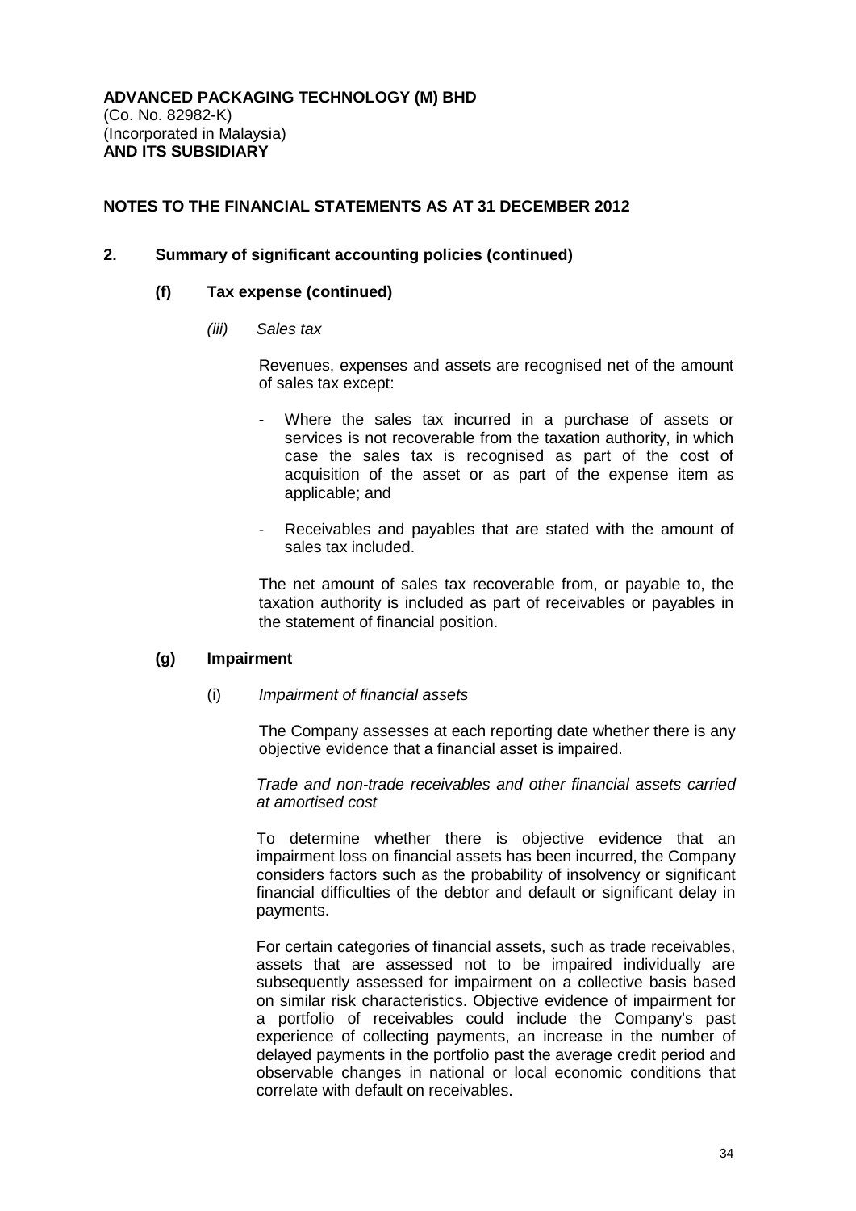**ADVANCED PACKAGING TECHNOLOGY (M) BHD**
(Co. No. 82982-K)
(Incorporated in Malaysia)
**AND ITS SUBSIDIARY**

**NOTES TO THE FINANCIAL STATEMENTS AS AT 31 DECEMBER 2012**

## 2. Summary of significant accounting policies (continued)

### (f) Tax expense (continued)

*(iii) Sales tax*

Revenues, expenses and assets are recognised net of the amount of sales tax except:

- Where the sales tax incurred in a purchase of assets or services is not recoverable from the taxation authority, in which case the sales tax is recognised as part of the cost of acquisition of the asset or as part of the expense item as applicable; and
- Receivables and payables that are stated with the amount of sales tax included.

The net amount of sales tax recoverable from, or payable to, the taxation authority is included as part of receivables or payables in the statement of financial position.

### (g) Impairment

(i) *Impairment of financial assets*

The Company assesses at each reporting date whether there is any objective evidence that a financial asset is impaired.

*Trade and non-trade receivables and other financial assets carried at amortised cost*

To determine whether there is objective evidence that an impairment loss on financial assets has been incurred, the Company considers factors such as the probability of insolvency or significant financial difficulties of the debtor and default or significant delay in payments.

For certain categories of financial assets, such as trade receivables, assets that are assessed not to be impaired individually are subsequently assessed for impairment on a collective basis based on similar risk characteristics. Objective evidence of impairment for a portfolio of receivables could include the Company's past experience of collecting payments, an increase in the number of delayed payments in the portfolio past the average credit period and observable changes in national or local economic conditions that correlate with default on receivables.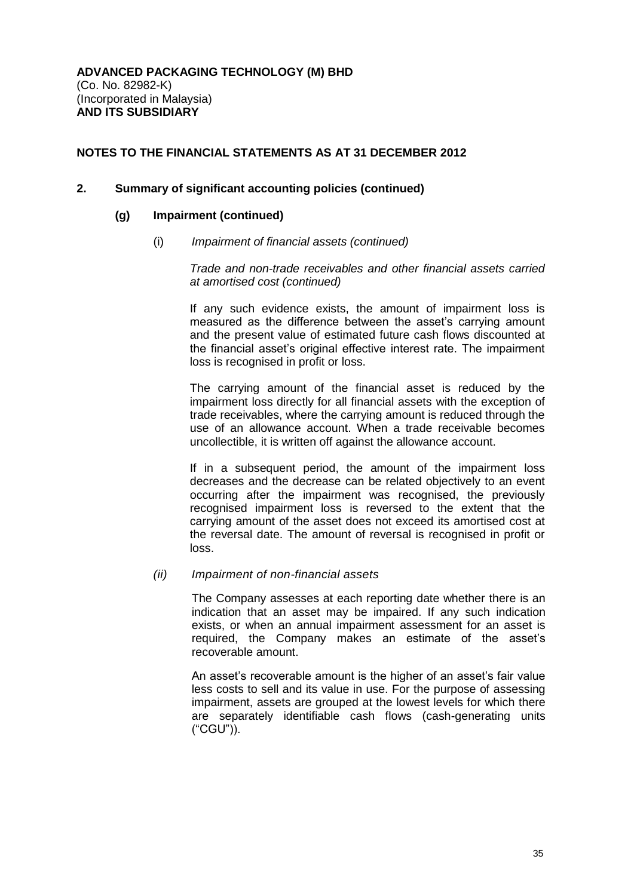**ADVANCED PACKAGING TECHNOLOGY (M) BHD**
(Co. No. 82982-K)
(Incorporated in Malaysia)
**AND ITS SUBSIDIARY**

**NOTES TO THE FINANCIAL STATEMENTS AS AT 31 DECEMBER 2012**

## 2. Summary of significant accounting policies (continued)

### (g) Impairment (continued)

(i) *Impairment of financial assets (continued)*

*Trade and non-trade receivables and other financial assets carried at amortised cost (continued)*

If any such evidence exists, the amount of impairment loss is measured as the difference between the asset's carrying amount and the present value of estimated future cash flows discounted at the financial asset's original effective interest rate. The impairment loss is recognised in profit or loss.

The carrying amount of the financial asset is reduced by the impairment loss directly for all financial assets with the exception of trade receivables, where the carrying amount is reduced through the use of an allowance account. When a trade receivable becomes uncollectible, it is written off against the allowance account.

If in a subsequent period, the amount of the impairment loss decreases and the decrease can be related objectively to an event occurring after the impairment was recognised, the previously recognised impairment loss is reversed to the extent that the carrying amount of the asset does not exceed its amortised cost at the reversal date. The amount of reversal is recognised in profit or loss.

*(ii) Impairment of non-financial assets*

The Company assesses at each reporting date whether there is an indication that an asset may be impaired. If any such indication exists, or when an annual impairment assessment for an asset is required, the Company makes an estimate of the asset's recoverable amount.

An asset's recoverable amount is the higher of an asset's fair value less costs to sell and its value in use. For the purpose of assessing impairment, assets are grouped at the lowest levels for which there are separately identifiable cash flows (cash-generating units ("CGU")).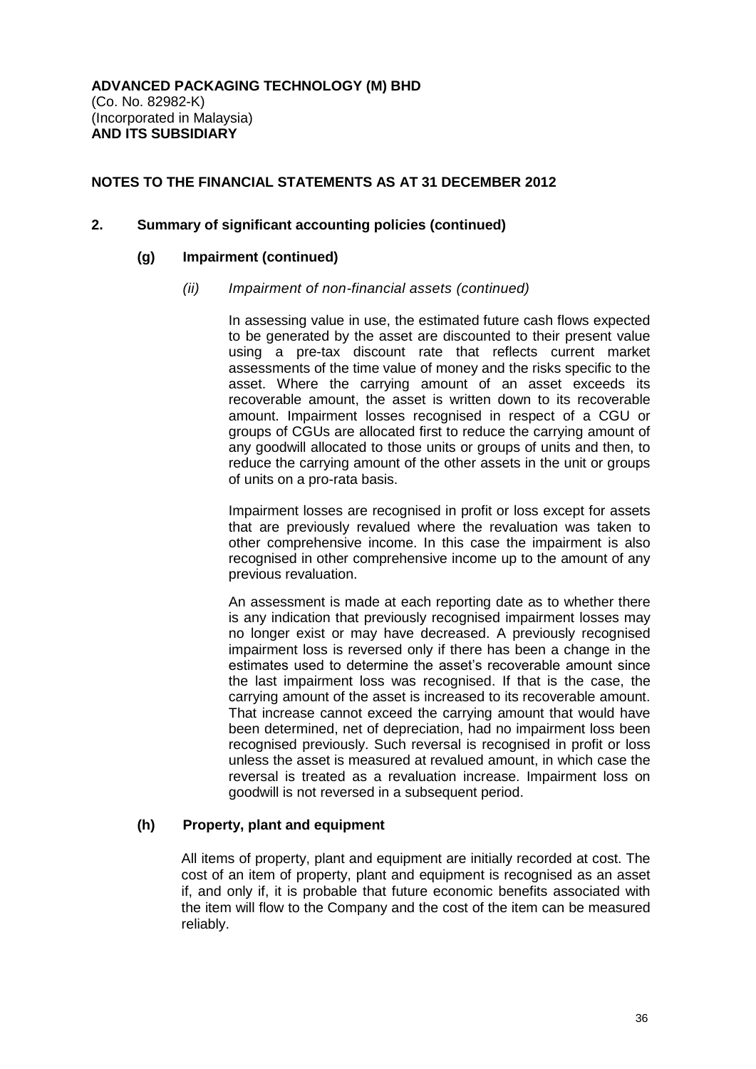**ADVANCED PACKAGING TECHNOLOGY (M) BHD**
(Co. No. 82982-K)
(Incorporated in Malaysia)
**AND ITS SUBSIDIARY**

**NOTES TO THE FINANCIAL STATEMENTS AS AT 31 DECEMBER 2012**

## 2. Summary of significant accounting policies (continued)

### (g) Impairment (continued)

#### *(ii) Impairment of non-financial assets (continued)*

In assessing value in use, the estimated future cash flows expected to be generated by the asset are discounted to their present value using a pre-tax discount rate that reflects current market assessments of the time value of money and the risks specific to the asset. Where the carrying amount of an asset exceeds its recoverable amount, the asset is written down to its recoverable amount. Impairment losses recognised in respect of a CGU or groups of CGUs are allocated first to reduce the carrying amount of any goodwill allocated to those units or groups of units and then, to reduce the carrying amount of the other assets in the unit or groups of units on a pro-rata basis.

Impairment losses are recognised in profit or loss except for assets that are previously revalued where the revaluation was taken to other comprehensive income. In this case the impairment is also recognised in other comprehensive income up to the amount of any previous revaluation.

An assessment is made at each reporting date as to whether there is any indication that previously recognised impairment losses may no longer exist or may have decreased. A previously recognised impairment loss is reversed only if there has been a change in the estimates used to determine the asset's recoverable amount since the last impairment loss was recognised. If that is the case, the carrying amount of the asset is increased to its recoverable amount. That increase cannot exceed the carrying amount that would have been determined, net of depreciation, had no impairment loss been recognised previously. Such reversal is recognised in profit or loss unless the asset is measured at revalued amount, in which case the reversal is treated as a revaluation increase. Impairment loss on goodwill is not reversed in a subsequent period.

### (h) Property, plant and equipment

All items of property, plant and equipment are initially recorded at cost. The cost of an item of property, plant and equipment is recognised as an asset if, and only if, it is probable that future economic benefits associated with the item will flow to the Company and the cost of the item can be measured reliably.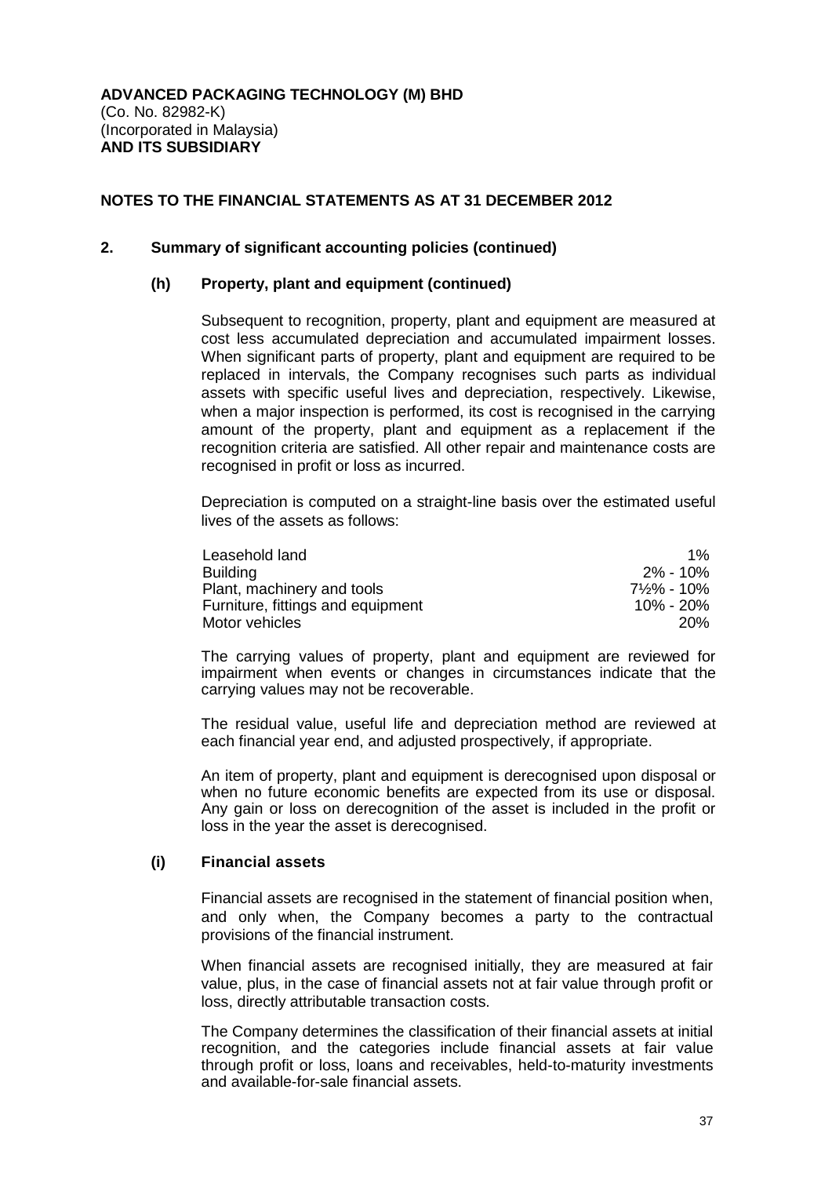**ADVANCED PACKAGING TECHNOLOGY (M) BHD**
(Co. No. 82982-K)
(Incorporated in Malaysia)
**AND ITS SUBSIDIARY**

## NOTES TO THE FINANCIAL STATEMENTS AS AT 31 DECEMBER 2012

### 2. Summary of significant accounting policies (continued)

#### (h) Property, plant and equipment (continued)

Subsequent to recognition, property, plant and equipment are measured at cost less accumulated depreciation and accumulated impairment losses. When significant parts of property, plant and equipment are required to be replaced in intervals, the Company recognises such parts as individual assets with specific useful lives and depreciation, respectively. Likewise, when a major inspection is performed, its cost is recognised in the carrying amount of the property, plant and equipment as a replacement if the recognition criteria are satisfied. All other repair and maintenance costs are recognised in profit or loss as incurred.

Depreciation is computed on a straight-line basis over the estimated useful lives of the assets as follows:

| | |
|---|---|
| Leasehold land | 1% |
| Building | 2% - 10% |
| Plant, machinery and tools | 7½% - 10% |
| Furniture, fittings and equipment | 10% - 20% |
| Motor vehicles | 20% |

The carrying values of property, plant and equipment are reviewed for impairment when events or changes in circumstances indicate that the carrying values may not be recoverable.

The residual value, useful life and depreciation method are reviewed at each financial year end, and adjusted prospectively, if appropriate.

An item of property, plant and equipment is derecognised upon disposal or when no future economic benefits are expected from its use or disposal. Any gain or loss on derecognition of the asset is included in the profit or loss in the year the asset is derecognised.

#### (i) Financial assets

Financial assets are recognised in the statement of financial position when, and only when, the Company becomes a party to the contractual provisions of the financial instrument.

When financial assets are recognised initially, they are measured at fair value, plus, in the case of financial assets not at fair value through profit or loss, directly attributable transaction costs.

The Company determines the classification of their financial assets at initial recognition, and the categories include financial assets at fair value through profit or loss, loans and receivables, held-to-maturity investments and available-for-sale financial assets.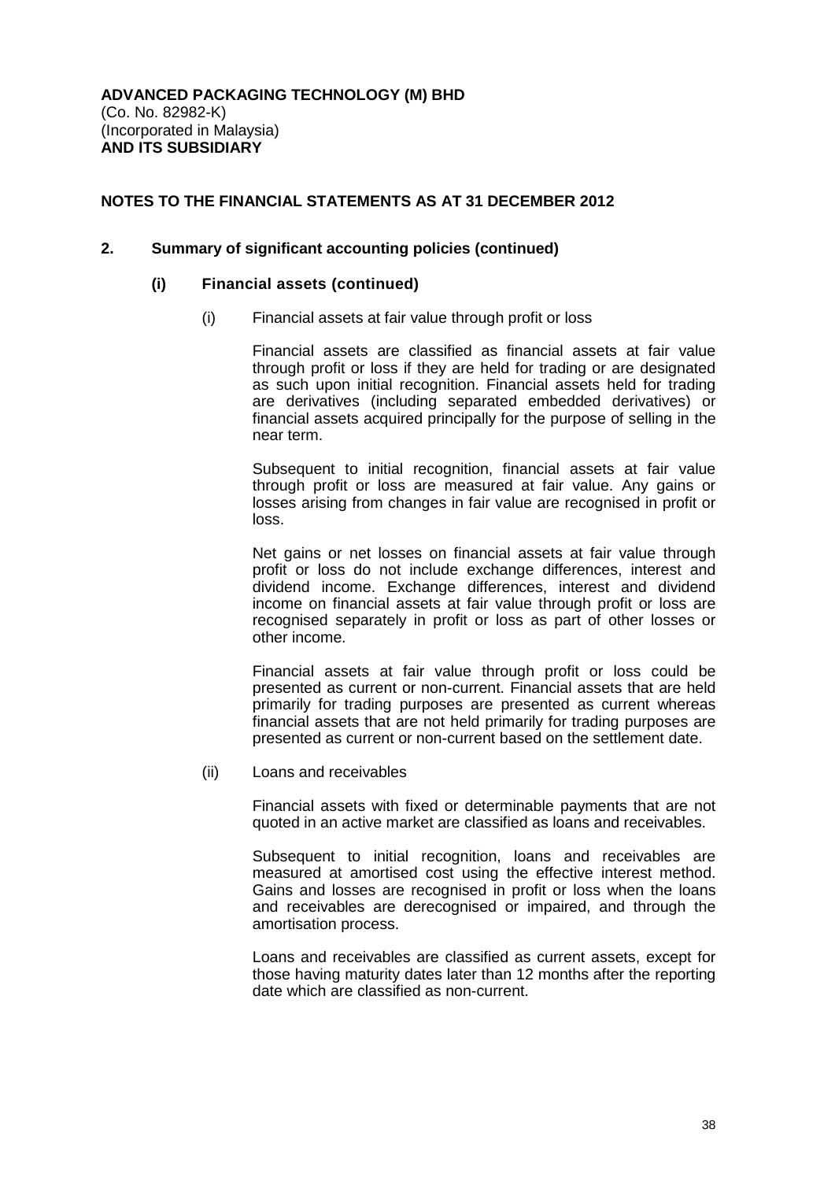**ADVANCED PACKAGING TECHNOLOGY (M) BHD**
(Co. No. 82982-K)
(Incorporated in Malaysia)
**AND ITS SUBSIDIARY**

**NOTES TO THE FINANCIAL STATEMENTS AS AT 31 DECEMBER 2012**

## 2. Summary of significant accounting policies (continued)

### (i) Financial assets (continued)

(i) Financial assets at fair value through profit or loss

Financial assets are classified as financial assets at fair value through profit or loss if they are held for trading or are designated as such upon initial recognition. Financial assets held for trading are derivatives (including separated embedded derivatives) or financial assets acquired principally for the purpose of selling in the near term.

Subsequent to initial recognition, financial assets at fair value through profit or loss are measured at fair value. Any gains or losses arising from changes in fair value are recognised in profit or loss.

Net gains or net losses on financial assets at fair value through profit or loss do not include exchange differences, interest and dividend income. Exchange differences, interest and dividend income on financial assets at fair value through profit or loss are recognised separately in profit or loss as part of other losses or other income.

Financial assets at fair value through profit or loss could be presented as current or non-current. Financial assets that are held primarily for trading purposes are presented as current whereas financial assets that are not held primarily for trading purposes are presented as current or non-current based on the settlement date.

(ii) Loans and receivables

Financial assets with fixed or determinable payments that are not quoted in an active market are classified as loans and receivables.

Subsequent to initial recognition, loans and receivables are measured at amortised cost using the effective interest method. Gains and losses are recognised in profit or loss when the loans and receivables are derecognised or impaired, and through the amortisation process.

Loans and receivables are classified as current assets, except for those having maturity dates later than 12 months after the reporting date which are classified as non-current.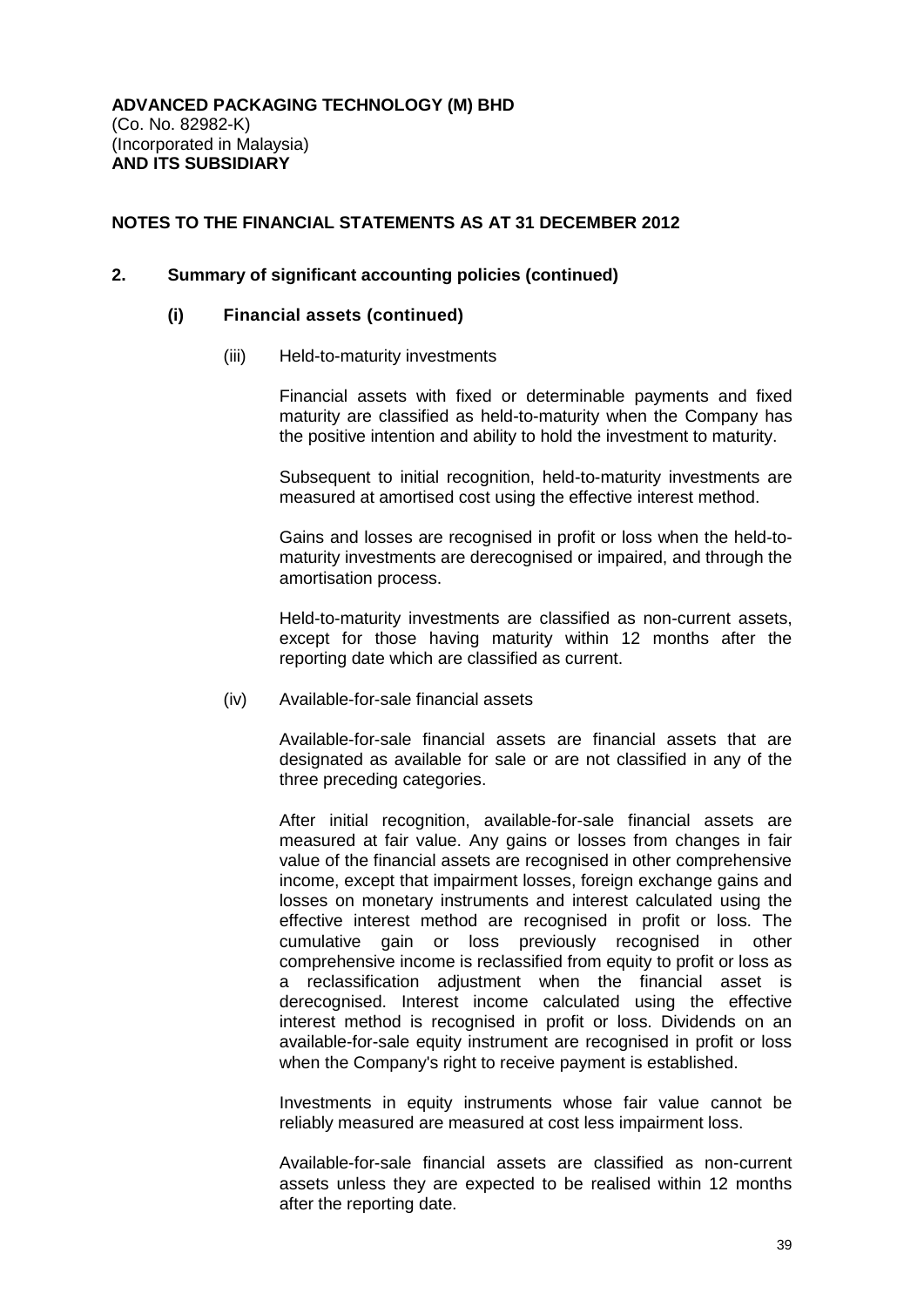**ADVANCED PACKAGING TECHNOLOGY (M) BHD**
(Co. No. 82982-K)
(Incorporated in Malaysia)
**AND ITS SUBSIDIARY**

**NOTES TO THE FINANCIAL STATEMENTS AS AT 31 DECEMBER 2012**

**2. Summary of significant accounting policies (continued)**

**(i) Financial assets (continued)**

(iii) Held-to-maturity investments

Financial assets with fixed or determinable payments and fixed maturity are classified as held-to-maturity when the Company has the positive intention and ability to hold the investment to maturity.

Subsequent to initial recognition, held-to-maturity investments are measured at amortised cost using the effective interest method.

Gains and losses are recognised in profit or loss when the held-to-maturity investments are derecognised or impaired, and through the amortisation process.

Held-to-maturity investments are classified as non-current assets, except for those having maturity within 12 months after the reporting date which are classified as current.

(iv) Available-for-sale financial assets

Available-for-sale financial assets are financial assets that are designated as available for sale or are not classified in any of the three preceding categories.

After initial recognition, available-for-sale financial assets are measured at fair value. Any gains or losses from changes in fair value of the financial assets are recognised in other comprehensive income, except that impairment losses, foreign exchange gains and losses on monetary instruments and interest calculated using the effective interest method are recognised in profit or loss. The cumulative gain or loss previously recognised in other comprehensive income is reclassified from equity to profit or loss as a reclassification adjustment when the financial asset is derecognised. Interest income calculated using the effective interest method is recognised in profit or loss. Dividends on an available-for-sale equity instrument are recognised in profit or loss when the Company's right to receive payment is established.

Investments in equity instruments whose fair value cannot be reliably measured are measured at cost less impairment loss.

Available-for-sale financial assets are classified as non-current assets unless they are expected to be realised within 12 months after the reporting date.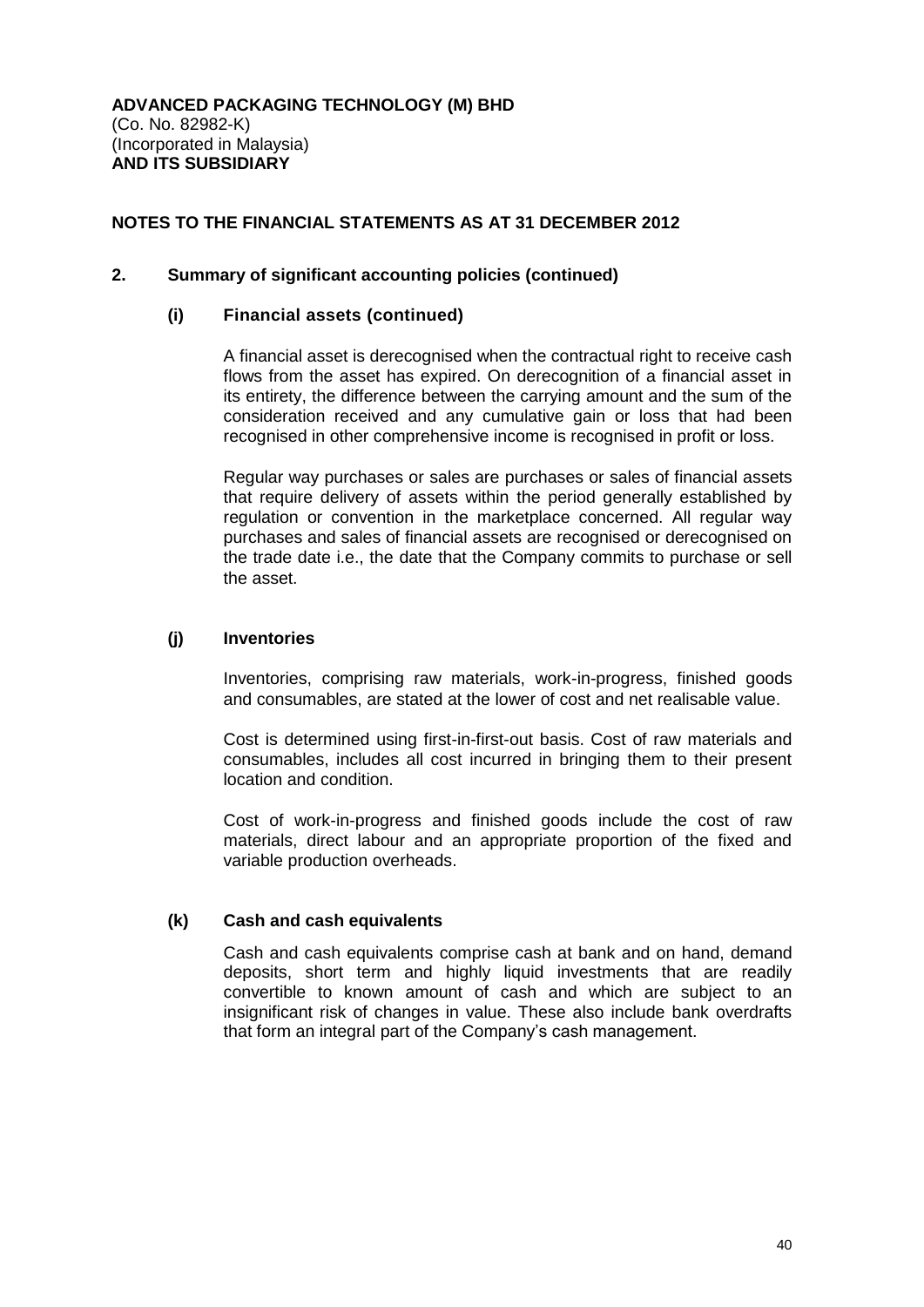**ADVANCED PACKAGING TECHNOLOGY (M) BHD**
(Co. No. 82982-K)
(Incorporated in Malaysia)
**AND ITS SUBSIDIARY**

## NOTES TO THE FINANCIAL STATEMENTS AS AT 31 DECEMBER 2012

### 2. Summary of significant accounting policies (continued)

#### (i) Financial assets (continued)

A financial asset is derecognised when the contractual right to receive cash flows from the asset has expired. On derecognition of a financial asset in its entirety, the difference between the carrying amount and the sum of the consideration received and any cumulative gain or loss that had been recognised in other comprehensive income is recognised in profit or loss.

Regular way purchases or sales are purchases or sales of financial assets that require delivery of assets within the period generally established by regulation or convention in the marketplace concerned. All regular way purchases and sales of financial assets are recognised or derecognised on the trade date i.e., the date that the Company commits to purchase or sell the asset.

#### (j) Inventories

Inventories, comprising raw materials, work-in-progress, finished goods and consumables, are stated at the lower of cost and net realisable value.

Cost is determined using first-in-first-out basis. Cost of raw materials and consumables, includes all cost incurred in bringing them to their present location and condition.

Cost of work-in-progress and finished goods include the cost of raw materials, direct labour and an appropriate proportion of the fixed and variable production overheads.

#### (k) Cash and cash equivalents

Cash and cash equivalents comprise cash at bank and on hand, demand deposits, short term and highly liquid investments that are readily convertible to known amount of cash and which are subject to an insignificant risk of changes in value. These also include bank overdrafts that form an integral part of the Company's cash management.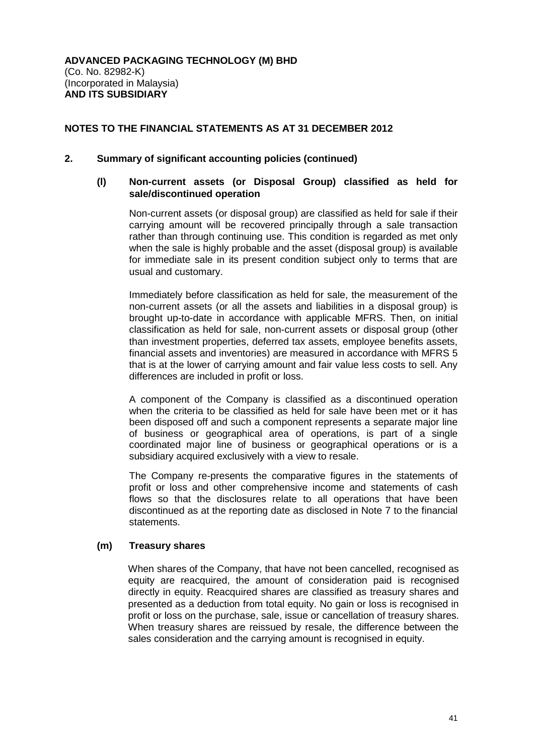**ADVANCED PACKAGING TECHNOLOGY (M) BHD**
(Co. No. 82982-K)
(Incorporated in Malaysia)
**AND ITS SUBSIDIARY**

**NOTES TO THE FINANCIAL STATEMENTS AS AT 31 DECEMBER 2012**

## 2. Summary of significant accounting policies (continued)

### (l) Non-current assets (or Disposal Group) classified as held for sale/discontinued operation

Non-current assets (or disposal group) are classified as held for sale if their carrying amount will be recovered principally through a sale transaction rather than through continuing use. This condition is regarded as met only when the sale is highly probable and the asset (disposal group) is available for immediate sale in its present condition subject only to terms that are usual and customary.

Immediately before classification as held for sale, the measurement of the non-current assets (or all the assets and liabilities in a disposal group) is brought up-to-date in accordance with applicable MFRS. Then, on initial classification as held for sale, non-current assets or disposal group (other than investment properties, deferred tax assets, employee benefits assets, financial assets and inventories) are measured in accordance with MFRS 5 that is at the lower of carrying amount and fair value less costs to sell. Any differences are included in profit or loss.

A component of the Company is classified as a discontinued operation when the criteria to be classified as held for sale have been met or it has been disposed off and such a component represents a separate major line of business or geographical area of operations, is part of a single coordinated major line of business or geographical operations or is a subsidiary acquired exclusively with a view to resale.

The Company re-presents the comparative figures in the statements of profit or loss and other comprehensive income and statements of cash flows so that the disclosures relate to all operations that have been discontinued as at the reporting date as disclosed in Note 7 to the financial statements.

### (m) Treasury shares

When shares of the Company, that have not been cancelled, recognised as equity are reacquired, the amount of consideration paid is recognised directly in equity. Reacquired shares are classified as treasury shares and presented as a deduction from total equity. No gain or loss is recognised in profit or loss on the purchase, sale, issue or cancellation of treasury shares. When treasury shares are reissued by resale, the difference between the sales consideration and the carrying amount is recognised in equity.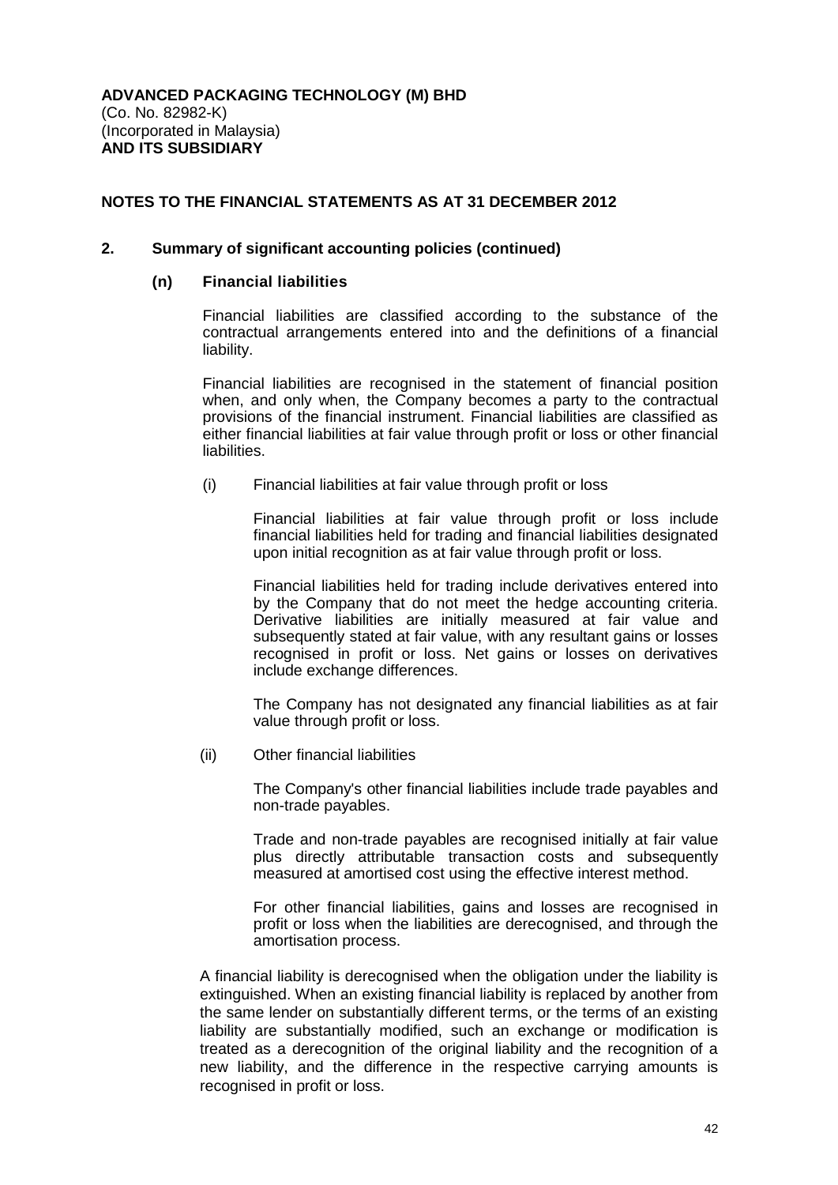**ADVANCED PACKAGING TECHNOLOGY (M) BHD**
(Co. No. 82982-K)
(Incorporated in Malaysia)
**AND ITS SUBSIDIARY**

**NOTES TO THE FINANCIAL STATEMENTS AS AT 31 DECEMBER 2012**

## 2. Summary of significant accounting policies (continued)

### (n) Financial liabilities

Financial liabilities are classified according to the substance of the contractual arrangements entered into and the definitions of a financial liability.

Financial liabilities are recognised in the statement of financial position when, and only when, the Company becomes a party to the contractual provisions of the financial instrument. Financial liabilities are classified as either financial liabilities at fair value through profit or loss or other financial liabilities.

(i) Financial liabilities at fair value through profit or loss

Financial liabilities at fair value through profit or loss include financial liabilities held for trading and financial liabilities designated upon initial recognition as at fair value through profit or loss.

Financial liabilities held for trading include derivatives entered into by the Company that do not meet the hedge accounting criteria. Derivative liabilities are initially measured at fair value and subsequently stated at fair value, with any resultant gains or losses recognised in profit or loss. Net gains or losses on derivatives include exchange differences.

The Company has not designated any financial liabilities as at fair value through profit or loss.

(ii) Other financial liabilities

The Company's other financial liabilities include trade payables and non-trade payables.

Trade and non-trade payables are recognised initially at fair value plus directly attributable transaction costs and subsequently measured at amortised cost using the effective interest method.

For other financial liabilities, gains and losses are recognised in profit or loss when the liabilities are derecognised, and through the amortisation process.

A financial liability is derecognised when the obligation under the liability is extinguished. When an existing financial liability is replaced by another from the same lender on substantially different terms, or the terms of an existing liability are substantially modified, such an exchange or modification is treated as a derecognition of the original liability and the recognition of a new liability, and the difference in the respective carrying amounts is recognised in profit or loss.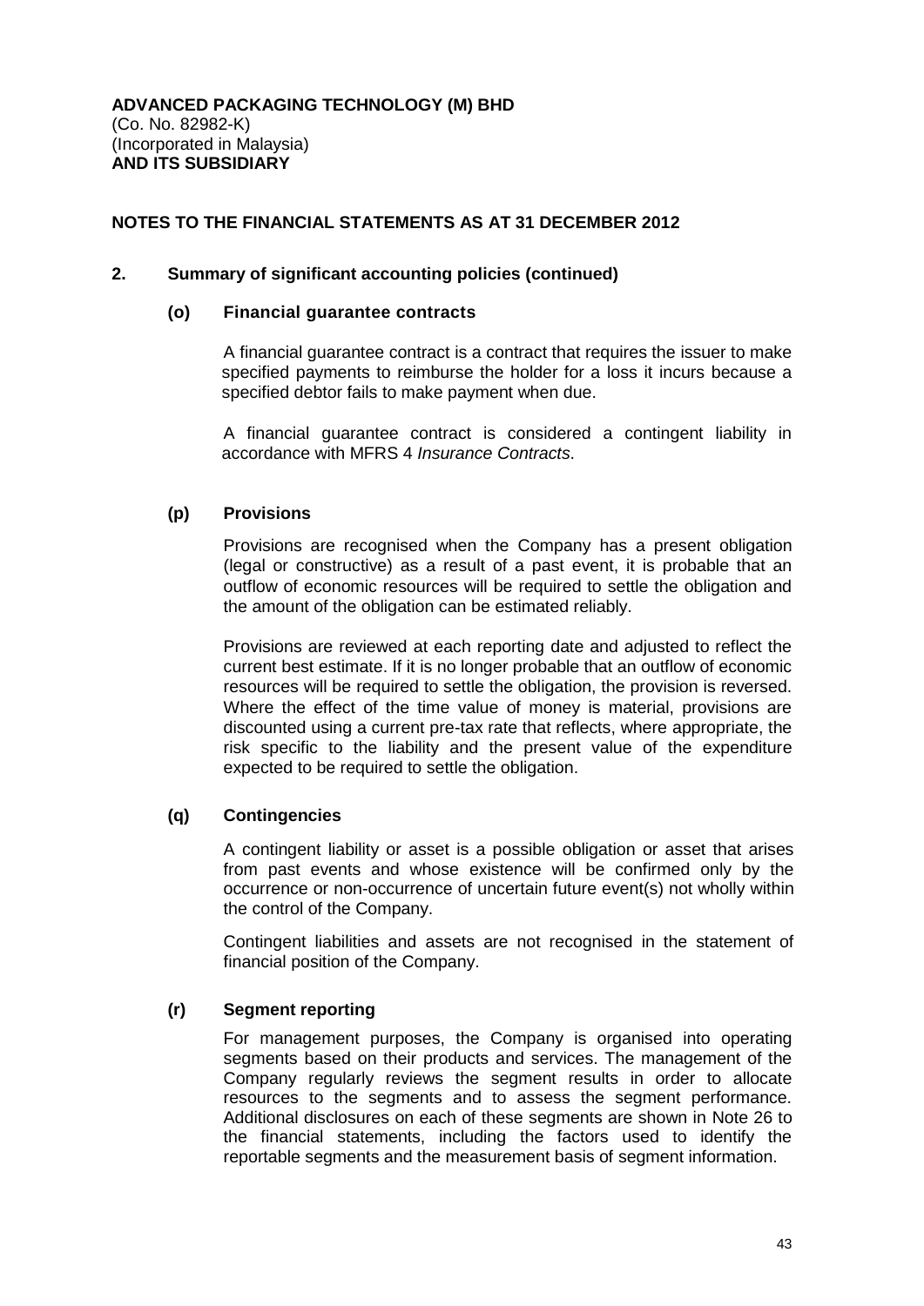**ADVANCED PACKAGING TECHNOLOGY (M) BHD**
(Co. No. 82982-K)
(Incorporated in Malaysia)
**AND ITS SUBSIDIARY**

## NOTES TO THE FINANCIAL STATEMENTS AS AT 31 DECEMBER 2012

### 2. Summary of significant accounting policies (continued)

#### (o) Financial guarantee contracts

A financial guarantee contract is a contract that requires the issuer to make specified payments to reimburse the holder for a loss it incurs because a specified debtor fails to make payment when due.

A financial guarantee contract is considered a contingent liability in accordance with MFRS 4 *Insurance Contracts*.

#### (p) Provisions

Provisions are recognised when the Company has a present obligation (legal or constructive) as a result of a past event, it is probable that an outflow of economic resources will be required to settle the obligation and the amount of the obligation can be estimated reliably.

Provisions are reviewed at each reporting date and adjusted to reflect the current best estimate. If it is no longer probable that an outflow of economic resources will be required to settle the obligation, the provision is reversed. Where the effect of the time value of money is material, provisions are discounted using a current pre-tax rate that reflects, where appropriate, the risk specific to the liability and the present value of the expenditure expected to be required to settle the obligation.

#### (q) Contingencies

A contingent liability or asset is a possible obligation or asset that arises from past events and whose existence will be confirmed only by the occurrence or non-occurrence of uncertain future event(s) not wholly within the control of the Company.

Contingent liabilities and assets are not recognised in the statement of financial position of the Company.

#### (r) Segment reporting

For management purposes, the Company is organised into operating segments based on their products and services. The management of the Company regularly reviews the segment results in order to allocate resources to the segments and to assess the segment performance. Additional disclosures on each of these segments are shown in Note 26 to the financial statements, including the factors used to identify the reportable segments and the measurement basis of segment information.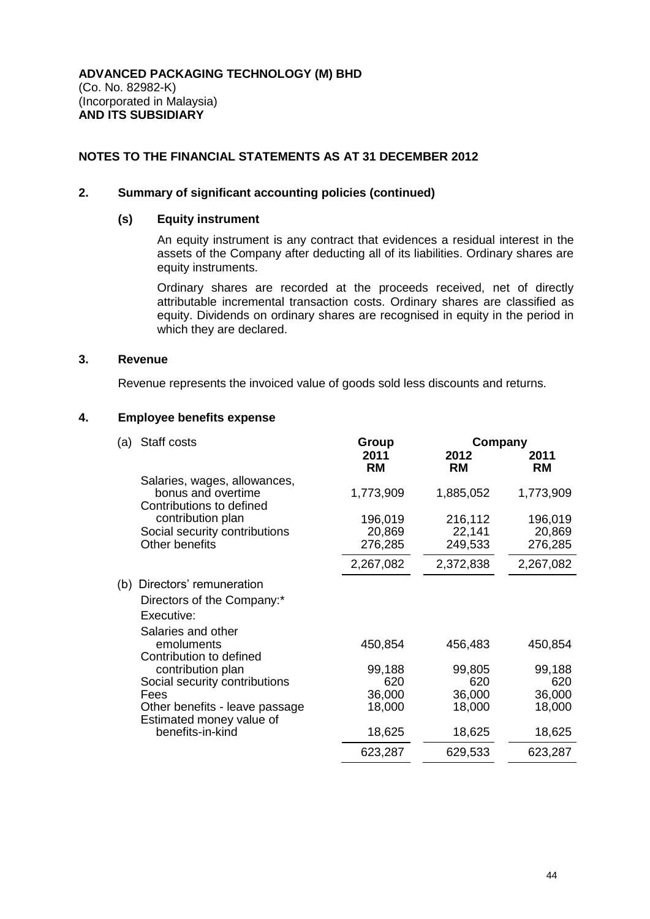**ADVANCED PACKAGING TECHNOLOGY (M) BHD**
(Co. No. 82982-K)
(Incorporated in Malaysia)
**AND ITS SUBSIDIARY**

## NOTES TO THE FINANCIAL STATEMENTS AS AT 31 DECEMBER 2012

## 2. Summary of significant accounting policies (continued)

### (s) Equity instrument

An equity instrument is any contract that evidences a residual interest in the assets of the Company after deducting all of its liabilities. Ordinary shares are equity instruments.

Ordinary shares are recorded at the proceeds received, net of directly attributable incremental transaction costs. Ordinary shares are classified as equity. Dividends on ordinary shares are recognised in equity in the period in which they are declared.

## 3. Revenue

Revenue represents the invoiced value of goods sold less discounts and returns.

## 4. Employee benefits expense

| (a) Staff costs | Group | Company | |
|---|---|---|---|
| | 2011 RM | 2012 RM | 2011 RM |
| Salaries, wages, allowances, bonus and overtime | 1,773,909 | 1,885,052 | 1,773,909 |
| Contributions to defined contribution plan | 196,019 | 216,112 | 196,019 |
| Social security contributions | 20,869 | 22,141 | 20,869 |
| Other benefits | 276,285 | 249,533 | 276,285 |
| | 2,267,082 | 2,372,838 | 2,267,082 |
| (b) Directors' remuneration | | | |
| Directors of the Company:* | | | |
| Executive: | | | |
| Salaries and other emoluments | 450,854 | 456,483 | 450,854 |
| Contribution to defined contribution plan | 99,188 | 99,805 | 99,188 |
| Social security contributions | 620 | 620 | 620 |
| Fees | 36,000 | 36,000 | 36,000 |
| Other benefits - leave passage | 18,000 | 18,000 | 18,000 |
| Estimated money value of benefits-in-kind | 18,625 | 18,625 | 18,625 |
| | 623,287 | 629,533 | 623,287 |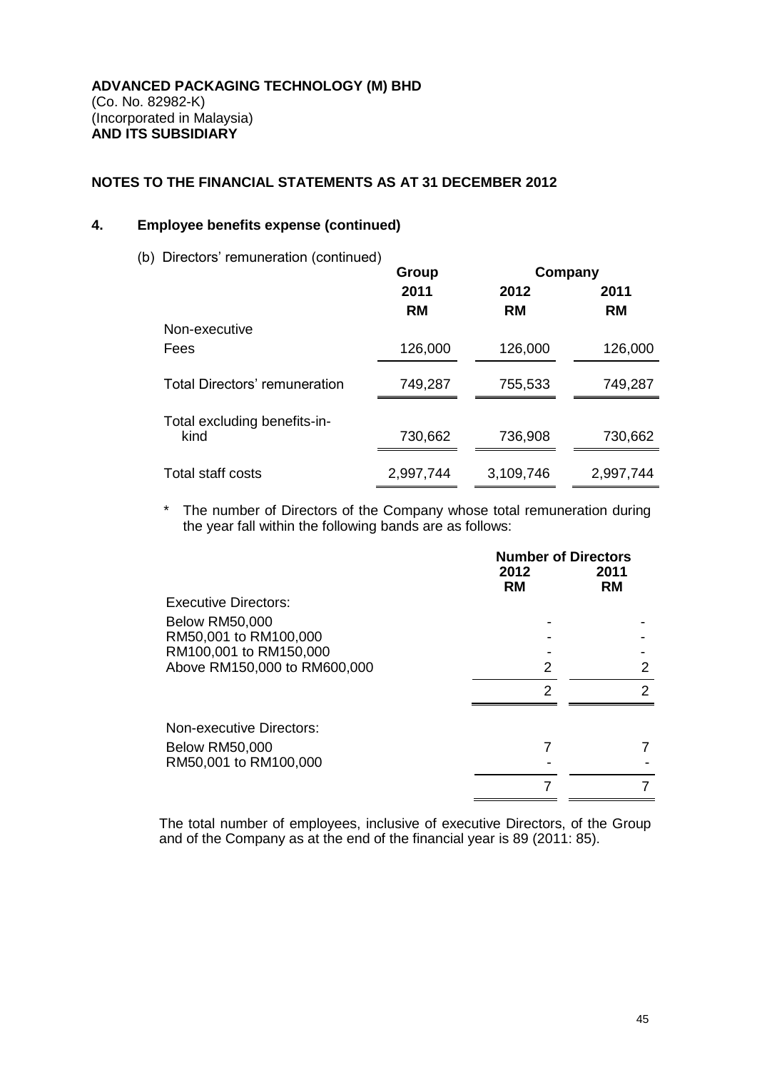**ADVANCED PACKAGING TECHNOLOGY (M) BHD**
(Co. No. 82982-K)
(Incorporated in Malaysia)
**AND ITS SUBSIDIARY**

**NOTES TO THE FINANCIAL STATEMENTS AS AT 31 DECEMBER 2012**

## 4. Employee benefits expense (continued)

(b) Directors' remuneration (continued)

| | Group | Company | |
|---|---|---|---|
| | 2011 | 2012 | 2011 |
| | RM | RM | RM |
| Non-executive | | | |
| Fees | 126,000 | 126,000 | 126,000 |
| Total Directors' remuneration | 749,287 | 755,533 | 749,287 |
| Total excluding benefits-in-kind | 730,662 | 736,908 | 730,662 |
| Total staff costs | 2,997,744 | 3,109,746 | 2,997,744 |

\* The number of Directors of the Company whose total remuneration during the year fall within the following bands are as follows:

| | Number of Directors | |
|---|---|---|
| | 2012 | 2011 |
| | RM | RM |
| Executive Directors: | | |
| Below RM50,000 | - | - |
| RM50,001 to RM100,000 | - | - |
| RM100,001 to RM150,000 | - | - |
| Above RM150,000 to RM600,000 | 2 | 2 |
| | 2 | 2 |
| Non-executive Directors: | | |
| Below RM50,000 | 7 | 7 |
| RM50,001 to RM100,000 | - | - |
| | 7 | 7 |

The total number of employees, inclusive of executive Directors, of the Group and of the Company as at the end of the financial year is 89 (2011: 85).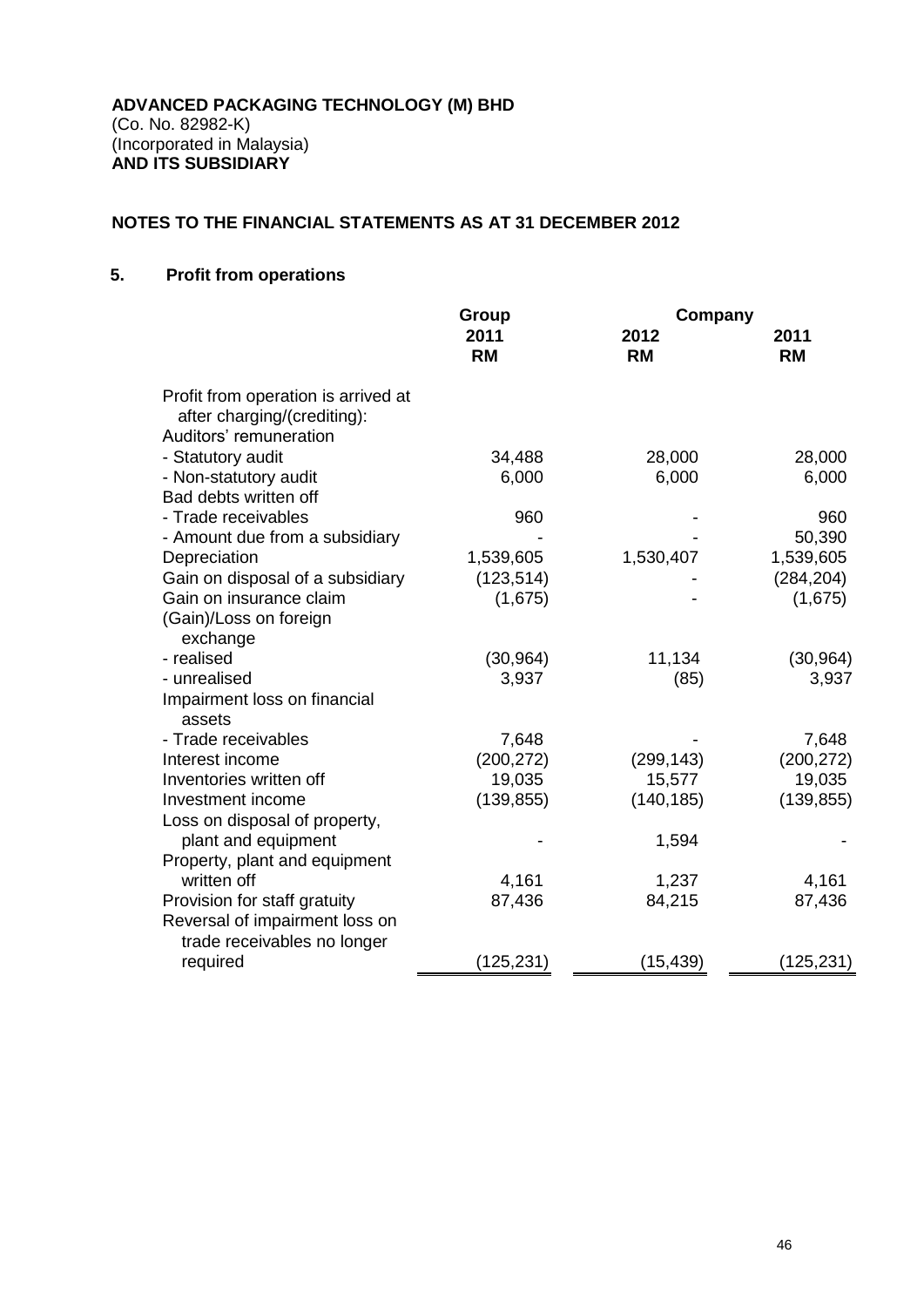**ADVANCED PACKAGING TECHNOLOGY (M) BHD**
(Co. No. 82982-K)
(Incorporated in Malaysia)
**AND ITS SUBSIDIARY**

**NOTES TO THE FINANCIAL STATEMENTS AS AT 31 DECEMBER 2012**

## 5. Profit from operations

| | Group | Company | |
|---|---|---|---|
| | 2011 RM | 2012 RM | 2011 RM |
| Profit from operation is arrived at after charging/(crediting): | | | |
| Auditors' remuneration | | | |
| - Statutory audit | 34,488 | 28,000 | 28,000 |
| - Non-statutory audit | 6,000 | 6,000 | 6,000 |
| Bad debts written off | | | |
| - Trade receivables | 960 | - | 960 |
| - Amount due from a subsidiary | - | - | 50,390 |
| Depreciation | 1,539,605 | 1,530,407 | 1,539,605 |
| Gain on disposal of a subsidiary | (123,514) | - | (284,204) |
| Gain on insurance claim | (1,675) | - | (1,675) |
| (Gain)/Loss on foreign exchange | | | |
| - realised | (30,964) | 11,134 | (30,964) |
| - unrealised | 3,937 | (85) | 3,937 |
| Impairment loss on financial assets | | | |
| - Trade receivables | 7,648 | - | 7,648 |
| Interest income | (200,272) | (299,143) | (200,272) |
| Inventories written off | 19,035 | 15,577 | 19,035 |
| Investment income | (139,855) | (140,185) | (139,855) |
| Loss on disposal of property, plant and equipment | - | 1,594 | - |
| Property, plant and equipment written off | 4,161 | 1,237 | 4,161 |
| Provision for staff gratuity | 87,436 | 84,215 | 87,436 |
| Reversal of impairment loss on trade receivables no longer required | (125,231) | (15,439) | (125,231) |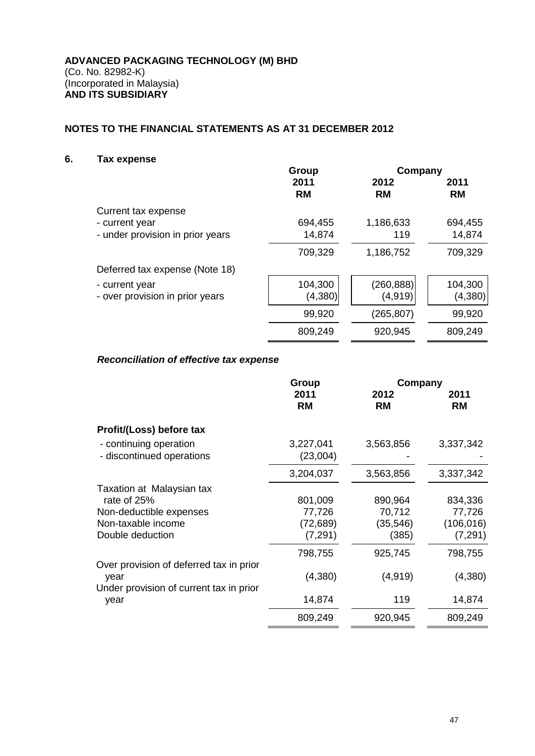**ADVANCED PACKAGING TECHNOLOGY (M) BHD**
(Co. No. 82982-K)
(Incorporated in Malaysia)
**AND ITS SUBSIDIARY**

**NOTES TO THE FINANCIAL STATEMENTS AS AT 31 DECEMBER 2012**

## 6. Tax expense

| | Group | Company | |
|---|---|---|---|
| | 2011 RM | 2012 RM | 2011 RM |
| Current tax expense | | | |
| - current year | 694,455 | 1,186,633 | 694,455 |
| - under provision in prior years | 14,874 | 119 | 14,874 |
| | 709,329 | 1,186,752 | 709,329 |
| Deferred tax expense (Note 18) | | | |
| - current year | 104,300 | (260,888) | 104,300 |
| - over provision in prior years | (4,380) | (4,919) | (4,380) |
| | 99,920 | (265,807) | 99,920 |
| | 809,249 | 920,945 | 809,249 |

***Reconciliation of effective tax expense***

| | Group | Company | |
|---|---|---|---|
| | 2011 RM | 2012 RM | 2011 RM |
| **Profit/(Loss) before tax** | | | |
| - continuing operation | 3,227,041 | 3,563,856 | 3,337,342 |
| - discontinued operations | (23,004) | - | - |
| | 3,204,037 | 3,563,856 | 3,337,342 |
| Taxation at Malaysian tax rate of 25% | 801,009 | 890,964 | 834,336 |
| Non-deductible expenses | 77,726 | 70,712 | 77,726 |
| Non-taxable income | (72,689) | (35,546) | (106,016) |
| Double deduction | (7,291) | (385) | (7,291) |
| | 798,755 | 925,745 | 798,755 |
| Over provision of deferred tax in prior year | (4,380) | (4,919) | (4,380) |
| Under provision of current tax in prior year | 14,874 | 119 | 14,874 |
| | 809,249 | 920,945 | 809,249 |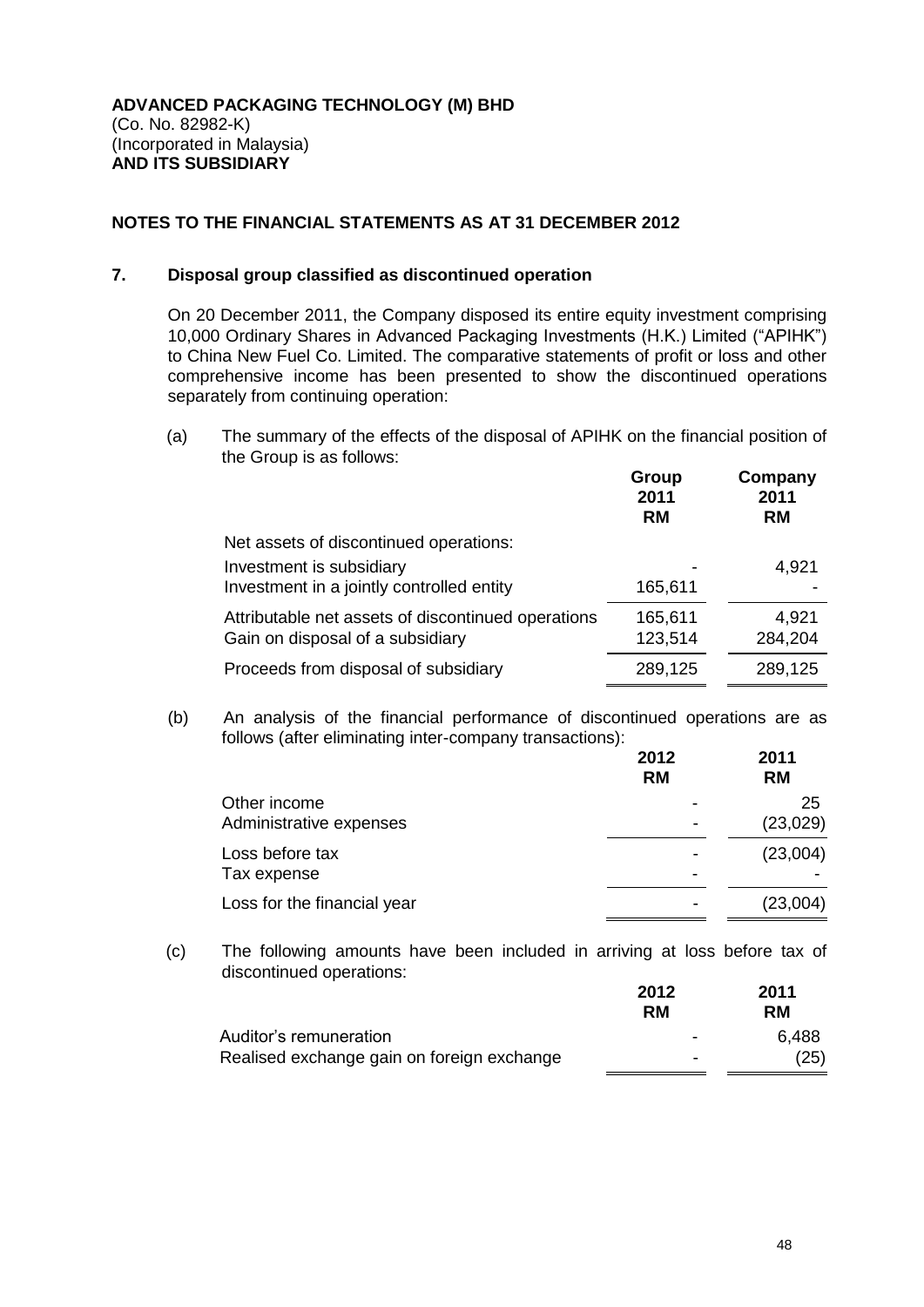**ADVANCED PACKAGING TECHNOLOGY (M) BHD**
(Co. No. 82982-K)
(Incorporated in Malaysia)
**AND ITS SUBSIDIARY**

**NOTES TO THE FINANCIAL STATEMENTS AS AT 31 DECEMBER 2012**

## 7. Disposal group classified as discontinued operation

On 20 December 2011, the Company disposed its entire equity investment comprising 10,000 Ordinary Shares in Advanced Packaging Investments (H.K.) Limited ("APIHK") to China New Fuel Co. Limited. The comparative statements of profit or loss and other comprehensive income has been presented to show the discontinued operations separately from continuing operation:

(a) The summary of the effects of the disposal of APIHK on the financial position of the Group is as follows:

| | Group 2011 RM | Company 2011 RM |
|---|---|---|
| Net assets of discontinued operations: | | |
| Investment is subsidiary | - | 4,921 |
| Investment in a jointly controlled entity | 165,611 | - |
| Attributable net assets of discontinued operations | 165,611 | 4,921 |
| Gain on disposal of a subsidiary | 123,514 | 284,204 |
| Proceeds from disposal of subsidiary | 289,125 | 289,125 |

(b) An analysis of the financial performance of discontinued operations are as follows (after eliminating inter-company transactions):

| | 2012 RM | 2011 RM |
|---|---|---|
| Other income | - | 25 |
| Administrative expenses | - | (23,029) |
| Loss before tax | - | (23,004) |
| Tax expense | - | - |
| Loss for the financial year | - | (23,004) |

(c) The following amounts have been included in arriving at loss before tax of discontinued operations:

| | 2012 RM | 2011 RM |
|---|---|---|
| Auditor's remuneration | - | 6,488 |
| Realised exchange gain on foreign exchange | - | (25) |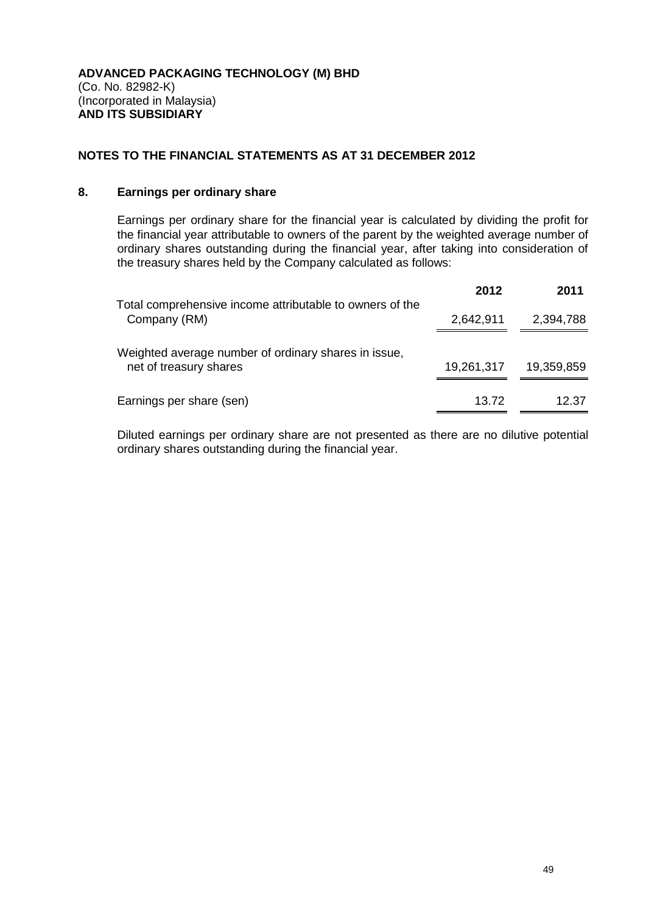**ADVANCED PACKAGING TECHNOLOGY (M) BHD**
(Co. No. 82982-K)
(Incorporated in Malaysia)
**AND ITS SUBSIDIARY**

**NOTES TO THE FINANCIAL STATEMENTS AS AT 31 DECEMBER 2012**

## 8. Earnings per ordinary share

Earnings per ordinary share for the financial year is calculated by dividing the profit for the financial year attributable to owners of the parent by the weighted average number of ordinary shares outstanding during the financial year, after taking into consideration of the treasury shares held by the Company calculated as follows:

| | **2012** | **2011** |
|---|---|---|
| Total comprehensive income attributable to owners of the Company (RM) | 2,642,911 | 2,394,788 |
| Weighted average number of ordinary shares in issue, net of treasury shares | 19,261,317 | 19,359,859 |
| Earnings per share (sen) | 13.72 | 12.37 |

Diluted earnings per ordinary share are not presented as there are no dilutive potential ordinary shares outstanding during the financial year.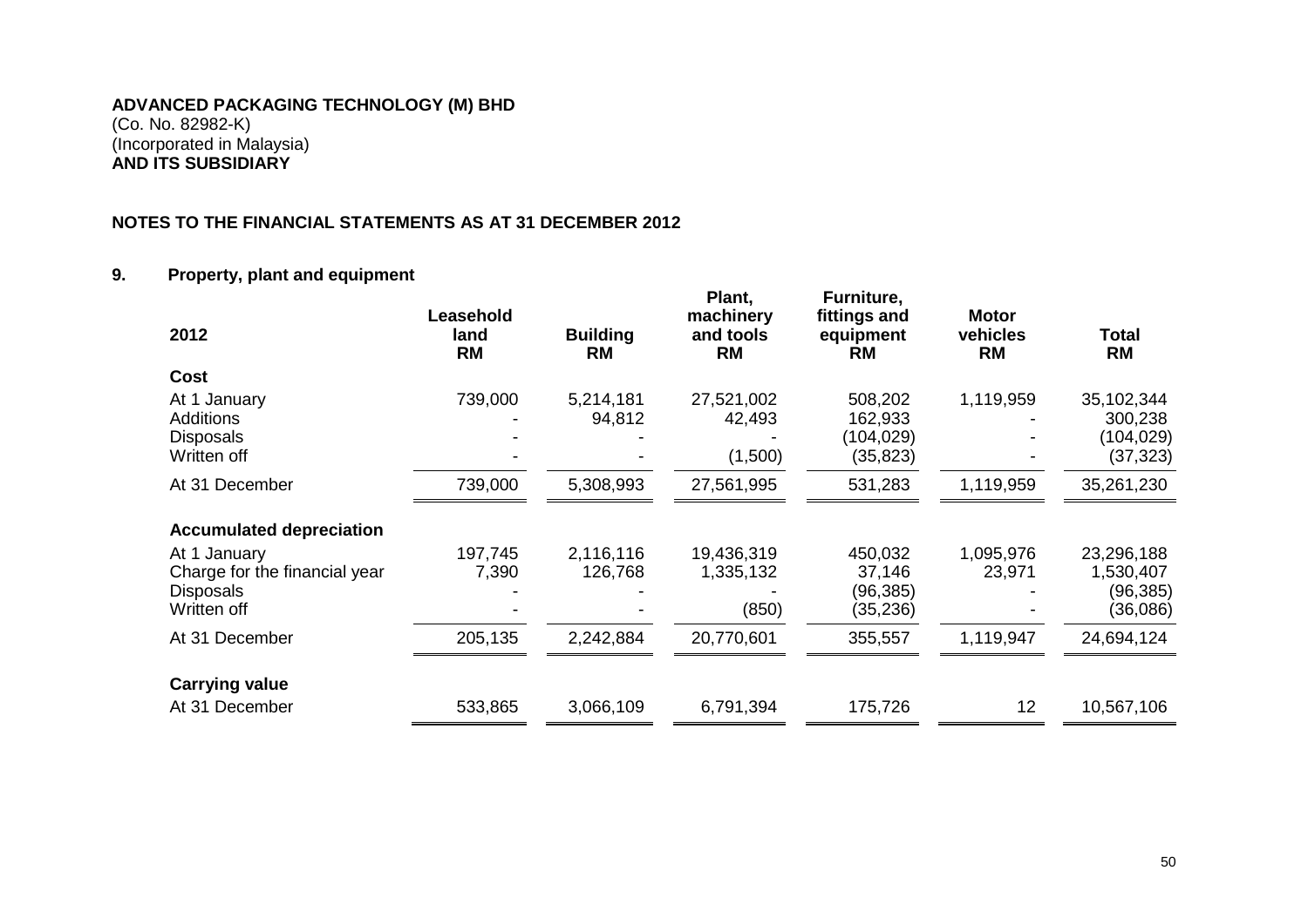**ADVANCED PACKAGING TECHNOLOGY (M) BHD**
(Co. No. 82982-K)
(Incorporated in Malaysia)
**AND ITS SUBSIDIARY**

**NOTES TO THE FINANCIAL STATEMENTS AS AT 31 DECEMBER 2012**

## 9. Property, plant and equipment

| 2012 | Leasehold land RM | Building RM | Plant, machinery and tools RM | Furniture, fittings and equipment RM | Motor vehicles RM | Total RM |
|---|---|---|---|---|---|---|
| **Cost** | | | | | | |
| At 1 January | 739,000 | 5,214,181 | 27,521,002 | 508,202 | 1,119,959 | 35,102,344 |
| Additions | - | 94,812 | 42,493 | 162,933 | - | 300,238 |
| Disposals | - | - | - | (104,029) | - | (104,029) |
| Written off | - | - | (1,500) | (35,823) | - | (37,323) |
| At 31 December | 739,000 | 5,308,993 | 27,561,995 | 531,283 | 1,119,959 | 35,261,230 |
| **Accumulated depreciation** | | | | | | |
| At 1 January | 197,745 | 2,116,116 | 19,436,319 | 450,032 | 1,095,976 | 23,296,188 |
| Charge for the financial year | 7,390 | 126,768 | 1,335,132 | 37,146 | 23,971 | 1,530,407 |
| Disposals | - | - | - | (96,385) | - | (96,385) |
| Written off | - | - | (850) | (35,236) | - | (36,086) |
| At 31 December | 205,135 | 2,242,884 | 20,770,601 | 355,557 | 1,119,947 | 24,694,124 |
| **Carrying value** | | | | | | |
| At 31 December | 533,865 | 3,066,109 | 6,791,394 | 175,726 | 12 | 10,567,106 |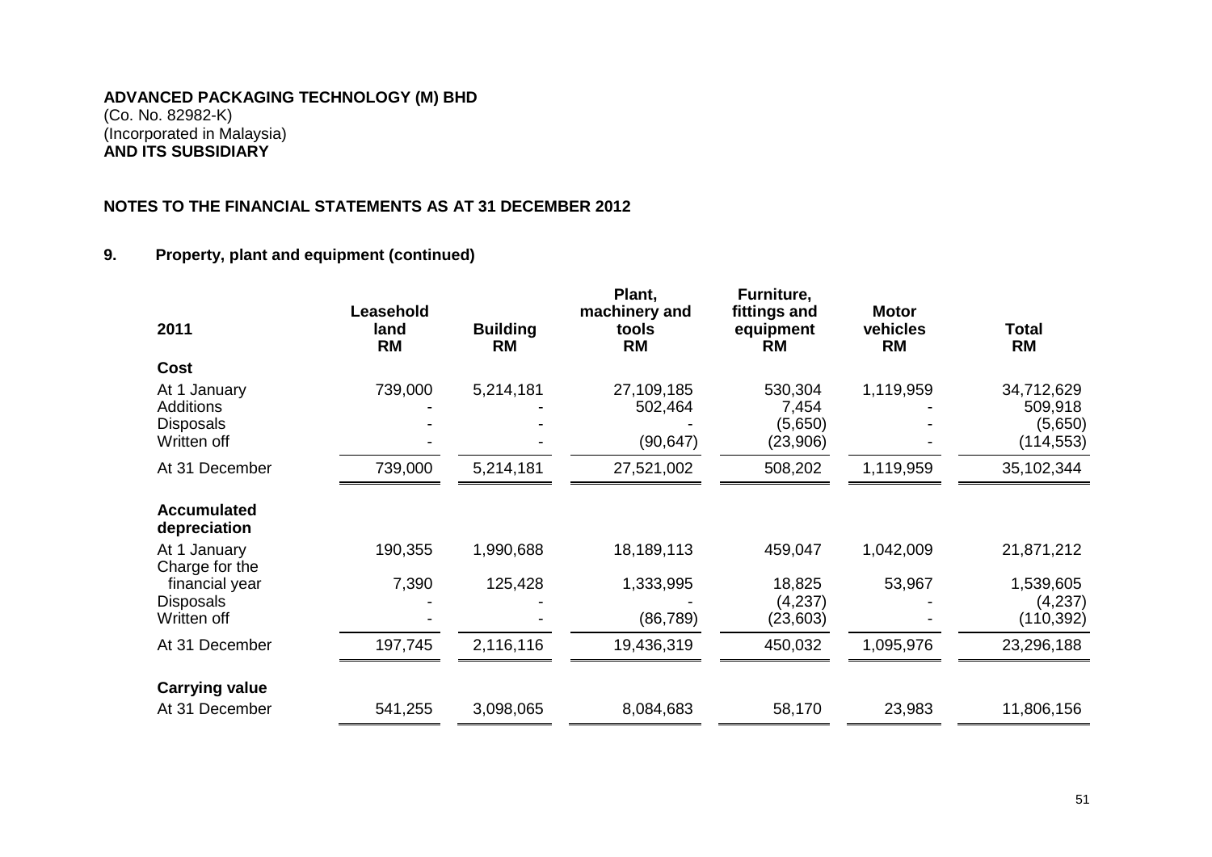**ADVANCED PACKAGING TECHNOLOGY (M) BHD**
(Co. No. 82982-K)
(Incorporated in Malaysia)
**AND ITS SUBSIDIARY**

**NOTES TO THE FINANCIAL STATEMENTS AS AT 31 DECEMBER 2012**

## 9. Property, plant and equipment (continued)

| 2011 | Leasehold land RM | Building RM | Plant, machinery and tools RM | Furniture, fittings and equipment RM | Motor vehicles RM | Total RM |
|---|---|---|---|---|---|---|
| **Cost** | | | | | | |
| At 1 January | 739,000 | 5,214,181 | 27,109,185 | 530,304 | 1,119,959 | 34,712,629 |
| Additions | - | - | 502,464 | 7,454 | - | 509,918 |
| Disposals | - | - | - | (5,650) | - | (5,650) |
| Written off | - | - | (90,647) | (23,906) | - | (114,553) |
| At 31 December | 739,000 | 5,214,181 | 27,521,002 | 508,202 | 1,119,959 | 35,102,344 |
| **Accumulated depreciation** | | | | | | |
| At 1 January | 190,355 | 1,990,688 | 18,189,113 | 459,047 | 1,042,009 | 21,871,212 |
| Charge for the financial year | 7,390 | 125,428 | 1,333,995 | 18,825 | 53,967 | 1,539,605 |
| Disposals | - | - | - | (4,237) | - | (4,237) |
| Written off | - | - | (86,789) | (23,603) | - | (110,392) |
| At 31 December | 197,745 | 2,116,116 | 19,436,319 | 450,032 | 1,095,976 | 23,296,188 |
| **Carrying value** | | | | | | |
| At 31 December | 541,255 | 3,098,065 | 8,084,683 | 58,170 | 23,983 | 11,806,156 |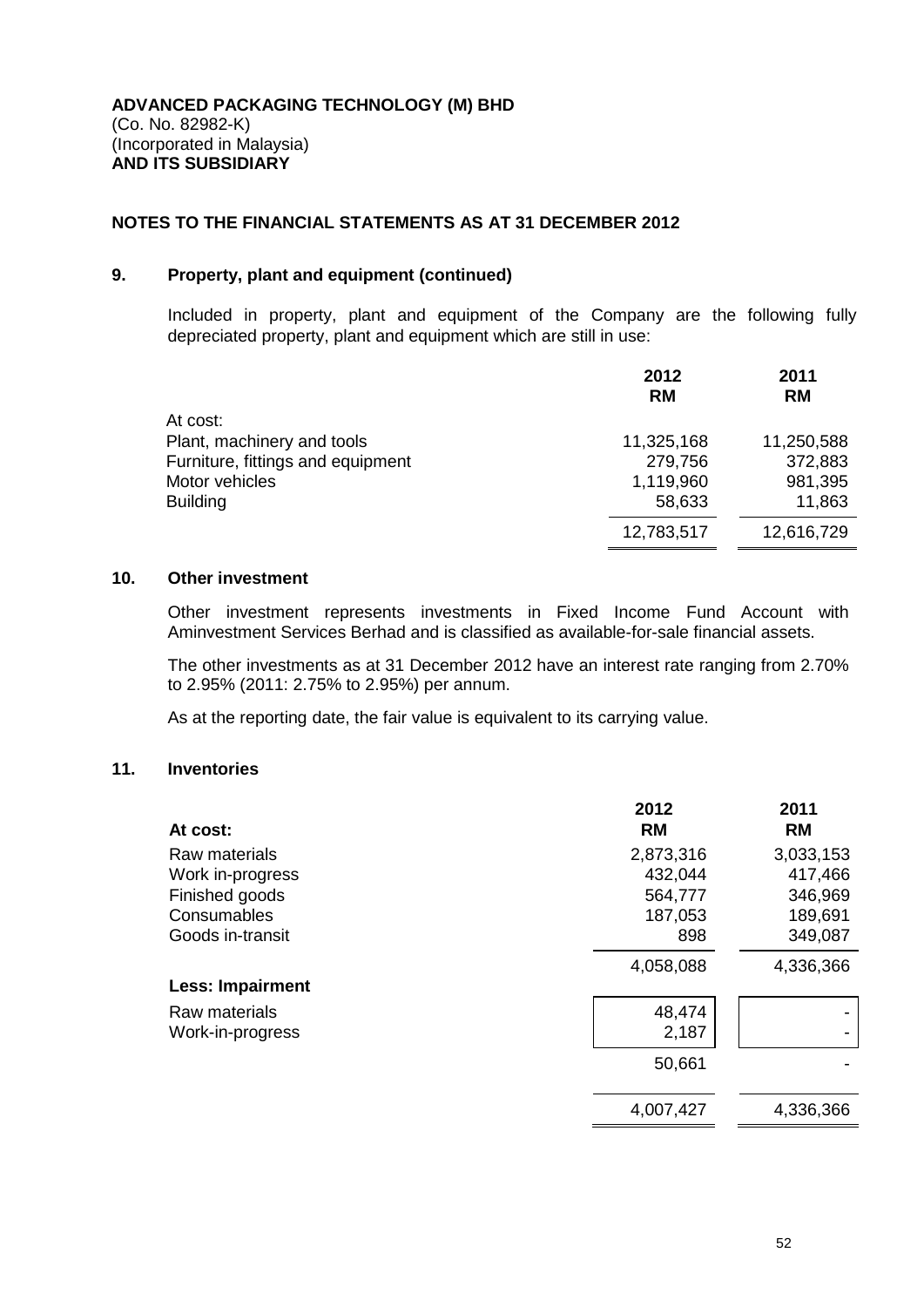**ADVANCED PACKAGING TECHNOLOGY (M) BHD**
(Co. No. 82982-K)
(Incorporated in Malaysia)
**AND ITS SUBSIDIARY**

**NOTES TO THE FINANCIAL STATEMENTS AS AT 31 DECEMBER 2012**

## 9. Property, plant and equipment (continued)

Included in property, plant and equipment of the Company are the following fully depreciated property, plant and equipment which are still in use:

| | 2012 RM | 2011 RM |
|---|---|---|
| At cost: | | |
| Plant, machinery and tools | 11,325,168 | 11,250,588 |
| Furniture, fittings and equipment | 279,756 | 372,883 |
| Motor vehicles | 1,119,960 | 981,395 |
| Building | 58,633 | 11,863 |
| | 12,783,517 | 12,616,729 |

## 10. Other investment

Other investment represents investments in Fixed Income Fund Account with Aminvestment Services Berhad and is classified as available-for-sale financial assets.

The other investments as at 31 December 2012 have an interest rate ranging from 2.70% to 2.95% (2011: 2.75% to 2.95%) per annum.

As at the reporting date, the fair value is equivalent to its carrying value.

## 11. Inventories

| **At cost:** | 2012 RM | 2011 RM |
|---|---|---|
| Raw materials | 2,873,316 | 3,033,153 |
| Work in-progress | 432,044 | 417,466 |
| Finished goods | 564,777 | 346,969 |
| Consumables | 187,053 | 189,691 |
| Goods in-transit | 898 | 349,087 |
| | 4,058,088 | 4,336,366 |
| **Less: Impairment** | | |
| Raw materials | 48,474 | - |
| Work-in-progress | 2,187 | - |
| | 50,661 | - |
| | 4,007,427 | 4,336,366 |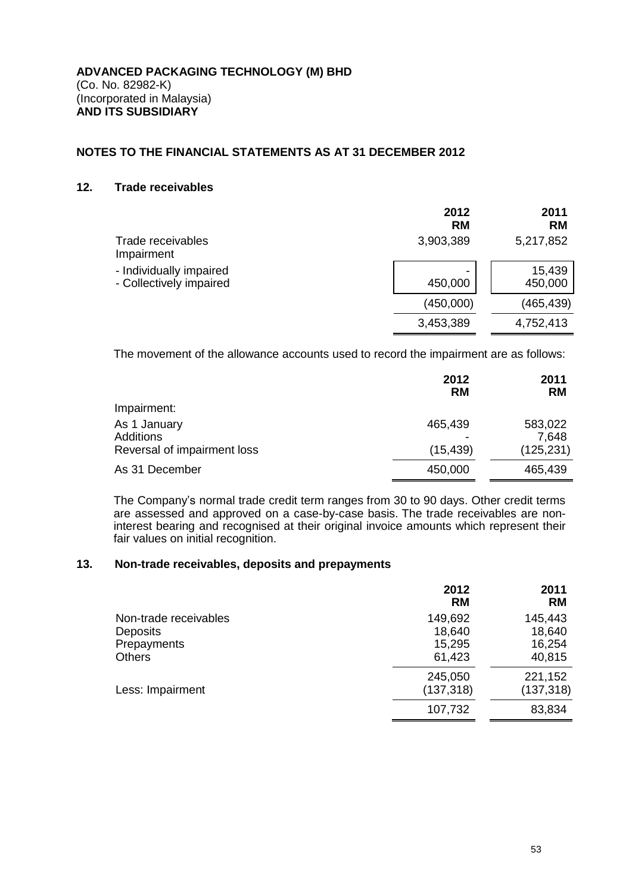**ADVANCED PACKAGING TECHNOLOGY (M) BHD**
(Co. No. 82982-K)
(Incorporated in Malaysia)
**AND ITS SUBSIDIARY**

**NOTES TO THE FINANCIAL STATEMENTS AS AT 31 DECEMBER 2012**

## 12. Trade receivables

| | 2012 RM | 2011 RM |
|---|---|---|
| Trade receivables | 3,903,389 | 5,217,852 |
| Impairment | | |
| - Individually impaired | - | 15,439 |
| - Collectively impaired | 450,000 | 450,000 |
| | (450,000) | (465,439) |
| | 3,453,389 | 4,752,413 |

The movement of the allowance accounts used to record the impairment are as follows:

| | 2012 RM | 2011 RM |
|---|---|---|
| Impairment: | | |
| As 1 January | 465,439 | 583,022 |
| Additions | - | 7,648 |
| Reversal of impairment loss | (15,439) | (125,231) |
| As 31 December | 450,000 | 465,439 |

The Company's normal trade credit term ranges from 30 to 90 days. Other credit terms are assessed and approved on a case-by-case basis. The trade receivables are non-interest bearing and recognised at their original invoice amounts which represent their fair values on initial recognition.

## 13. Non-trade receivables, deposits and prepayments

| | 2012 RM | 2011 RM |
|---|---|---|
| Non-trade receivables | 149,692 | 145,443 |
| Deposits | 18,640 | 18,640 |
| Prepayments | 15,295 | 16,254 |
| Others | 61,423 | 40,815 |
| | 245,050 | 221,152 |
| Less: Impairment | (137,318) | (137,318) |
| | 107,732 | 83,834 |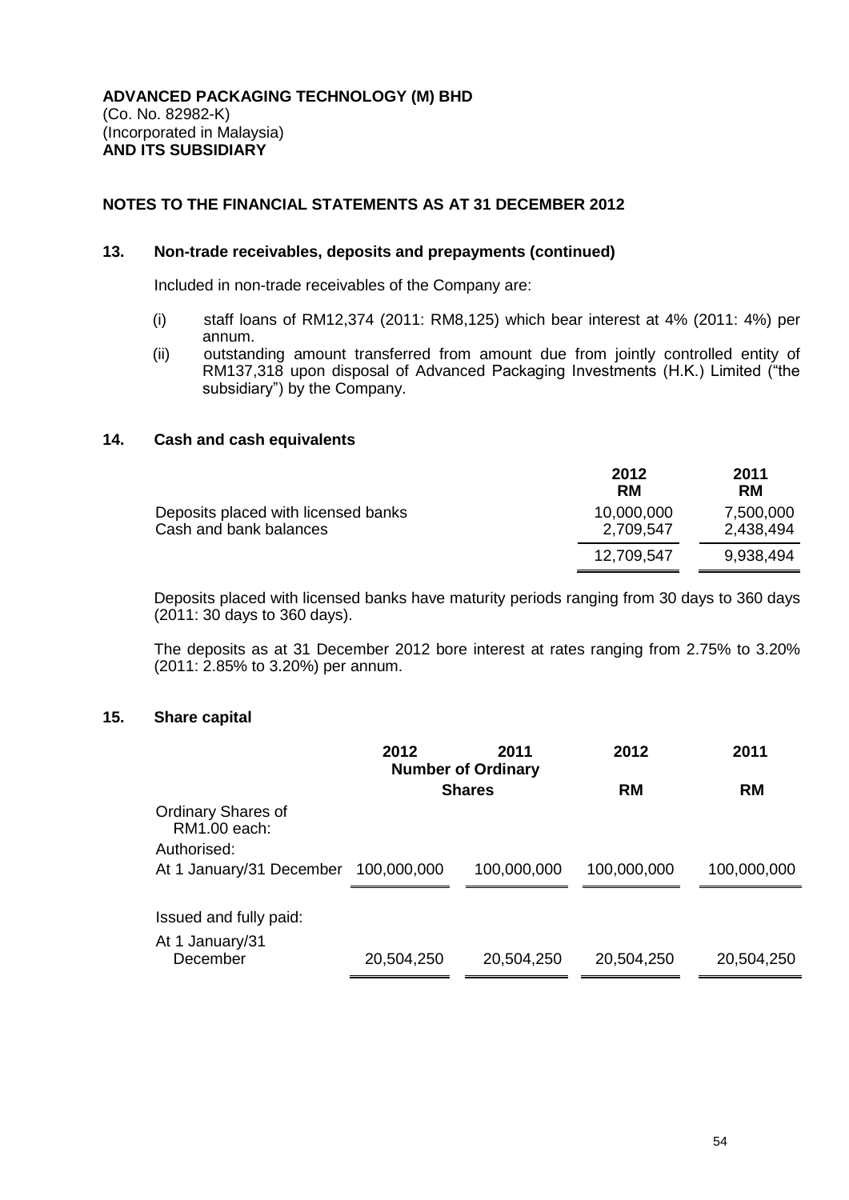**ADVANCED PACKAGING TECHNOLOGY (M) BHD**
(Co. No. 82982-K)
(Incorporated in Malaysia)
**AND ITS SUBSIDIARY**

## NOTES TO THE FINANCIAL STATEMENTS AS AT 31 DECEMBER 2012

### 13. Non-trade receivables, deposits and prepayments (continued)

Included in non-trade receivables of the Company are:

(i) staff loans of RM12,374 (2011: RM8,125) which bear interest at 4% (2011: 4%) per annum.

(ii) outstanding amount transferred from amount due from jointly controlled entity of RM137,318 upon disposal of Advanced Packaging Investments (H.K.) Limited ("the subsidiary") by the Company.

### 14. Cash and cash equivalents

| | 2012<br>RM | 2011<br>RM |
|---|---|---|
| Deposits placed with licensed banks | 10,000,000 | 7,500,000 |
| Cash and bank balances | 2,709,547 | 2,438,494 |
| | 12,709,547 | 9,938,494 |

Deposits placed with licensed banks have maturity periods ranging from 30 days to 360 days (2011: 30 days to 360 days).

The deposits as at 31 December 2012 bore interest at rates ranging from 2.75% to 3.20% (2011: 2.85% to 3.20%) per annum.

### 15. Share capital

| | 2012 | 2011 | 2012 | 2011 |
|---|---|---|---|---|
| | Number of Ordinary Shares | | RM | RM |
| Ordinary Shares of RM1.00 each: | | | | |
| Authorised: | | | | |
| At 1 January/31 December | 100,000,000 | 100,000,000 | 100,000,000 | 100,000,000 |
| Issued and fully paid: | | | | |
| At 1 January/31 December | 20,504,250 | 20,504,250 | 20,504,250 | 20,504,250 |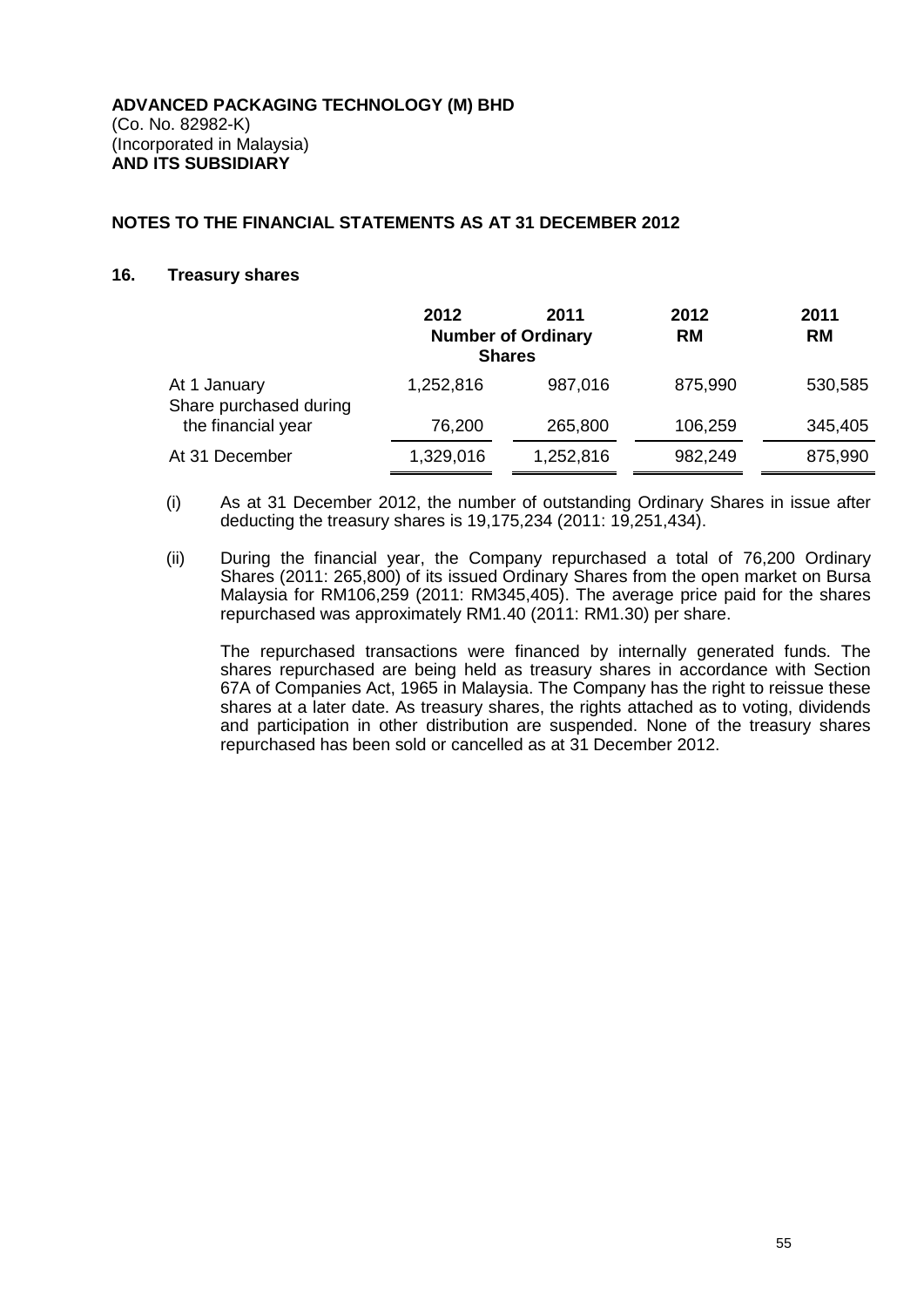**ADVANCED PACKAGING TECHNOLOGY (M) BHD**
(Co. No. 82982-K)
(Incorporated in Malaysia)
**AND ITS SUBSIDIARY**

**NOTES TO THE FINANCIAL STATEMENTS AS AT 31 DECEMBER 2012**

## 16. Treasury shares

| | 2012 | 2011 | 2012 | 2011 |
|---|---|---|---|---|
| | Number of Ordinary Shares | | RM | RM |
| At 1 January | 1,252,816 | 987,016 | 875,990 | 530,585 |
| Share purchased during the financial year | 76,200 | 265,800 | 106,259 | 345,405 |
| At 31 December | 1,329,016 | 1,252,816 | 982,249 | 875,990 |

(i) As at 31 December 2012, the number of outstanding Ordinary Shares in issue after deducting the treasury shares is 19,175,234 (2011: 19,251,434).

(ii) During the financial year, the Company repurchased a total of 76,200 Ordinary Shares (2011: 265,800) of its issued Ordinary Shares from the open market on Bursa Malaysia for RM106,259 (2011: RM345,405). The average price paid for the shares repurchased was approximately RM1.40 (2011: RM1.30) per share.

The repurchased transactions were financed by internally generated funds. The shares repurchased are being held as treasury shares in accordance with Section 67A of Companies Act, 1965 in Malaysia. The Company has the right to reissue these shares at a later date. As treasury shares, the rights attached as to voting, dividends and participation in other distribution are suspended. None of the treasury shares repurchased has been sold or cancelled as at 31 December 2012.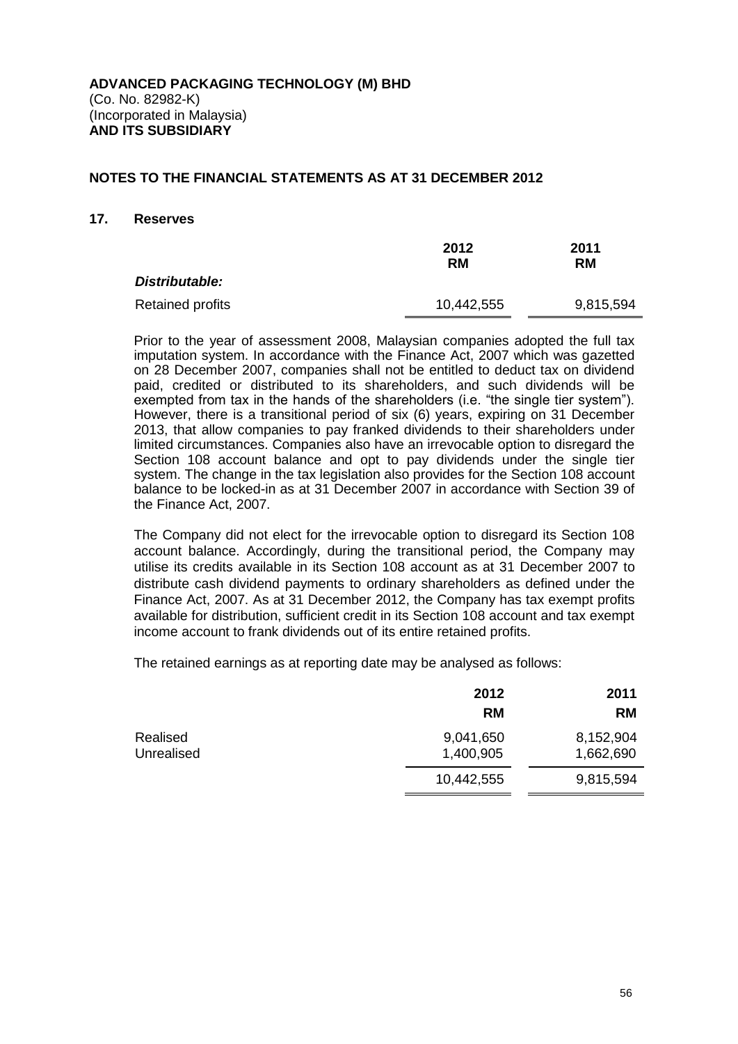**ADVANCED PACKAGING TECHNOLOGY (M) BHD**
(Co. No. 82982-K)
(Incorporated in Malaysia)
**AND ITS SUBSIDIARY**

## NOTES TO THE FINANCIAL STATEMENTS AS AT 31 DECEMBER 2012

### 17. Reserves

| | 2012 RM | 2011 RM |
|---|---|---|
| ***Distributable:*** | | |
| Retained profits | 10,442,555 | 9,815,594 |

Prior to the year of assessment 2008, Malaysian companies adopted the full tax imputation system. In accordance with the Finance Act, 2007 which was gazetted on 28 December 2007, companies shall not be entitled to deduct tax on dividend paid, credited or distributed to its shareholders, and such dividends will be exempted from tax in the hands of the shareholders (i.e. "the single tier system"). However, there is a transitional period of six (6) years, expiring on 31 December 2013, that allow companies to pay franked dividends to their shareholders under limited circumstances. Companies also have an irrevocable option to disregard the Section 108 account balance and opt to pay dividends under the single tier system. The change in the tax legislation also provides for the Section 108 account balance to be locked-in as at 31 December 2007 in accordance with Section 39 of the Finance Act, 2007.

The Company did not elect for the irrevocable option to disregard its Section 108 account balance. Accordingly, during the transitional period, the Company may utilise its credits available in its Section 108 account as at 31 December 2007 to distribute cash dividend payments to ordinary shareholders as defined under the Finance Act, 2007. As at 31 December 2012, the Company has tax exempt profits available for distribution, sufficient credit in its Section 108 account and tax exempt income account to frank dividends out of its entire retained profits.

The retained earnings as at reporting date may be analysed as follows:

| | 2012 RM | 2011 RM |
|---|---|---|
| Realised | 9,041,650 | 8,152,904 |
| Unrealised | 1,400,905 | 1,662,690 |
| | 10,442,555 | 9,815,594 |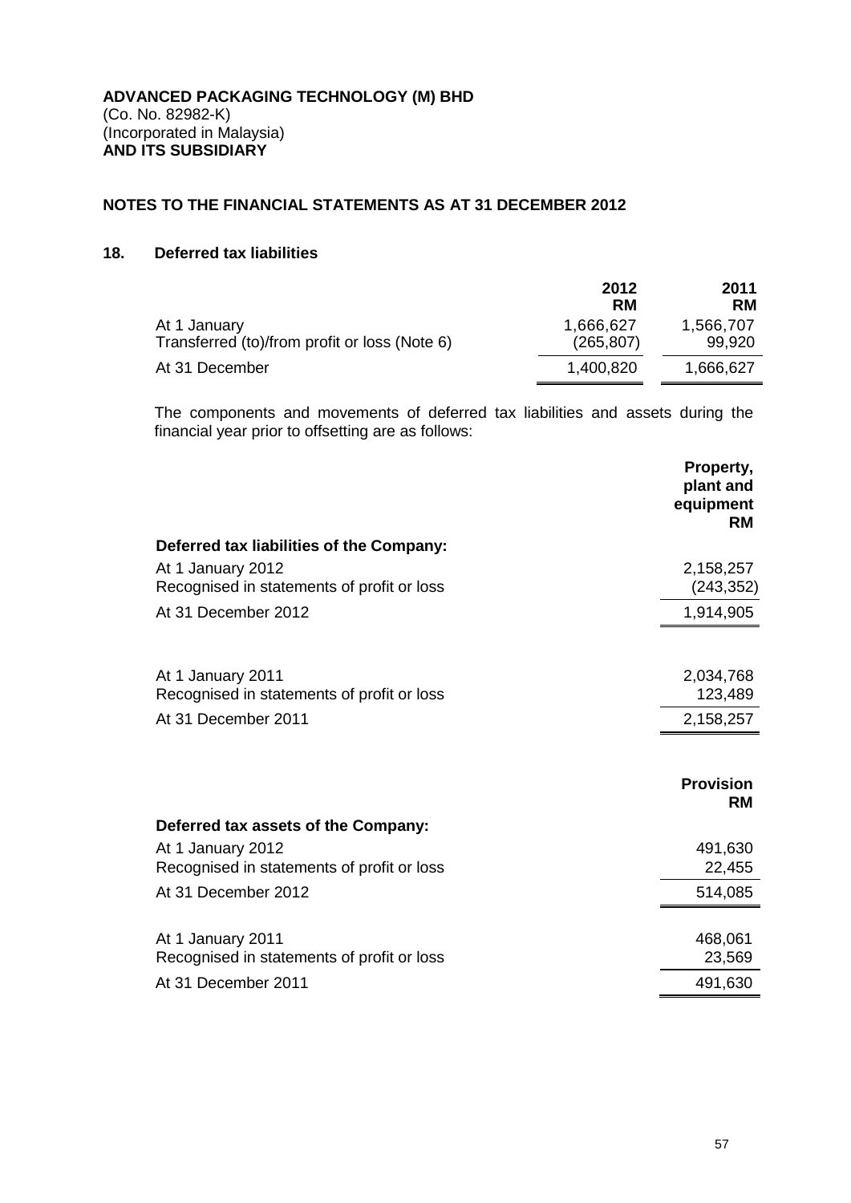**ADVANCED PACKAGING TECHNOLOGY (M) BHD**
(Co. No. 82982-K)
(Incorporated in Malaysia)
**AND ITS SUBSIDIARY**

## NOTES TO THE FINANCIAL STATEMENTS AS AT 31 DECEMBER 2012

### 18. Deferred tax liabilities

| | 2012 RM | 2011 RM |
|---|---|---|
| At 1 January | 1,666,627 | 1,566,707 |
| Transferred (to)/from profit or loss (Note 6) | (265,807) | 99,920 |
| At 31 December | 1,400,820 | 1,666,627 |

The components and movements of deferred tax liabilities and assets during the financial year prior to offsetting are as follows:

| | Property, plant and equipment RM |
|---|---|
| **Deferred tax liabilities of the Company:** | |
| At 1 January 2012 | 2,158,257 |
| Recognised in statements of profit or loss | (243,352) |
| At 31 December 2012 | 1,914,905 |
| | |
| At 1 January 2011 | 2,034,768 |
| Recognised in statements of profit or loss | 123,489 |
| At 31 December 2011 | 2,158,257 |

| | Provision RM |
|---|---|
| **Deferred tax assets of the Company:** | |
| At 1 January 2012 | 491,630 |
| Recognised in statements of profit or loss | 22,455 |
| At 31 December 2012 | 514,085 |
| | |
| At 1 January 2011 | 468,061 |
| Recognised in statements of profit or loss | 23,569 |
| At 31 December 2011 | 491,630 |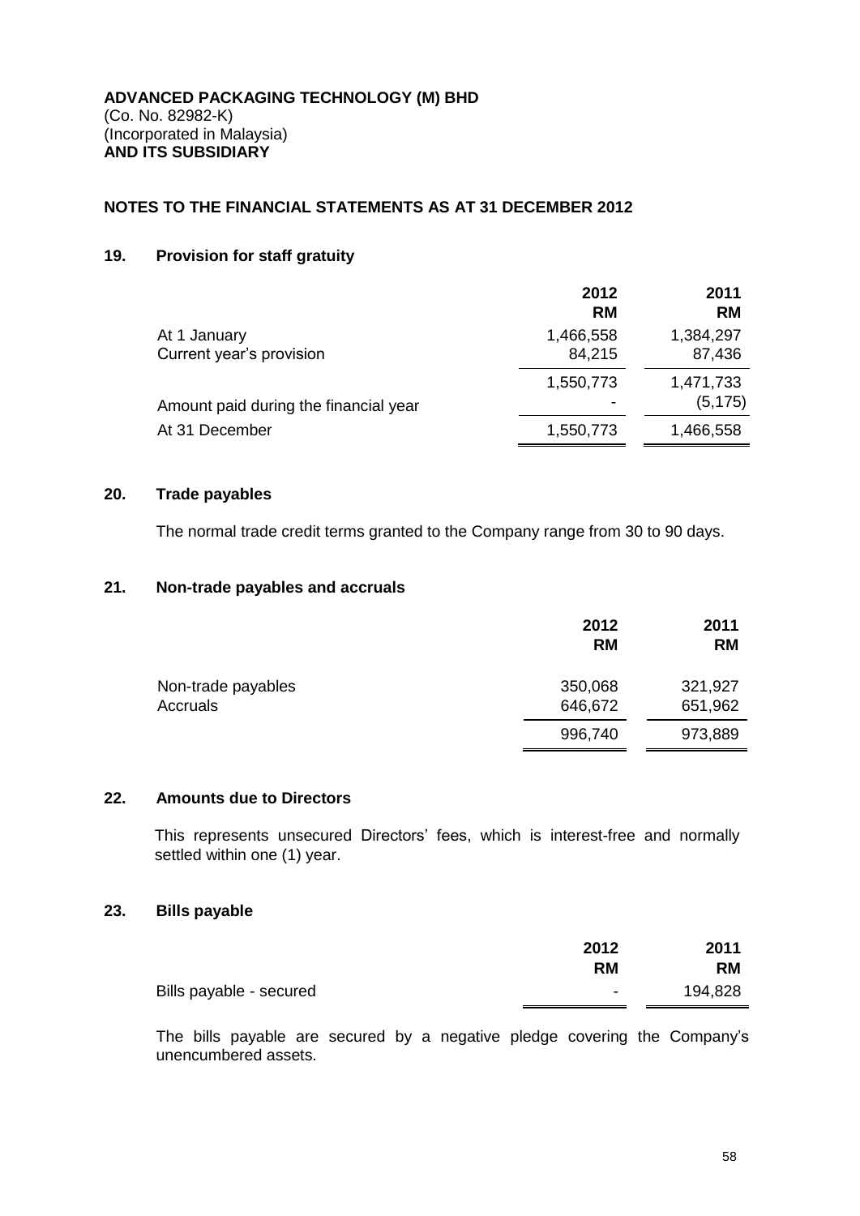**ADVANCED PACKAGING TECHNOLOGY (M) BHD**
(Co. No. 82982-K)
(Incorporated in Malaysia)
**AND ITS SUBSIDIARY**

## NOTES TO THE FINANCIAL STATEMENTS AS AT 31 DECEMBER 2012

### 19. Provision for staff gratuity

| | 2012 RM | 2011 RM |
|---|---|---|
| At 1 January | 1,466,558 | 1,384,297 |
| Current year's provision | 84,215 | 87,436 |
| | 1,550,773 | 1,471,733 |
| Amount paid during the financial year | - | (5,175) |
| At 31 December | 1,550,773 | 1,466,558 |

### 20. Trade payables

The normal trade credit terms granted to the Company range from 30 to 90 days.

### 21. Non-trade payables and accruals

| | 2012 RM | 2011 RM |
|---|---|---|
| Non-trade payables | 350,068 | 321,927 |
| Accruals | 646,672 | 651,962 |
| | 996,740 | 973,889 |

### 22. Amounts due to Directors

This represents unsecured Directors' fees, which is interest-free and normally settled within one (1) year.

### 23. Bills payable

| | 2012 RM | 2011 RM |
|---|---|---|
| Bills payable - secured | - | 194,828 |

The bills payable are secured by a negative pledge covering the Company's unencumbered assets.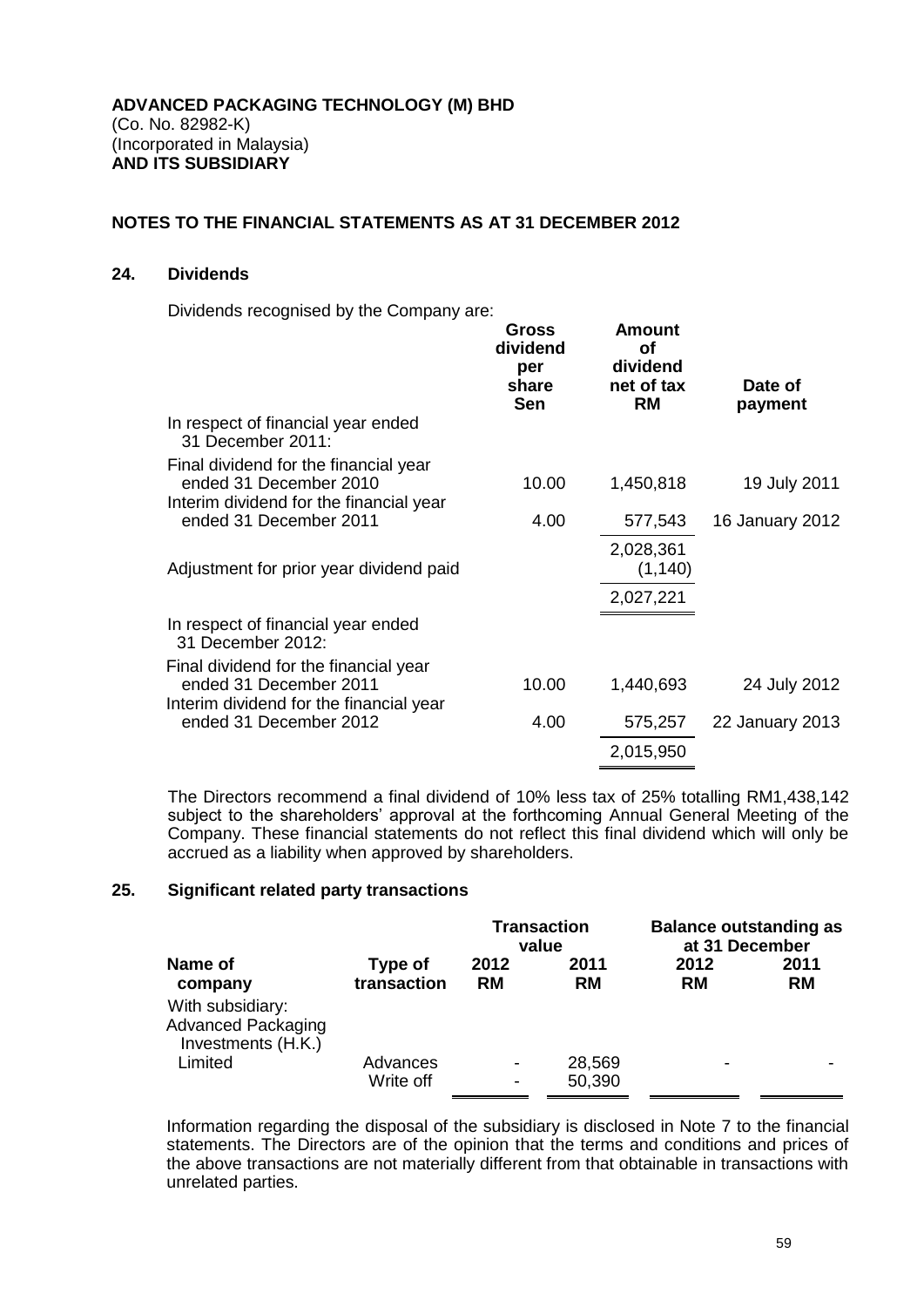**ADVANCED PACKAGING TECHNOLOGY (M) BHD**
(Co. No. 82982-K)
(Incorporated in Malaysia)
**AND ITS SUBSIDIARY**

**NOTES TO THE FINANCIAL STATEMENTS AS AT 31 DECEMBER 2012**

## 24. Dividends

Dividends recognised by the Company are:

| | Gross dividend per share Sen | Amount of dividend net of tax RM | Date of payment |
|---|---|---|---|
| In respect of financial year ended 31 December 2011: | | | |
| Final dividend for the financial year ended 31 December 2010 | 10.00 | 1,450,818 | 19 July 2011 |
| Interim dividend for the financial year ended 31 December 2011 | 4.00 | 577,543 | 16 January 2012 |
| | | 2,028,361 | |
| Adjustment for prior year dividend paid | | (1,140) | |
| | | 2,027,221 | |
| In respect of financial year ended 31 December 2012: | | | |
| Final dividend for the financial year ended 31 December 2011 | 10.00 | 1,440,693 | 24 July 2012 |
| Interim dividend for the financial year ended 31 December 2012 | 4.00 | 575,257 | 22 January 2013 |
| | | 2,015,950 | |

The Directors recommend a final dividend of 10% less tax of 25% totalling RM1,438,142 subject to the shareholders' approval at the forthcoming Annual General Meeting of the Company. These financial statements do not reflect this final dividend which will only be accrued as a liability when approved by shareholders.

## 25. Significant related party transactions

| | | Transaction value | | Balance outstanding as at 31 December | |
|---|---|---|---|---|---|
| Name of company | Type of transaction | 2012 RM | 2011 RM | 2012 RM | 2011 RM |
| With subsidiary: Advanced Packaging Investments (H.K.) Limited | Advances | - | 28,569 | - | - |
| | Write off | - | 50,390 | | |

Information regarding the disposal of the subsidiary is disclosed in Note 7 to the financial statements. The Directors are of the opinion that the terms and conditions and prices of the above transactions are not materially different from that obtainable in transactions with unrelated parties.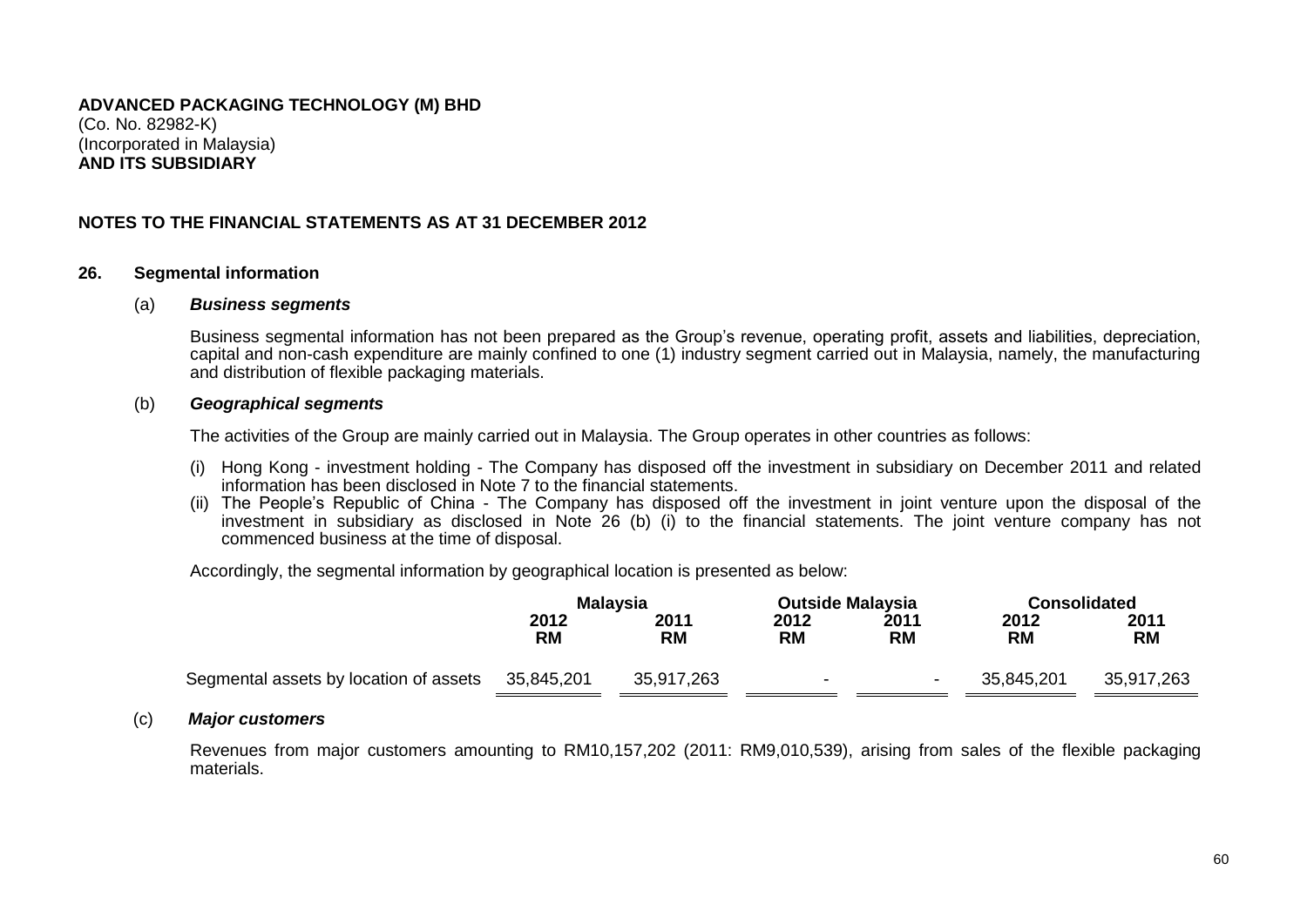**ADVANCED PACKAGING TECHNOLOGY (M) BHD**
(Co. No. 82982-K)
(Incorporated in Malaysia)
**AND ITS SUBSIDIARY**

**NOTES TO THE FINANCIAL STATEMENTS AS AT 31 DECEMBER 2012**

## 26. Segmental information

### (a) *Business segments*

Business segmental information has not been prepared as the Group's revenue, operating profit, assets and liabilities, depreciation, capital and non-cash expenditure are mainly confined to one (1) industry segment carried out in Malaysia, namely, the manufacturing and distribution of flexible packaging materials.

### (b) *Geographical segments*

The activities of the Group are mainly carried out in Malaysia. The Group operates in other countries as follows:

(i) Hong Kong - investment holding - The Company has disposed off the investment in subsidiary on December 2011 and related information has been disclosed in Note 7 to the financial statements.
(ii) The People's Republic of China - The Company has disposed off the investment in joint venture upon the disposal of the investment in subsidiary as disclosed in Note 26 (b) (i) to the financial statements. The joint venture company has not commenced business at the time of disposal.

Accordingly, the segmental information by geographical location is presented as below:

| | Malaysia | | Outside Malaysia | | Consolidated | |
|---|---|---|---|---|---|---|
| | 2012<br>RM | 2011<br>RM | 2012<br>RM | 2011<br>RM | 2012<br>RM | 2011<br>RM |
| Segmental assets by location of assets | 35,845,201 | 35,917,263 | - | - | 35,845,201 | 35,917,263 |

### (c) *Major customers*

Revenues from major customers amounting to RM10,157,202 (2011: RM9,010,539), arising from sales of the flexible packaging materials.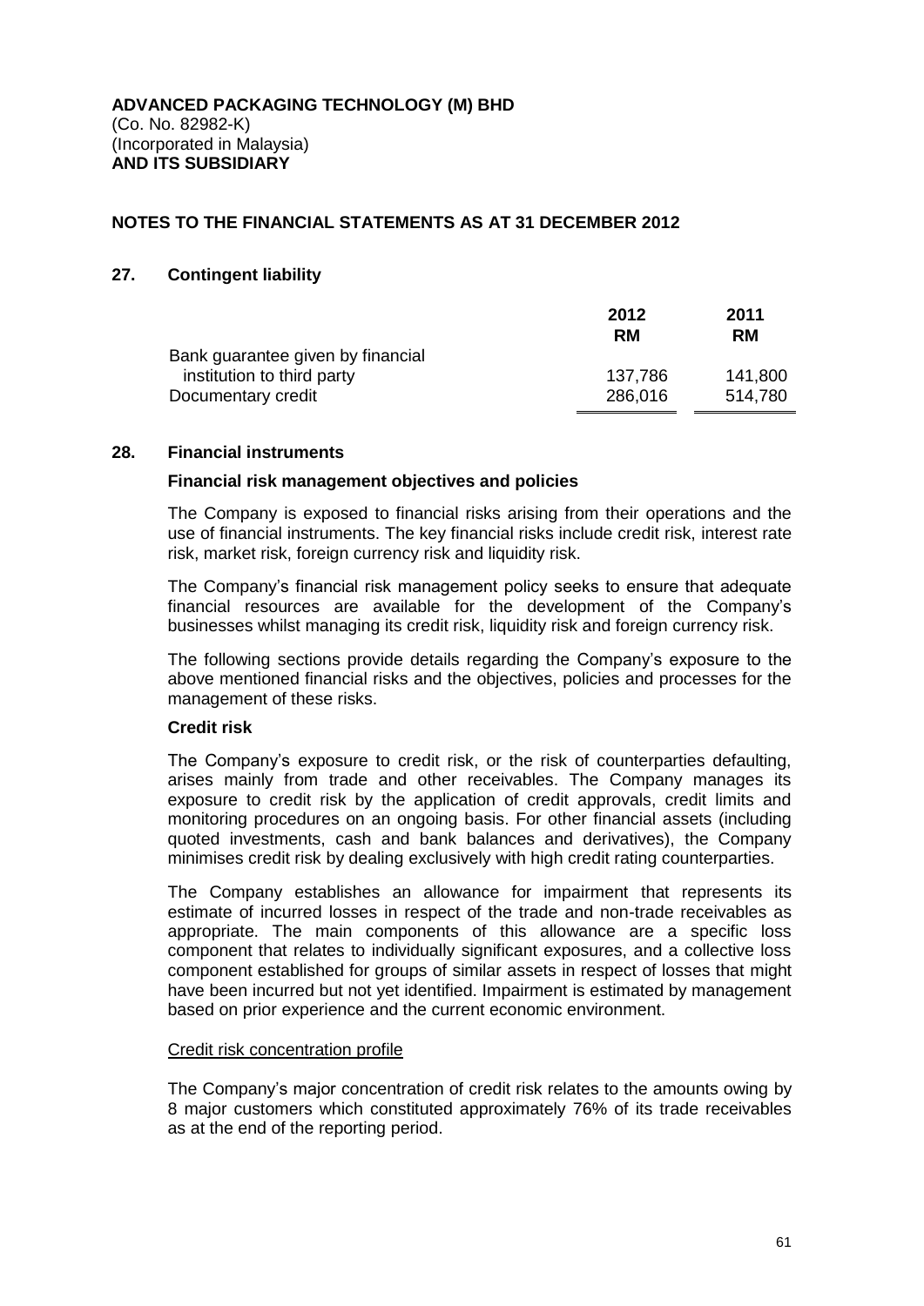**ADVANCED PACKAGING TECHNOLOGY (M) BHD**
(Co. No. 82982-K)
(Incorporated in Malaysia)
**AND ITS SUBSIDIARY**

**NOTES TO THE FINANCIAL STATEMENTS AS AT 31 DECEMBER 2012**

## 27. Contingent liability

| | 2012 RM | 2011 RM |
|---|---|---|
| Bank guarantee given by financial institution to third party | 137,786 | 141,800 |
| Documentary credit | 286,016 | 514,780 |

## 28. Financial instruments

### Financial risk management objectives and policies

The Company is exposed to financial risks arising from their operations and the use of financial instruments. The key financial risks include credit risk, interest rate risk, market risk, foreign currency risk and liquidity risk.

The Company's financial risk management policy seeks to ensure that adequate financial resources are available for the development of the Company's businesses whilst managing its credit risk, liquidity risk and foreign currency risk.

The following sections provide details regarding the Company's exposure to the above mentioned financial risks and the objectives, policies and processes for the management of these risks.

### Credit risk

The Company's exposure to credit risk, or the risk of counterparties defaulting, arises mainly from trade and other receivables. The Company manages its exposure to credit risk by the application of credit approvals, credit limits and monitoring procedures on an ongoing basis. For other financial assets (including quoted investments, cash and bank balances and derivatives), the Company minimises credit risk by dealing exclusively with high credit rating counterparties.

The Company establishes an allowance for impairment that represents its estimate of incurred losses in respect of the trade and non-trade receivables as appropriate. The main components of this allowance are a specific loss component that relates to individually significant exposures, and a collective loss component established for groups of similar assets in respect of losses that might have been incurred but not yet identified. Impairment is estimated by management based on prior experience and the current economic environment.

Credit risk concentration profile

The Company's major concentration of credit risk relates to the amounts owing by 8 major customers which constituted approximately 76% of its trade receivables as at the end of the reporting period.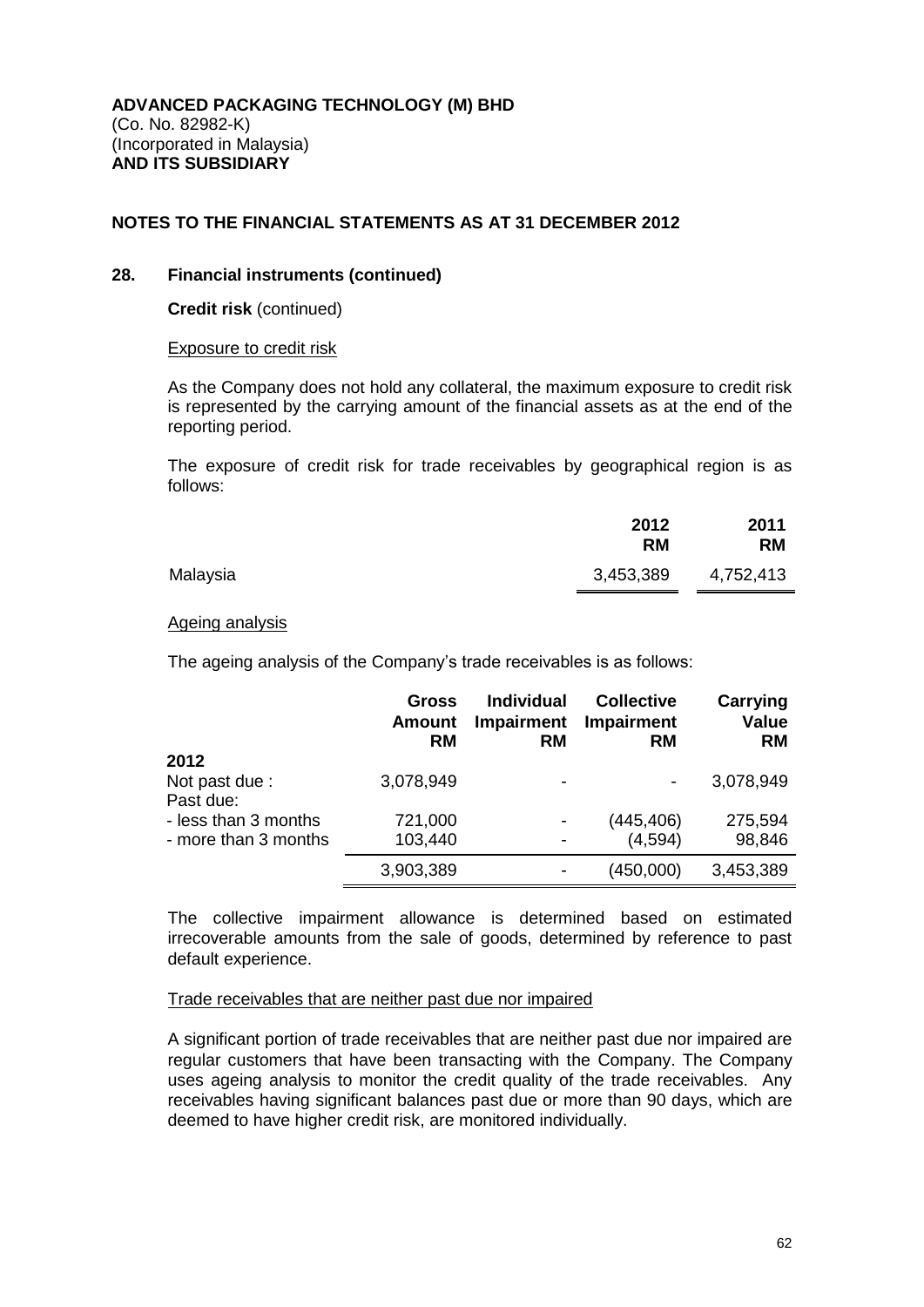**ADVANCED PACKAGING TECHNOLOGY (M) BHD**
(Co. No. 82982-K)
(Incorporated in Malaysia)
**AND ITS SUBSIDIARY**

**NOTES TO THE FINANCIAL STATEMENTS AS AT 31 DECEMBER 2012**

## 28. Financial instruments (continued)

**Credit risk** (continued)

Exposure to credit risk

As the Company does not hold any collateral, the maximum exposure to credit risk is represented by the carrying amount of the financial assets as at the end of the reporting period.

The exposure of credit risk for trade receivables by geographical region is as follows:

| | 2012 RM | 2011 RM |
|---|---|---|
| Malaysia | 3,453,389 | 4,752,413 |

Ageing analysis

The ageing analysis of the Company's trade receivables is as follows:

| | Gross Amount RM | Individual Impairment RM | Collective Impairment RM | Carrying Value RM |
|---|---|---|---|---|
| **2012** | | | | |
| Not past due : | 3,078,949 | - | - | 3,078,949 |
| Past due: | | | | |
| - less than 3 months | 721,000 | - | (445,406) | 275,594 |
| - more than 3 months | 103,440 | - | (4,594) | 98,846 |
| | 3,903,389 | - | (450,000) | 3,453,389 |

The collective impairment allowance is determined based on estimated irrecoverable amounts from the sale of goods, determined by reference to past default experience.

Trade receivables that are neither past due nor impaired

A significant portion of trade receivables that are neither past due nor impaired are regular customers that have been transacting with the Company. The Company uses ageing analysis to monitor the credit quality of the trade receivables. Any receivables having significant balances past due or more than 90 days, which are deemed to have higher credit risk, are monitored individually.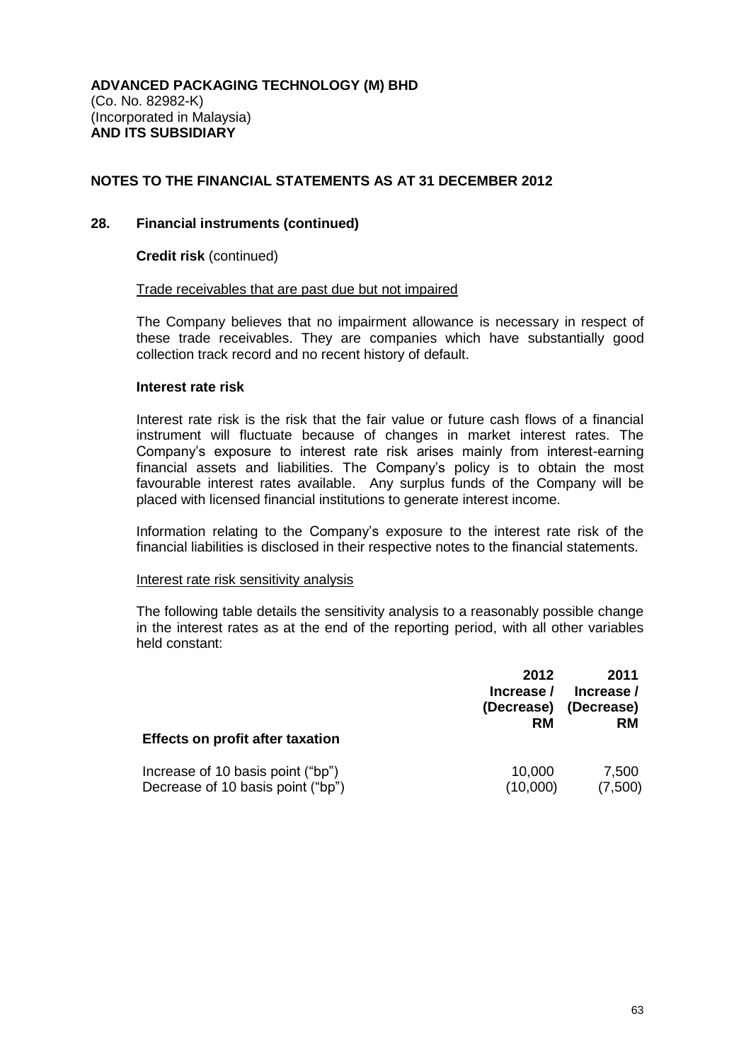**ADVANCED PACKAGING TECHNOLOGY (M) BHD**
(Co. No. 82982-K)
(Incorporated in Malaysia)
**AND ITS SUBSIDIARY**

**NOTES TO THE FINANCIAL STATEMENTS AS AT 31 DECEMBER 2012**

## 28. Financial instruments (continued)

**Credit risk** (continued)

Trade receivables that are past due but not impaired

The Company believes that no impairment allowance is necessary in respect of these trade receivables. They are companies which have substantially good collection track record and no recent history of default.

**Interest rate risk**

Interest rate risk is the risk that the fair value or future cash flows of a financial instrument will fluctuate because of changes in market interest rates. The Company's exposure to interest rate risk arises mainly from interest-earning financial assets and liabilities. The Company's policy is to obtain the most favourable interest rates available. Any surplus funds of the Company will be placed with licensed financial institutions to generate interest income.

Information relating to the Company's exposure to the interest rate risk of the financial liabilities is disclosed in their respective notes to the financial statements.

Interest rate risk sensitivity analysis

The following table details the sensitivity analysis to a reasonably possible change in the interest rates as at the end of the reporting period, with all other variables held constant:

| | 2012 Increase / (Decrease) RM | 2011 Increase / (Decrease) RM |
|---|---|---|
| **Effects on profit after taxation** | | |
| Increase of 10 basis point ("bp") | 10,000 | 7,500 |
| Decrease of 10 basis point ("bp") | (10,000) | (7,500) |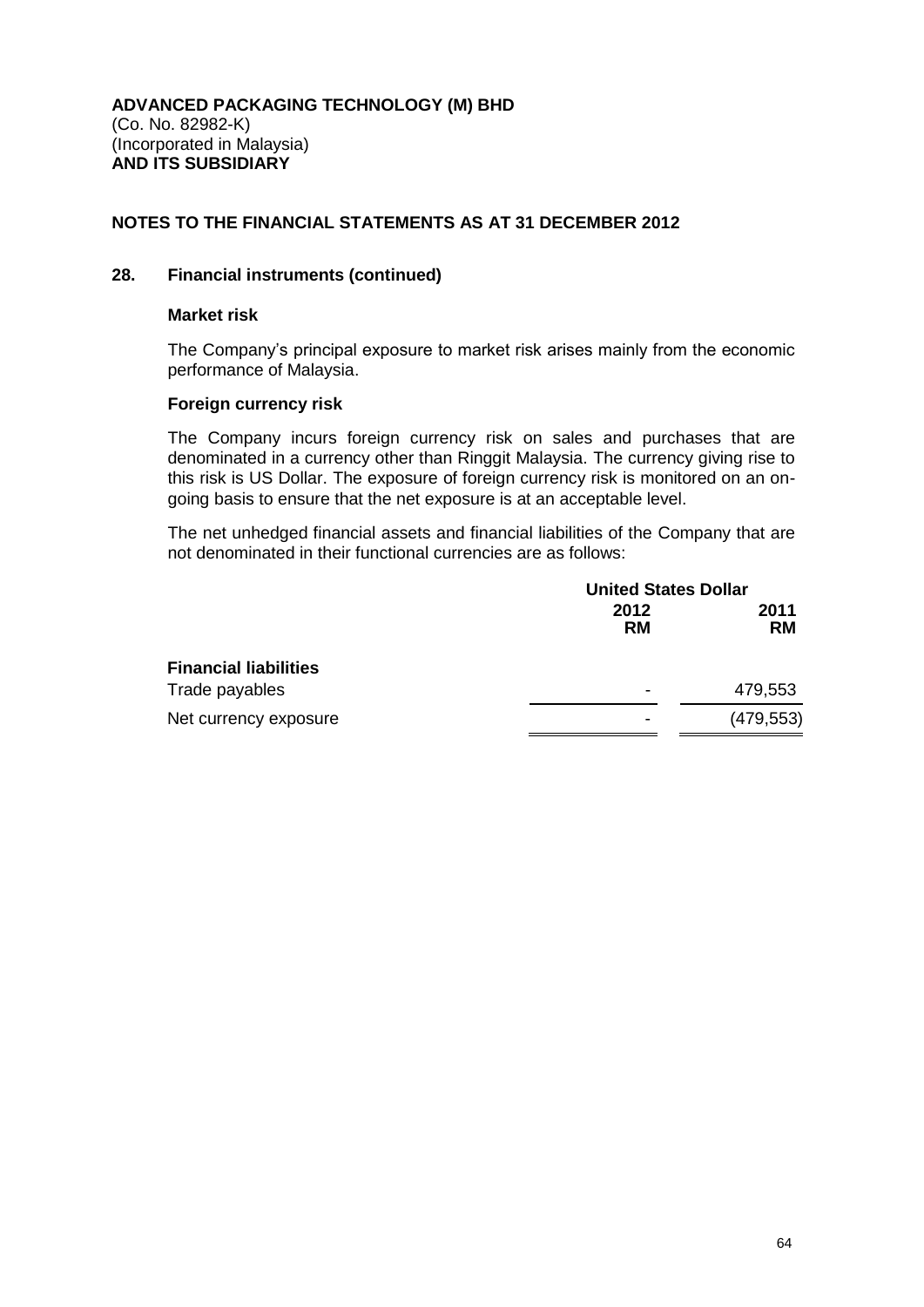**ADVANCED PACKAGING TECHNOLOGY (M) BHD**
(Co. No. 82982-K)
(Incorporated in Malaysia)
**AND ITS SUBSIDIARY**

## NOTES TO THE FINANCIAL STATEMENTS AS AT 31 DECEMBER 2012

### 28. Financial instruments (continued)

**Market risk**

The Company's principal exposure to market risk arises mainly from the economic performance of Malaysia.

**Foreign currency risk**

The Company incurs foreign currency risk on sales and purchases that are denominated in a currency other than Ringgit Malaysia. The currency giving rise to this risk is US Dollar. The exposure of foreign currency risk is monitored on an on-going basis to ensure that the net exposure is at an acceptable level.

The net unhedged financial assets and financial liabilities of the Company that are not denominated in their functional currencies are as follows:

| | United States Dollar | |
|---|---|---|
| | 2012<br>RM | 2011<br>RM |
| **Financial liabilities** | | |
| Trade payables | - | 479,553 |
| Net currency exposure | - | (479,553) |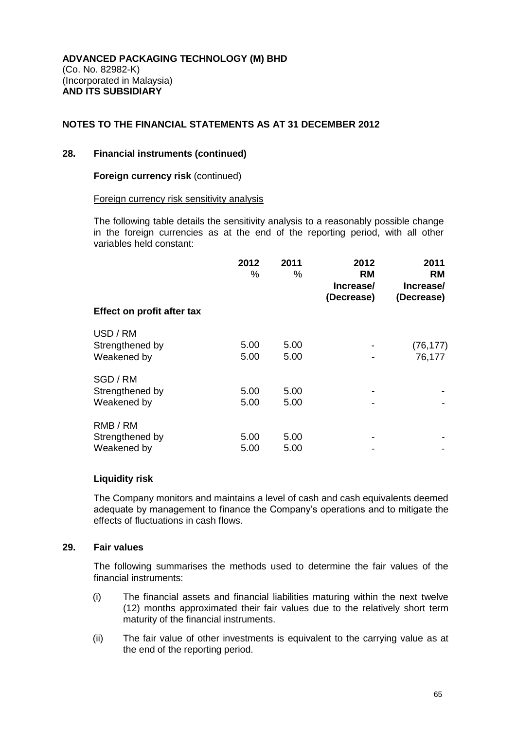**ADVANCED PACKAGING TECHNOLOGY (M) BHD**
(Co. No. 82982-K)
(Incorporated in Malaysia)
**AND ITS SUBSIDIARY**

**NOTES TO THE FINANCIAL STATEMENTS AS AT 31 DECEMBER 2012**

**28. Financial instruments (continued)**

**Foreign currency risk** (continued)

Foreign currency risk sensitivity analysis

The following table details the sensitivity analysis to a reasonably possible change in the foreign currencies as at the end of the reporting period, with all other variables held constant:

| | 2012 % | 2011 % | 2012 RM Increase/ (Decrease) | 2011 RM Increase/ (Decrease) |
|---|---|---|---|---|
| **Effect on profit after tax** | | | | |
| USD / RM | | | | |
| Strengthened by | 5.00 | 5.00 | - | (76,177) |
| Weakened by | 5.00 | 5.00 | - | 76,177 |
| SGD / RM | | | | |
| Strengthened by | 5.00 | 5.00 | - | - |
| Weakened by | 5.00 | 5.00 | - | - |
| RMB / RM | | | | |
| Strengthened by | 5.00 | 5.00 | - | - |
| Weakened by | 5.00 | 5.00 | - | - |

**Liquidity risk**

The Company monitors and maintains a level of cash and cash equivalents deemed adequate by management to finance the Company's operations and to mitigate the effects of fluctuations in cash flows.

**29. Fair values**

The following summarises the methods used to determine the fair values of the financial instruments:

(i) The financial assets and financial liabilities maturing within the next twelve (12) months approximated their fair values due to the relatively short term maturity of the financial instruments.

(ii) The fair value of other investments is equivalent to the carrying value as at the end of the reporting period.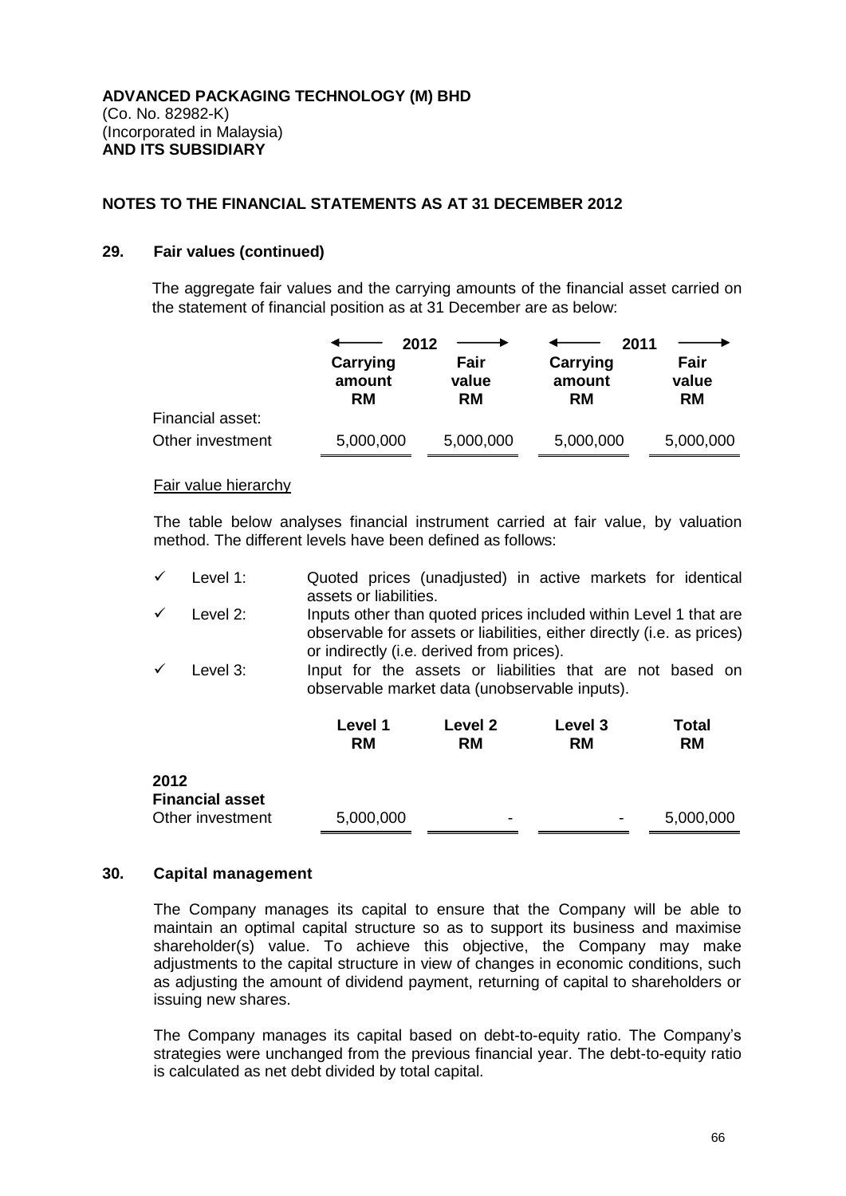**ADVANCED PACKAGING TECHNOLOGY (M) BHD**
(Co. No. 82982-K)
(Incorporated in Malaysia)
**AND ITS SUBSIDIARY**

**NOTES TO THE FINANCIAL STATEMENTS AS AT 31 DECEMBER 2012**

## 29. Fair values (continued)

The aggregate fair values and the carrying amounts of the financial asset carried on the statement of financial position as at 31 December are as below:

| | 2012 | | 2011 | |
|---|---|---|---|---|
| | **Carrying amount RM** | **Fair value RM** | **Carrying amount RM** | **Fair value RM** |
| Financial asset: | | | | |
| Other investment | 5,000,000 | 5,000,000 | 5,000,000 | 5,000,000 |

Fair value hierarchy

The table below analyses financial instrument carried at fair value, by valuation method. The different levels have been defined as follows:

- ✓ Level 1: Quoted prices (unadjusted) in active markets for identical assets or liabilities.
- ✓ Level 2: Inputs other than quoted prices included within Level 1 that are observable for assets or liabilities, either directly (i.e. as prices) or indirectly (i.e. derived from prices).
- ✓ Level 3: Input for the assets or liabilities that are not based on observable market data (unobservable inputs).

| | **Level 1 RM** | **Level 2 RM** | **Level 3 RM** | **Total RM** |
|---|---|---|---|---|
| **2012** | | | | |
| **Financial asset** | | | | |
| Other investment | 5,000,000 | - | - | 5,000,000 |

## 30. Capital management

The Company manages its capital to ensure that the Company will be able to maintain an optimal capital structure so as to support its business and maximise shareholder(s) value. To achieve this objective, the Company may make adjustments to the capital structure in view of changes in economic conditions, such as adjusting the amount of dividend payment, returning of capital to shareholders or issuing new shares.

The Company manages its capital based on debt-to-equity ratio. The Company's strategies were unchanged from the previous financial year. The debt-to-equity ratio is calculated as net debt divided by total capital.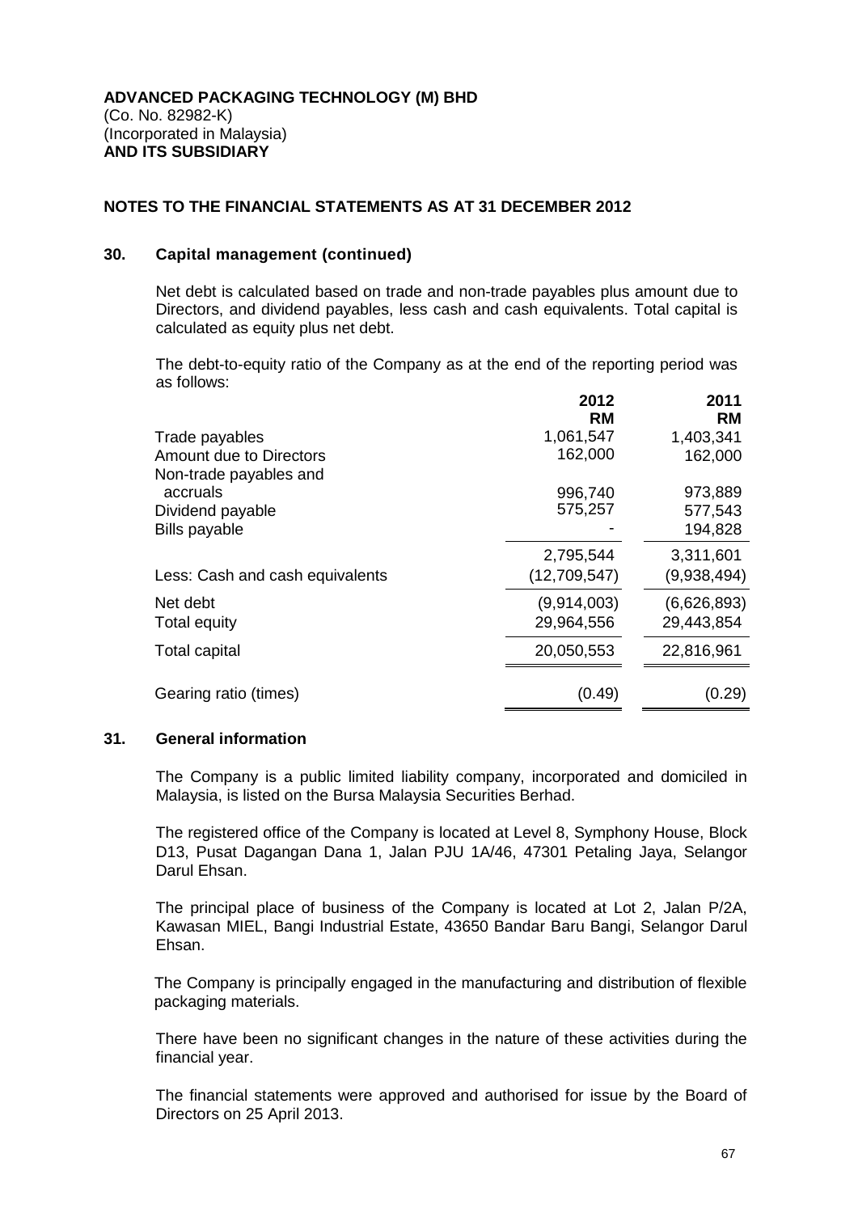**ADVANCED PACKAGING TECHNOLOGY (M) BHD**
(Co. No. 82982-K)
(Incorporated in Malaysia)
**AND ITS SUBSIDIARY**

**NOTES TO THE FINANCIAL STATEMENTS AS AT 31 DECEMBER 2012**

## 30. Capital management (continued)

Net debt is calculated based on trade and non-trade payables plus amount due to Directors, and dividend payables, less cash and cash equivalents. Total capital is calculated as equity plus net debt.

The debt-to-equity ratio of the Company as at the end of the reporting period was as follows:

| | 2012 RM | 2011 RM |
|---|---|---|
| Trade payables | 1,061,547 | 1,403,341 |
| Amount due to Directors | 162,000 | 162,000 |
| Non-trade payables and accruals | 996,740 | 973,889 |
| Dividend payable | 575,257 | 577,543 |
| Bills payable | - | 194,828 |
| | 2,795,544 | 3,311,601 |
| Less: Cash and cash equivalents | (12,709,547) | (9,938,494) |
| Net debt | (9,914,003) | (6,626,893) |
| Total equity | 29,964,556 | 29,443,854 |
| Total capital | 20,050,553 | 22,816,961 |
| Gearing ratio (times) | (0.49) | (0.29) |

## 31. General information

The Company is a public limited liability company, incorporated and domiciled in Malaysia, is listed on the Bursa Malaysia Securities Berhad.

The registered office of the Company is located at Level 8, Symphony House, Block D13, Pusat Dagangan Dana 1, Jalan PJU 1A/46, 47301 Petaling Jaya, Selangor Darul Ehsan.

The principal place of business of the Company is located at Lot 2, Jalan P/2A, Kawasan MIEL, Bangi Industrial Estate, 43650 Bandar Baru Bangi, Selangor Darul Ehsan.

The Company is principally engaged in the manufacturing and distribution of flexible packaging materials.

There have been no significant changes in the nature of these activities during the financial year.

The financial statements were approved and authorised for issue by the Board of Directors on 25 April 2013.